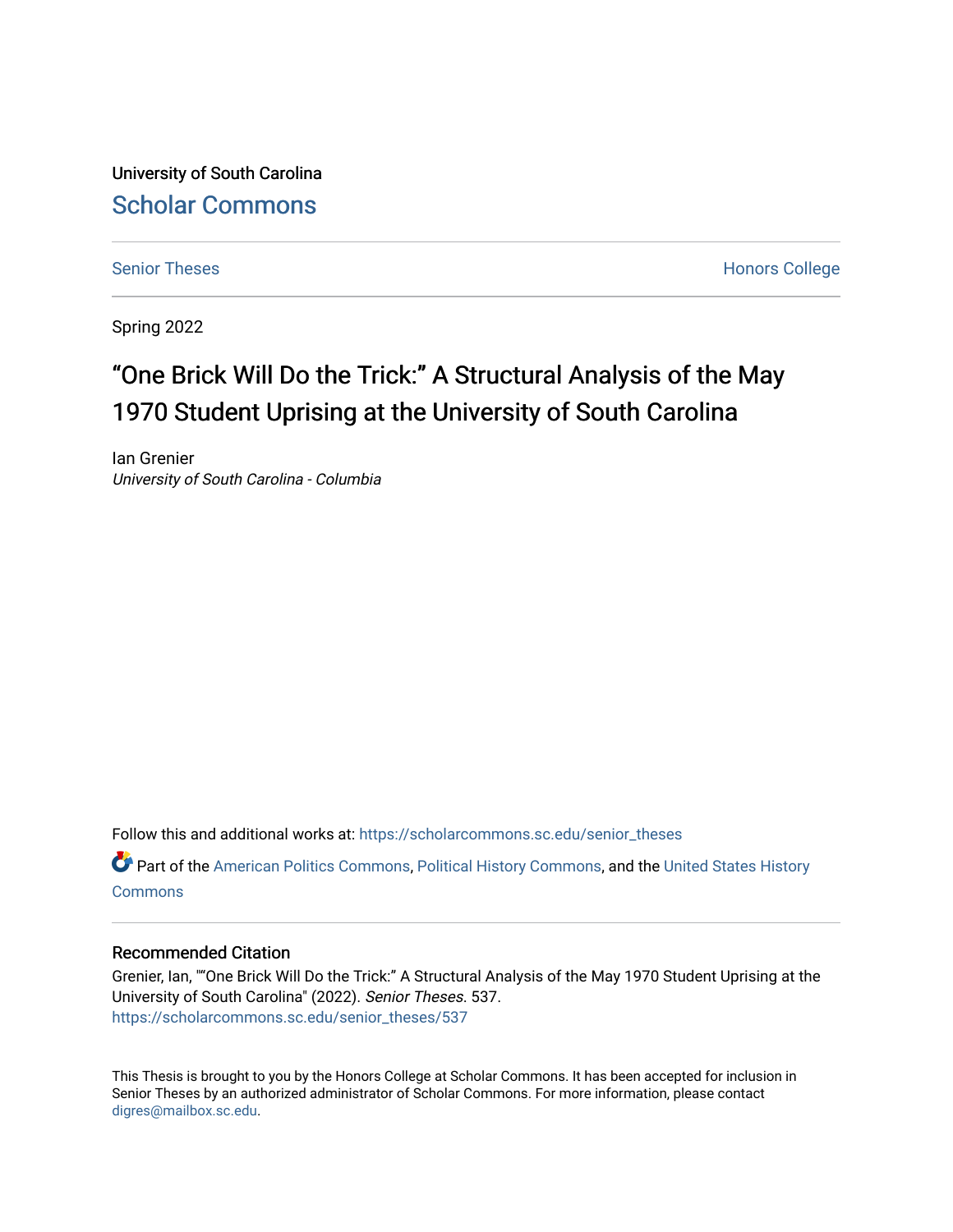University of South Carolina

Scholar Commons

Senior Theses

Honors College

Spring 2022

# "One Brick Will Do the Trick:" A Structural Analysis of the May 1970 Student Uprising at the University of South Carolina

Ian Grenier

*University of South Carolina - Columbia*

Follow this and additional works at: https://scholarcommons.sc.edu/senior_theses

Part of the American Politics Commons, Political History Commons, and the United States History Commons

## Recommended Citation

Grenier, Ian, ""One Brick Will Do the Trick:" A Structural Analysis of the May 1970 Student Uprising at the University of South Carolina" (2022). *Senior Theses*. 537.
https://scholarcommons.sc.edu/senior_theses/537

This Thesis is brought to you by the Honors College at Scholar Commons. It has been accepted for inclusion in Senior Theses by an authorized administrator of Scholar Commons. For more information, please contact digres@mailbox.sc.edu.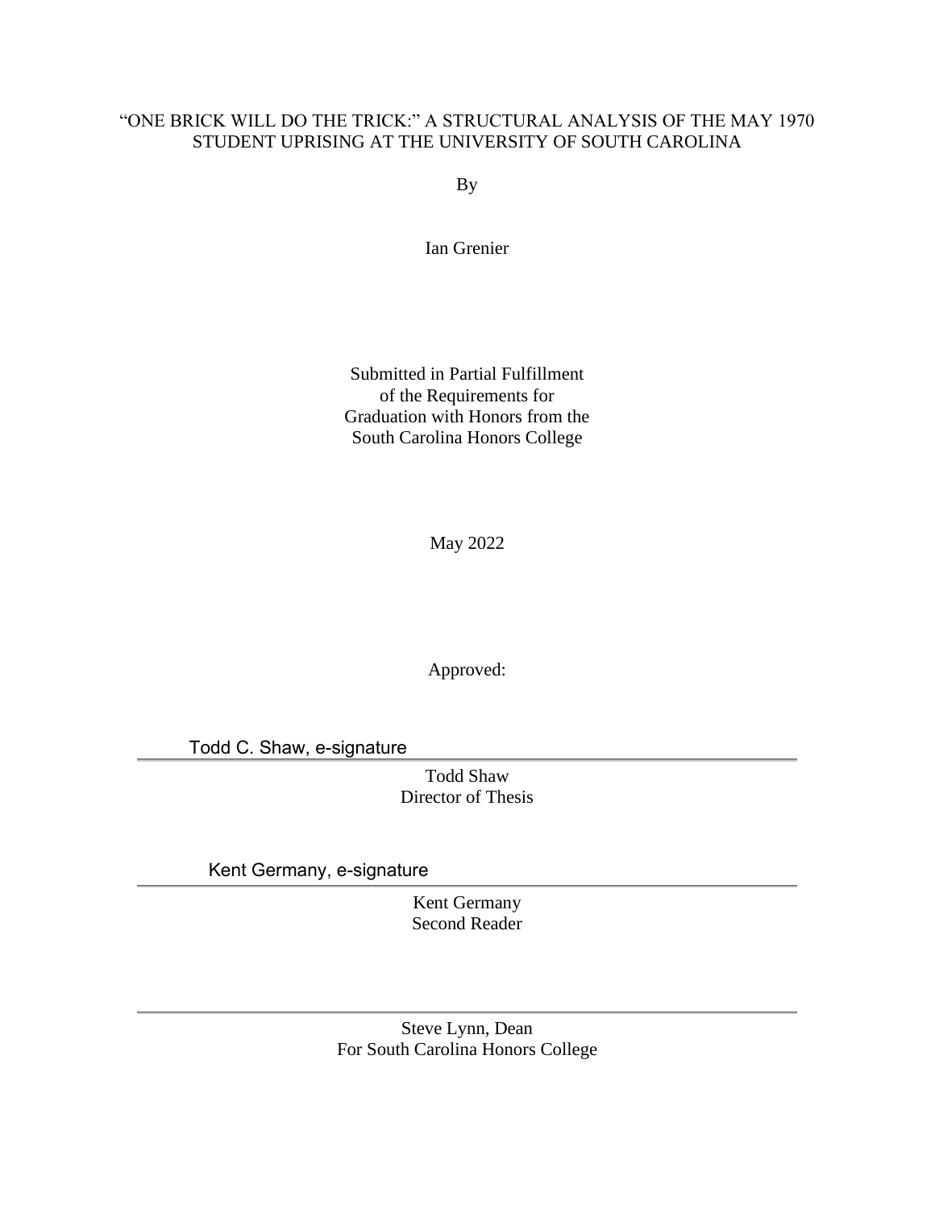# "ONE BRICK WILL DO THE TRICK:" A STRUCTURAL ANALYSIS OF THE MAY 1970 STUDENT UPRISING AT THE UNIVERSITY OF SOUTH CAROLINA

By

Ian Grenier

Submitted in Partial Fulfillment
of the Requirements for
Graduation with Honors from the
South Carolina Honors College

May 2022

Approved:

Todd C. Shaw, e-signature

Todd Shaw
Director of Thesis

Kent Germany, e-signature

Kent Germany
Second Reader

Steve Lynn, Dean
For South Carolina Honors College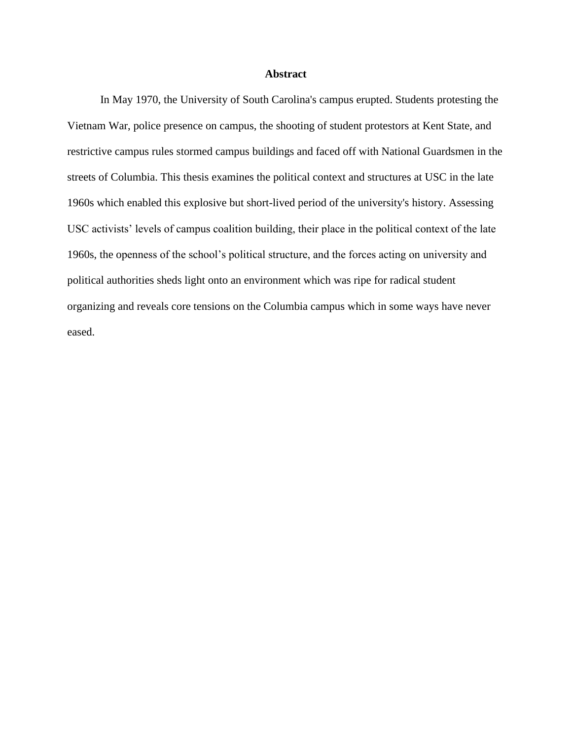# Abstract

In May 1970, the University of South Carolina's campus erupted. Students protesting the Vietnam War, police presence on campus, the shooting of student protestors at Kent State, and restrictive campus rules stormed campus buildings and faced off with National Guardsmen in the streets of Columbia. This thesis examines the political context and structures at USC in the late 1960s which enabled this explosive but short-lived period of the university's history. Assessing USC activists' levels of campus coalition building, their place in the political context of the late 1960s, the openness of the school's political structure, and the forces acting on university and political authorities sheds light onto an environment which was ripe for radical student organizing and reveals core tensions on the Columbia campus which in some ways have never eased.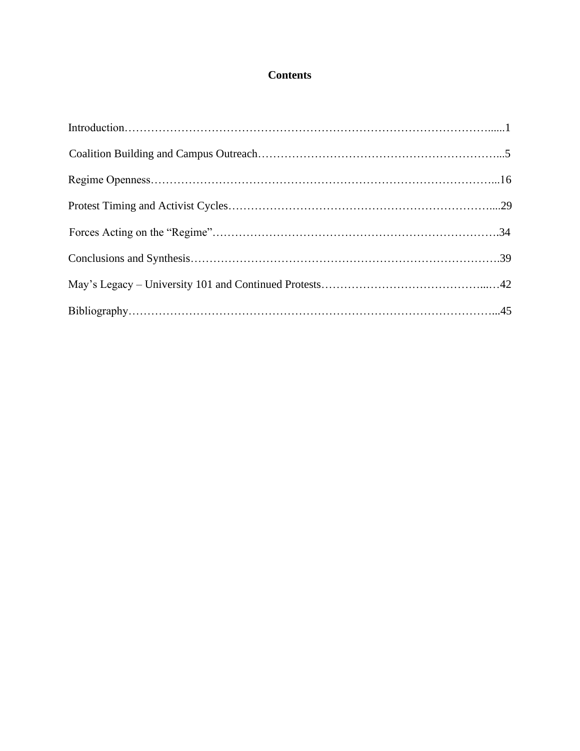# Contents

Introduction……………………………………………………………………………………......1

Coalition Building and Campus Outreach………………………………………………………...5

Regime Openness…………………………………………………………………………………...16

Protest Timing and Activist Cycles……………………………………………………………....29

Forces Acting on the "Regime"………………………………………………………………….34

Conclusions and Synthesis……………………………………………………………………….39

May's Legacy – University 101 and Continued Protests……………………………………...…42

Bibliography……………………………………………………………………………………...45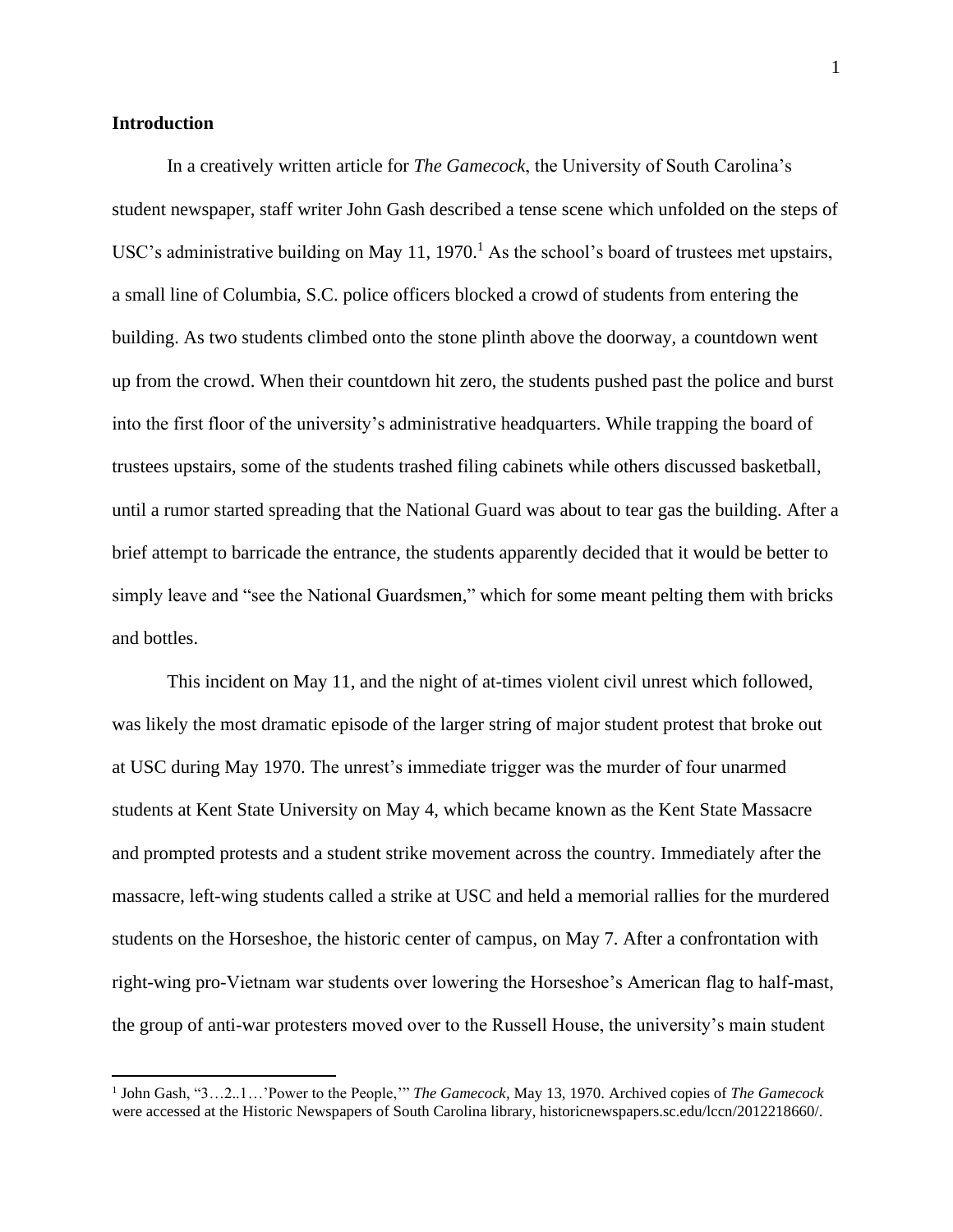**Introduction**

In a creatively written article for *The Gamecock*, the University of South Carolina's student newspaper, staff writer John Gash described a tense scene which unfolded on the steps of USC's administrative building on May 11, 1970.[1] As the school's board of trustees met upstairs, a small line of Columbia, S.C. police officers blocked a crowd of students from entering the building. As two students climbed onto the stone plinth above the doorway, a countdown went up from the crowd. When their countdown hit zero, the students pushed past the police and burst into the first floor of the university's administrative headquarters. While trapping the board of trustees upstairs, some of the students trashed filing cabinets while others discussed basketball, until a rumor started spreading that the National Guard was about to tear gas the building. After a brief attempt to barricade the entrance, the students apparently decided that it would be better to simply leave and "see the National Guardsmen," which for some meant pelting them with bricks and bottles.

This incident on May 11, and the night of at-times violent civil unrest which followed, was likely the most dramatic episode of the larger string of major student protest that broke out at USC during May 1970. The unrest's immediate trigger was the murder of four unarmed students at Kent State University on May 4, which became known as the Kent State Massacre and prompted protests and a student strike movement across the country. Immediately after the massacre, left-wing students called a strike at USC and held a memorial rallies for the murdered students on the Horseshoe, the historic center of campus, on May 7. After a confrontation with right-wing pro-Vietnam war students over lowering the Horseshoe's American flag to half-mast, the group of anti-war protesters moved over to the Russell House, the university's main student

---

[1] John Gash, "3…2..1…'Power to the People,'" *The Gamecock,* May 13, 1970. Archived copies of *The Gamecock* were accessed at the Historic Newspapers of South Carolina library, historicnewspapers.sc.edu/lccn/2012218660/.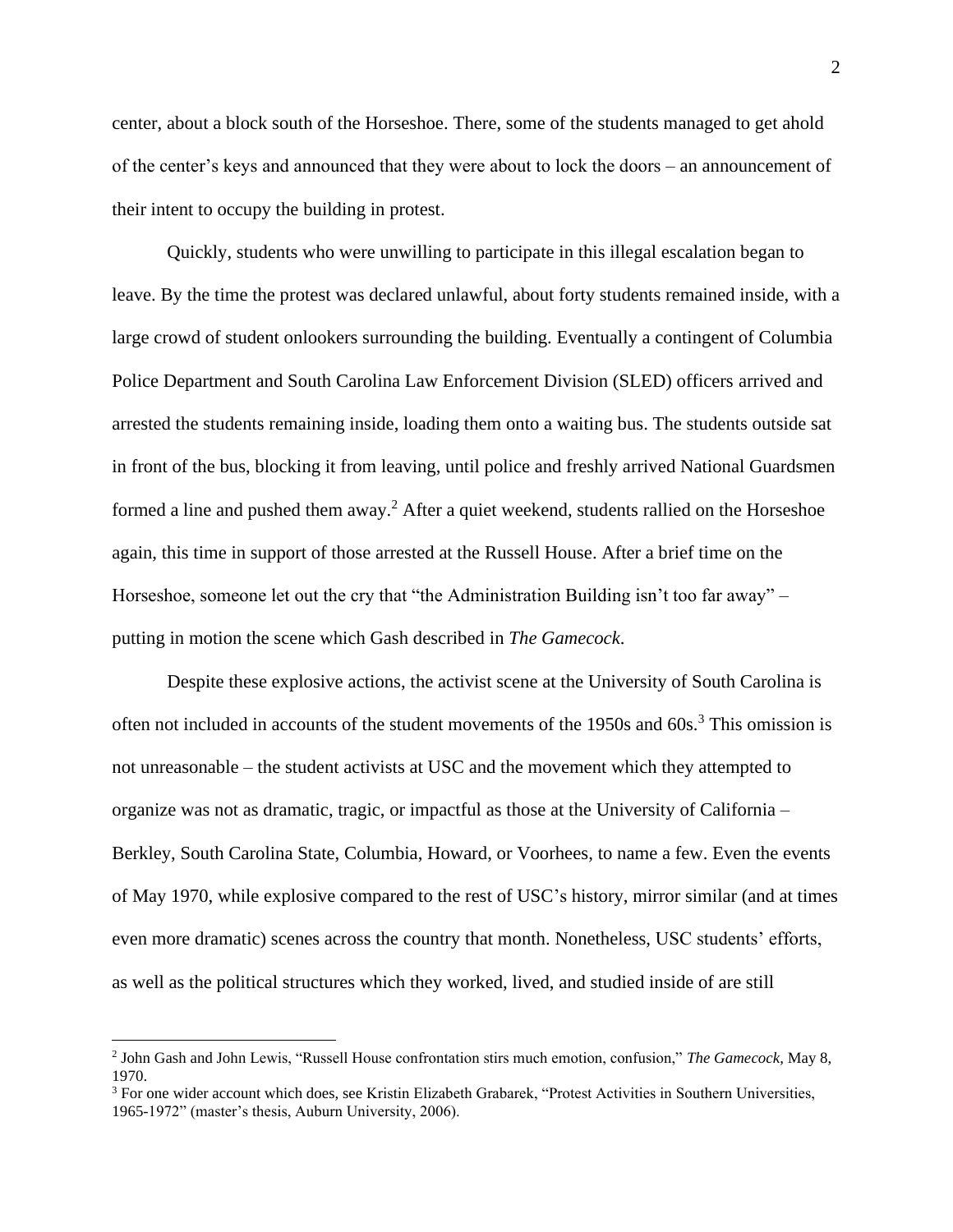center, about a block south of the Horseshoe. There, some of the students managed to get ahold of the center's keys and announced that they were about to lock the doors – an announcement of their intent to occupy the building in protest.

Quickly, students who were unwilling to participate in this illegal escalation began to leave. By the time the protest was declared unlawful, about forty students remained inside, with a large crowd of student onlookers surrounding the building. Eventually a contingent of Columbia Police Department and South Carolina Law Enforcement Division (SLED) officers arrived and arrested the students remaining inside, loading them onto a waiting bus. The students outside sat in front of the bus, blocking it from leaving, until police and freshly arrived National Guardsmen formed a line and pushed them away.[2] After a quiet weekend, students rallied on the Horseshoe again, this time in support of those arrested at the Russell House. After a brief time on the Horseshoe, someone let out the cry that "the Administration Building isn't too far away" – putting in motion the scene which Gash described in *The Gamecock*.

Despite these explosive actions, the activist scene at the University of South Carolina is often not included in accounts of the student movements of the 1950s and 60s.[3] This omission is not unreasonable – the student activists at USC and the movement which they attempted to organize was not as dramatic, tragic, or impactful as those at the University of California – Berkley, South Carolina State, Columbia, Howard, or Voorhees, to name a few. Even the events of May 1970, while explosive compared to the rest of USC's history, mirror similar (and at times even more dramatic) scenes across the country that month. Nonetheless, USC students' efforts, as well as the political structures which they worked, lived, and studied inside of are still

[2] John Gash and John Lewis, "Russell House confrontation stirs much emotion, confusion," *The Gamecock*, May 8, 1970.

[3] For one wider account which does, see Kristin Elizabeth Grabarek, "Protest Activities in Southern Universities, 1965-1972" (master's thesis, Auburn University, 2006).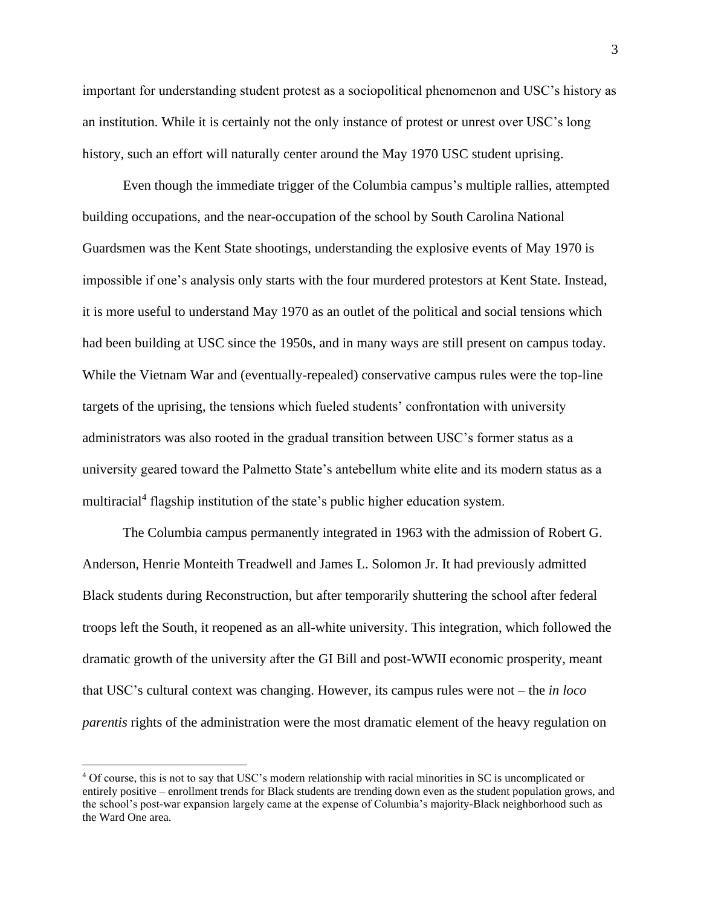important for understanding student protest as a sociopolitical phenomenon and USC's history as an institution. While it is certainly not the only instance of protest or unrest over USC's long history, such an effort will naturally center around the May 1970 USC student uprising.

Even though the immediate trigger of the Columbia campus's multiple rallies, attempted building occupations, and the near-occupation of the school by South Carolina National Guardsmen was the Kent State shootings, understanding the explosive events of May 1970 is impossible if one's analysis only starts with the four murdered protestors at Kent State. Instead, it is more useful to understand May 1970 as an outlet of the political and social tensions which had been building at USC since the 1950s, and in many ways are still present on campus today. While the Vietnam War and (eventually-repealed) conservative campus rules were the top-line targets of the uprising, the tensions which fueled students' confrontation with university administrators was also rooted in the gradual transition between USC's former status as a university geared toward the Palmetto State's antebellum white elite and its modern status as a multiracial[4] flagship institution of the state's public higher education system.

The Columbia campus permanently integrated in 1963 with the admission of Robert G. Anderson, Henrie Monteith Treadwell and James L. Solomon Jr. It had previously admitted Black students during Reconstruction, but after temporarily shuttering the school after federal troops left the South, it reopened as an all-white university. This integration, which followed the dramatic growth of the university after the GI Bill and post-WWII economic prosperity, meant that USC's cultural context was changing. However, its campus rules were not – the *in loco parentis* rights of the administration were the most dramatic element of the heavy regulation on

[4] Of course, this is not to say that USC's modern relationship with racial minorities in SC is uncomplicated or entirely positive – enrollment trends for Black students are trending down even as the student population grows, and the school's post-war expansion largely came at the expense of Columbia's majority-Black neighborhood such as the Ward One area.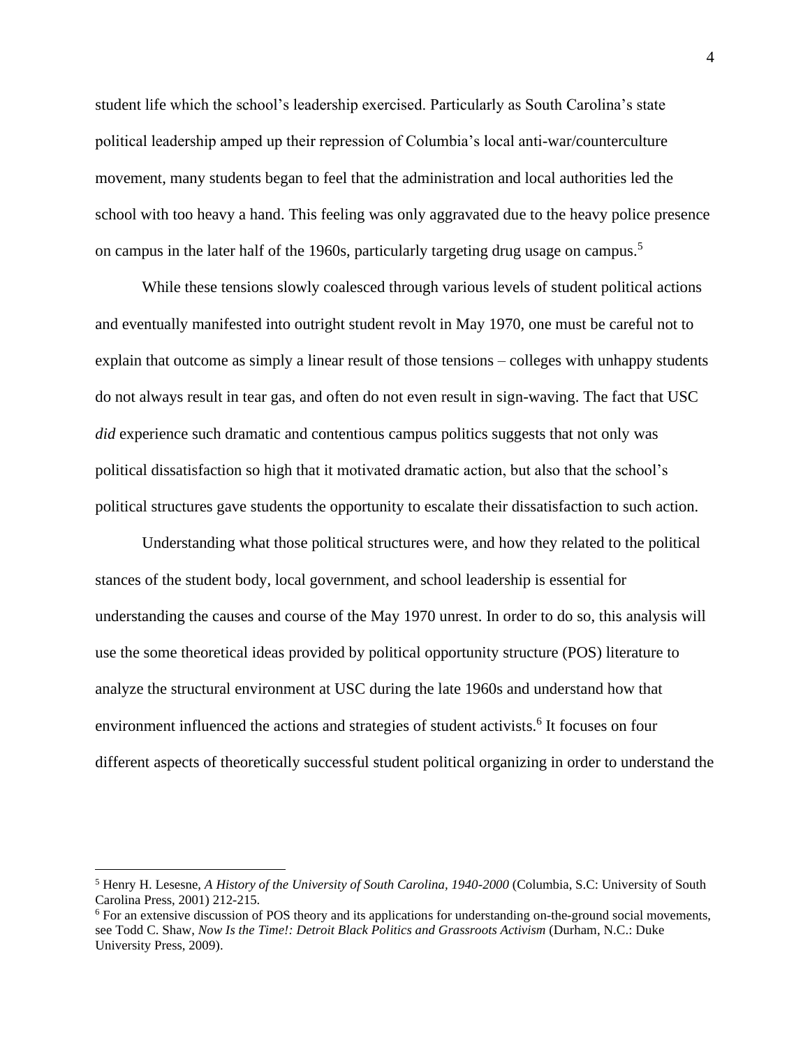student life which the school's leadership exercised. Particularly as South Carolina's state political leadership amped up their repression of Columbia's local anti-war/counterculture movement, many students began to feel that the administration and local authorities led the school with too heavy a hand. This feeling was only aggravated due to the heavy police presence on campus in the later half of the 1960s, particularly targeting drug usage on campus.[5]

While these tensions slowly coalesced through various levels of student political actions and eventually manifested into outright student revolt in May 1970, one must be careful not to explain that outcome as simply a linear result of those tensions – colleges with unhappy students do not always result in tear gas, and often do not even result in sign-waving. The fact that USC *did* experience such dramatic and contentious campus politics suggests that not only was political dissatisfaction so high that it motivated dramatic action, but also that the school's political structures gave students the opportunity to escalate their dissatisfaction to such action.

Understanding what those political structures were, and how they related to the political stances of the student body, local government, and school leadership is essential for understanding the causes and course of the May 1970 unrest. In order to do so, this analysis will use the some theoretical ideas provided by political opportunity structure (POS) literature to analyze the structural environment at USC during the late 1960s and understand how that environment influenced the actions and strategies of student activists.[6] It focuses on four different aspects of theoretically successful student political organizing in order to understand the

[5] Henry H. Lesesne, *A History of the University of South Carolina, 1940-2000* (Columbia, S.C: University of South Carolina Press, 2001) 212-215.

[6] For an extensive discussion of POS theory and its applications for understanding on-the-ground social movements, see Todd C. Shaw, *Now Is the Time!: Detroit Black Politics and Grassroots Activism* (Durham, N.C.: Duke University Press, 2009).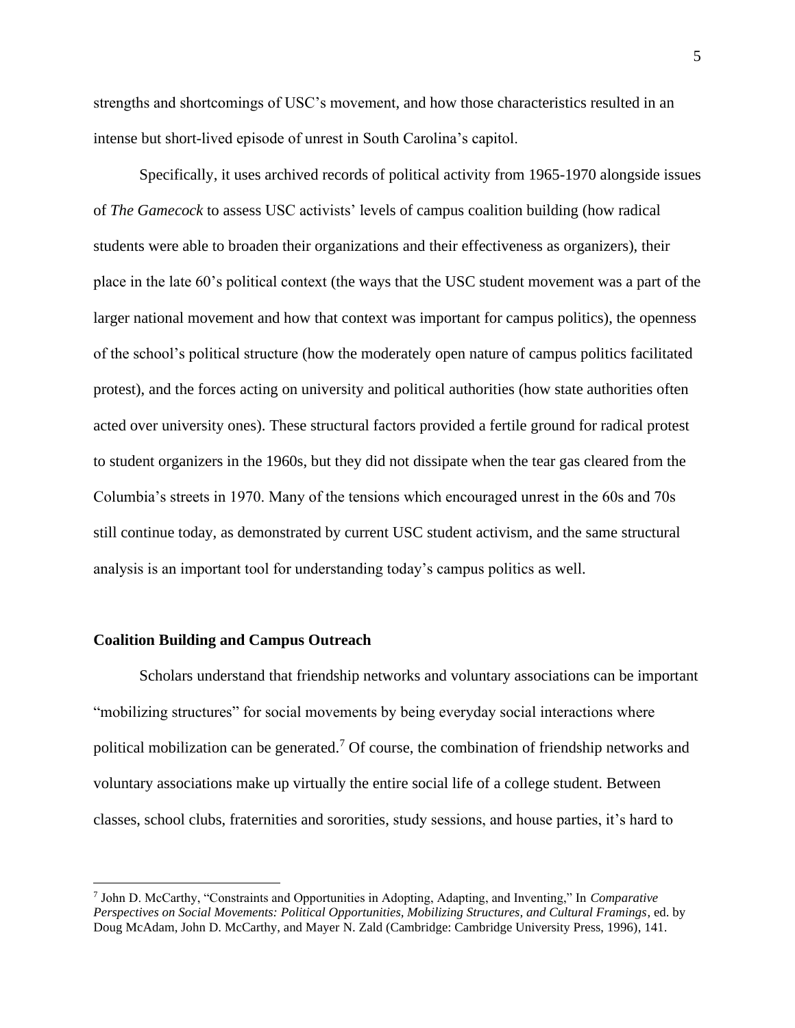strengths and shortcomings of USC's movement, and how those characteristics resulted in an intense but short-lived episode of unrest in South Carolina's capitol.

Specifically, it uses archived records of political activity from 1965-1970 alongside issues of *The Gamecock* to assess USC activists' levels of campus coalition building (how radical students were able to broaden their organizations and their effectiveness as organizers), their place in the late 60's political context (the ways that the USC student movement was a part of the larger national movement and how that context was important for campus politics), the openness of the school's political structure (how the moderately open nature of campus politics facilitated protest), and the forces acting on university and political authorities (how state authorities often acted over university ones). These structural factors provided a fertile ground for radical protest to student organizers in the 1960s, but they did not dissipate when the tear gas cleared from the Columbia's streets in 1970. Many of the tensions which encouraged unrest in the 60s and 70s still continue today, as demonstrated by current USC student activism, and the same structural analysis is an important tool for understanding today's campus politics as well.

**Coalition Building and Campus Outreach**

Scholars understand that friendship networks and voluntary associations can be important "mobilizing structures" for social movements by being everyday social interactions where political mobilization can be generated.[7] Of course, the combination of friendship networks and voluntary associations make up virtually the entire social life of a college student. Between classes, school clubs, fraternities and sororities, study sessions, and house parties, it's hard to

[7] John D. McCarthy, "Constraints and Opportunities in Adopting, Adapting, and Inventing," In *Comparative Perspectives on Social Movements: Political Opportunities, Mobilizing Structures, and Cultural Framings*, ed. by Doug McAdam, John D. McCarthy, and Mayer N. Zald (Cambridge: Cambridge University Press, 1996), 141.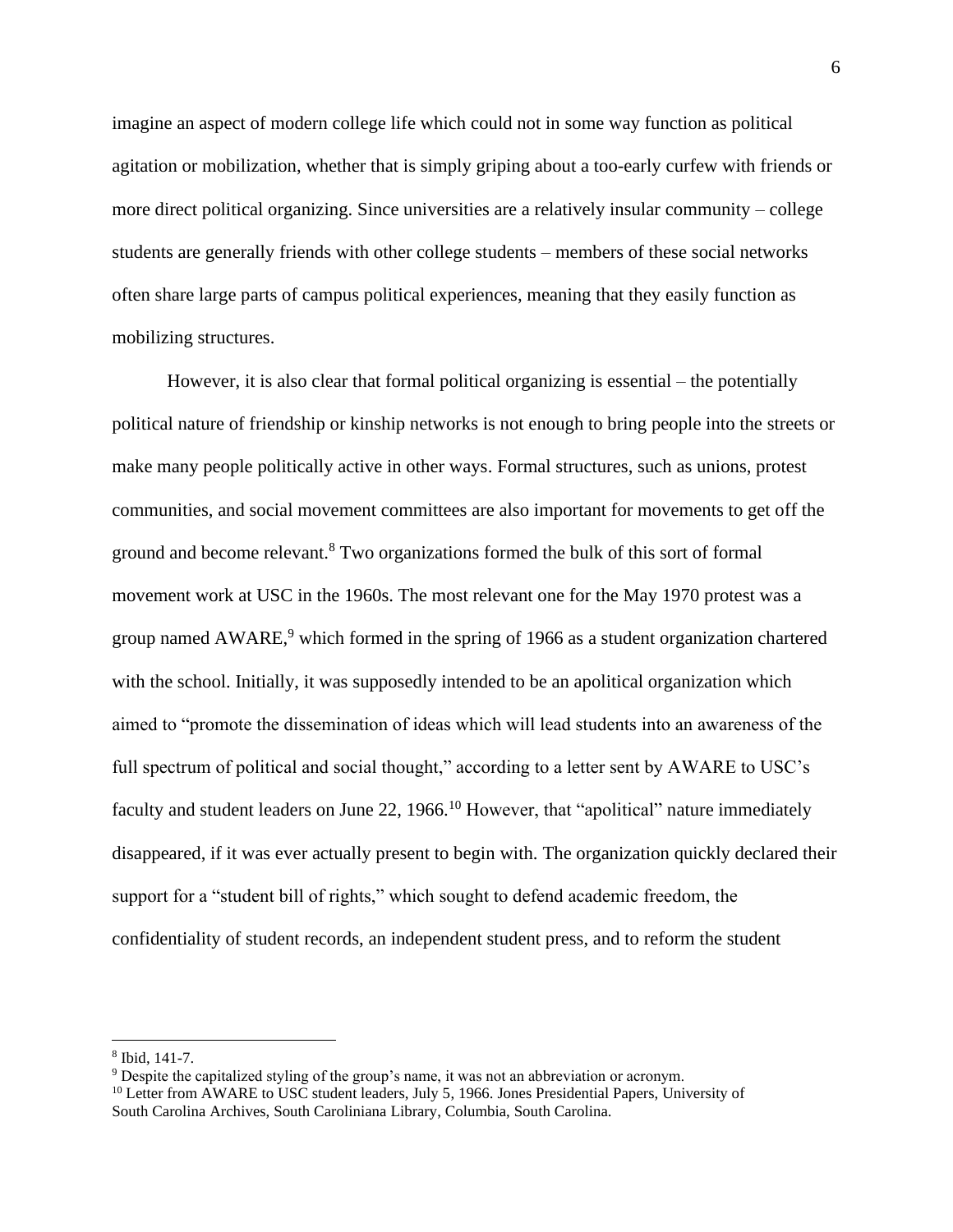imagine an aspect of modern college life which could not in some way function as political agitation or mobilization, whether that is simply griping about a too-early curfew with friends or more direct political organizing. Since universities are a relatively insular community – college students are generally friends with other college students – members of these social networks often share large parts of campus political experiences, meaning that they easily function as mobilizing structures.

However, it is also clear that formal political organizing is essential – the potentially political nature of friendship or kinship networks is not enough to bring people into the streets or make many people politically active in other ways. Formal structures, such as unions, protest communities, and social movement committees are also important for movements to get off the ground and become relevant.[8] Two organizations formed the bulk of this sort of formal movement work at USC in the 1960s. The most relevant one for the May 1970 protest was a group named AWARE,[9] which formed in the spring of 1966 as a student organization chartered with the school. Initially, it was supposedly intended to be an apolitical organization which aimed to "promote the dissemination of ideas which will lead students into an awareness of the full spectrum of political and social thought," according to a letter sent by AWARE to USC's faculty and student leaders on June 22, 1966.[10] However, that "apolitical" nature immediately disappeared, if it was ever actually present to begin with. The organization quickly declared their support for a "student bill of rights," which sought to defend academic freedom, the confidentiality of student records, an independent student press, and to reform the student

---

[8] Ibid, 141-7.

[9] Despite the capitalized styling of the group's name, it was not an abbreviation or acronym.

[10] Letter from AWARE to USC student leaders, July 5, 1966. Jones Presidential Papers, University of South Carolina Archives, South Caroliniana Library, Columbia, South Carolina.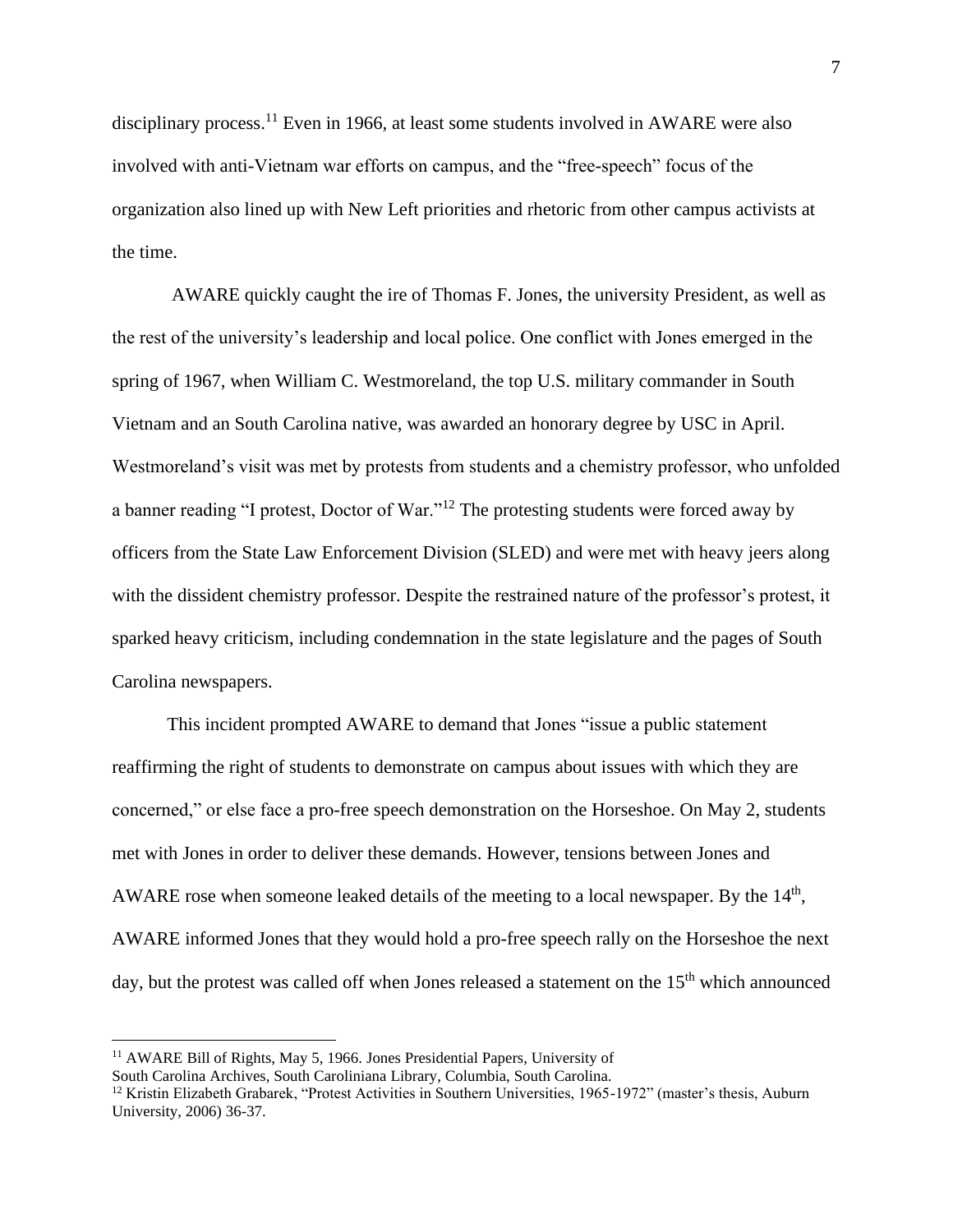disciplinary process.[11] Even in 1966, at least some students involved in AWARE were also involved with anti-Vietnam war efforts on campus, and the "free-speech" focus of the organization also lined up with New Left priorities and rhetoric from other campus activists at the time.

AWARE quickly caught the ire of Thomas F. Jones, the university President, as well as the rest of the university's leadership and local police. One conflict with Jones emerged in the spring of 1967, when William C. Westmoreland, the top U.S. military commander in South Vietnam and an South Carolina native, was awarded an honorary degree by USC in April. Westmoreland's visit was met by protests from students and a chemistry professor, who unfolded a banner reading "I protest, Doctor of War."[12] The protesting students were forced away by officers from the State Law Enforcement Division (SLED) and were met with heavy jeers along with the dissident chemistry professor. Despite the restrained nature of the professor's protest, it sparked heavy criticism, including condemnation in the state legislature and the pages of South Carolina newspapers.

This incident prompted AWARE to demand that Jones "issue a public statement reaffirming the right of students to demonstrate on campus about issues with which they are concerned," or else face a pro-free speech demonstration on the Horseshoe. On May 2, students met with Jones in order to deliver these demands. However, tensions between Jones and AWARE rose when someone leaked details of the meeting to a local newspaper. By the 14th, AWARE informed Jones that they would hold a pro-free speech rally on the Horseshoe the next day, but the protest was called off when Jones released a statement on the 15th which announced

---

[11] AWARE Bill of Rights, May 5, 1966. Jones Presidential Papers, University of South Carolina Archives, South Caroliniana Library, Columbia, South Carolina.

[12] Kristin Elizabeth Grabarek, "Protest Activities in Southern Universities, 1965-1972" (master's thesis, Auburn University, 2006) 36-37.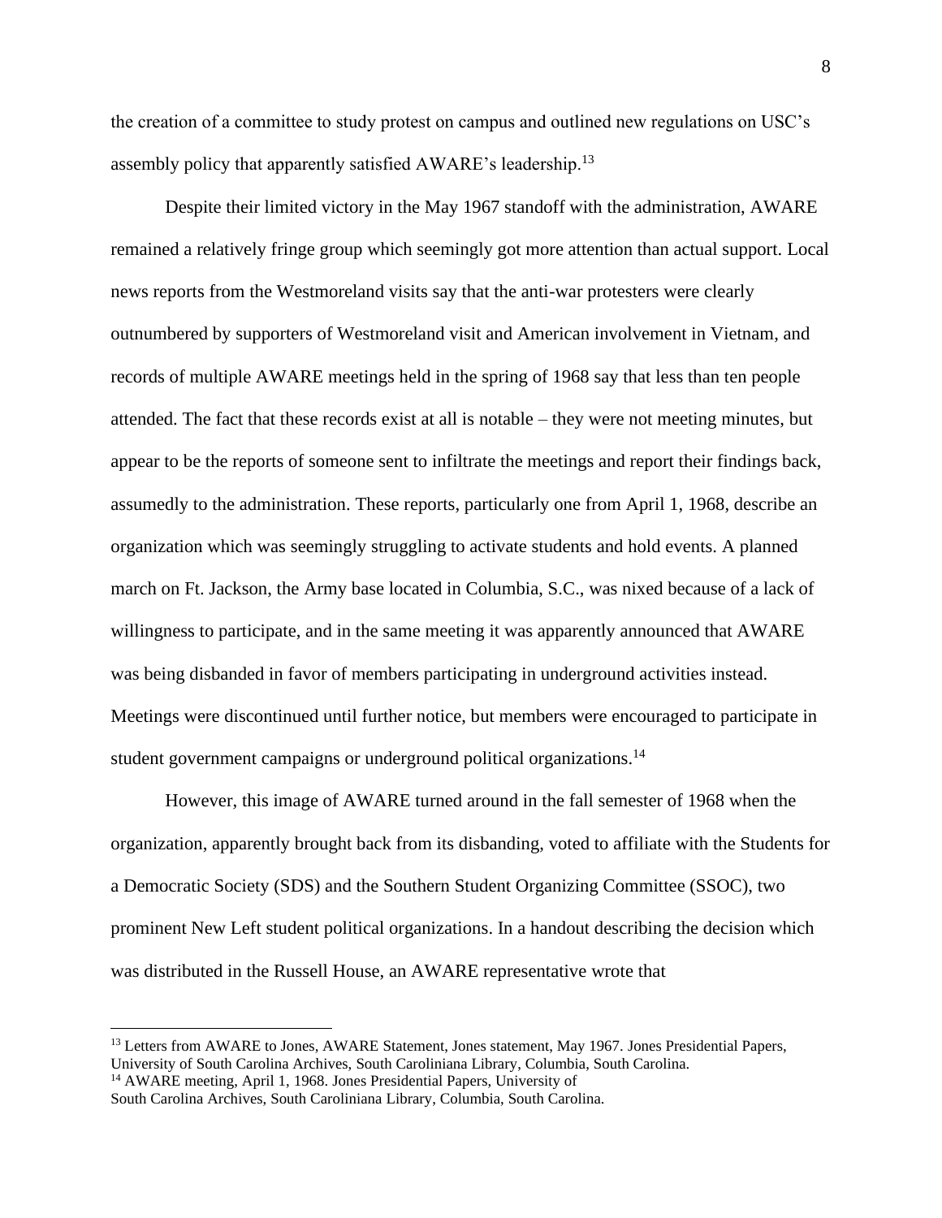the creation of a committee to study protest on campus and outlined new regulations on USC's assembly policy that apparently satisfied AWARE's leadership.[13]

Despite their limited victory in the May 1967 standoff with the administration, AWARE remained a relatively fringe group which seemingly got more attention than actual support. Local news reports from the Westmoreland visits say that the anti-war protesters were clearly outnumbered by supporters of Westmoreland visit and American involvement in Vietnam, and records of multiple AWARE meetings held in the spring of 1968 say that less than ten people attended. The fact that these records exist at all is notable – they were not meeting minutes, but appear to be the reports of someone sent to infiltrate the meetings and report their findings back, assumedly to the administration. These reports, particularly one from April 1, 1968, describe an organization which was seemingly struggling to activate students and hold events. A planned march on Ft. Jackson, the Army base located in Columbia, S.C., was nixed because of a lack of willingness to participate, and in the same meeting it was apparently announced that AWARE was being disbanded in favor of members participating in underground activities instead. Meetings were discontinued until further notice, but members were encouraged to participate in student government campaigns or underground political organizations.[14]

However, this image of AWARE turned around in the fall semester of 1968 when the organization, apparently brought back from its disbanding, voted to affiliate with the Students for a Democratic Society (SDS) and the Southern Student Organizing Committee (SSOC), two prominent New Left student political organizations. In a handout describing the decision which was distributed in the Russell House, an AWARE representative wrote that

---

[13] Letters from AWARE to Jones, AWARE Statement, Jones statement, May 1967. Jones Presidential Papers, University of South Carolina Archives, South Caroliniana Library, Columbia, South Carolina.

[14] AWARE meeting, April 1, 1968. Jones Presidential Papers, University of South Carolina Archives, South Caroliniana Library, Columbia, South Carolina.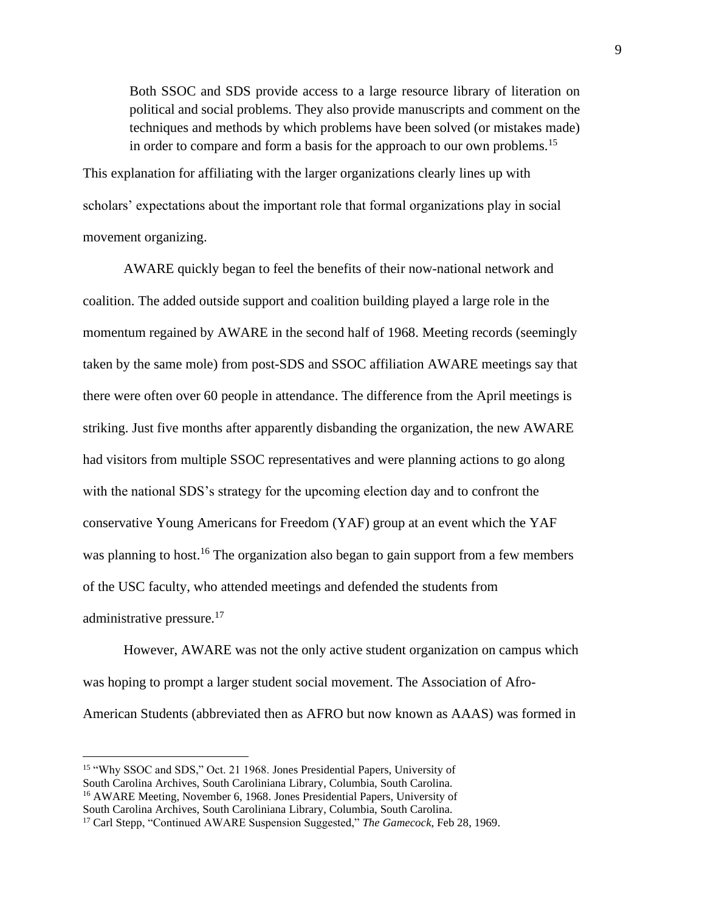> Both SSOC and SDS provide access to a large resource library of literation on political and social problems. They also provide manuscripts and comment on the techniques and methods by which problems have been solved (or mistakes made) in order to compare and form a basis for the approach to our own problems.[15]

This explanation for affiliating with the larger organizations clearly lines up with scholars' expectations about the important role that formal organizations play in social movement organizing.

AWARE quickly began to feel the benefits of their now-national network and coalition. The added outside support and coalition building played a large role in the momentum regained by AWARE in the second half of 1968. Meeting records (seemingly taken by the same mole) from post-SDS and SSOC affiliation AWARE meetings say that there were often over 60 people in attendance. The difference from the April meetings is striking. Just five months after apparently disbanding the organization, the new AWARE had visitors from multiple SSOC representatives and were planning actions to go along with the national SDS's strategy for the upcoming election day and to confront the conservative Young Americans for Freedom (YAF) group at an event which the YAF was planning to host.[16] The organization also began to gain support from a few members of the USC faculty, who attended meetings and defended the students from administrative pressure.[17]

However, AWARE was not the only active student organization on campus which was hoping to prompt a larger student social movement. The Association of Afro-American Students (abbreviated then as AFRO but now known as AAAS) was formed in

---

[15] "Why SSOC and SDS," Oct. 21 1968. Jones Presidential Papers, University of South Carolina Archives, South Caroliniana Library, Columbia, South Carolina.

[16] AWARE Meeting, November 6, 1968. Jones Presidential Papers, University of South Carolina Archives, South Caroliniana Library, Columbia, South Carolina.

[17] Carl Stepp, "Continued AWARE Suspension Suggested," *The Gamecock*, Feb 28, 1969.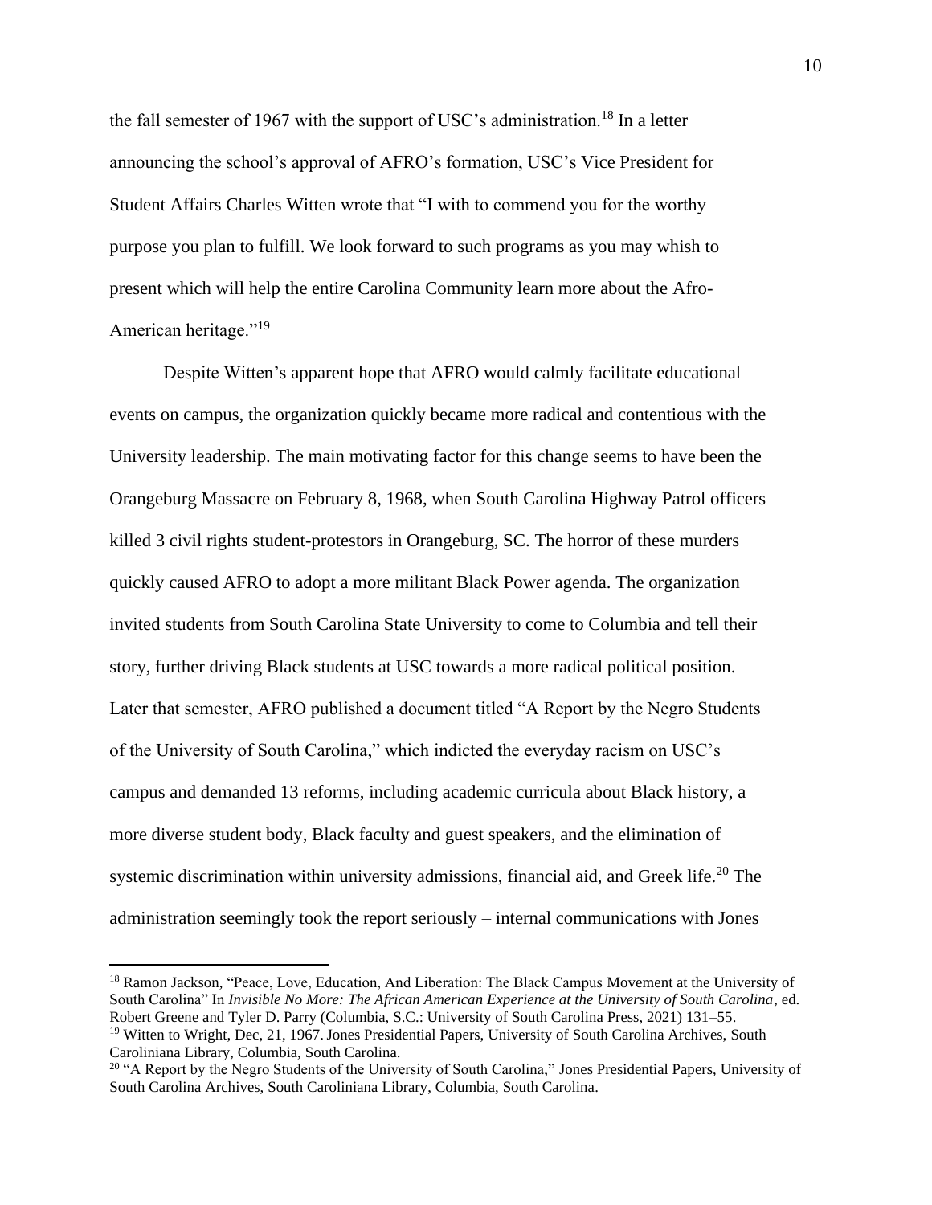the fall semester of 1967 with the support of USC's administration.[18] In a letter announcing the school's approval of AFRO's formation, USC's Vice President for Student Affairs Charles Witten wrote that "I with to commend you for the worthy purpose you plan to fulfill. We look forward to such programs as you may whish to present which will help the entire Carolina Community learn more about the Afro-American heritage."[19]

Despite Witten's apparent hope that AFRO would calmly facilitate educational events on campus, the organization quickly became more radical and contentious with the University leadership. The main motivating factor for this change seems to have been the Orangeburg Massacre on February 8, 1968, when South Carolina Highway Patrol officers killed 3 civil rights student-protestors in Orangeburg, SC. The horror of these murders quickly caused AFRO to adopt a more militant Black Power agenda. The organization invited students from South Carolina State University to come to Columbia and tell their story, further driving Black students at USC towards a more radical political position. Later that semester, AFRO published a document titled "A Report by the Negro Students of the University of South Carolina," which indicted the everyday racism on USC's campus and demanded 13 reforms, including academic curricula about Black history, a more diverse student body, Black faculty and guest speakers, and the elimination of systemic discrimination within university admissions, financial aid, and Greek life.[20] The administration seemingly took the report seriously – internal communications with Jones

---

[18] Ramon Jackson, "Peace, Love, Education, And Liberation: The Black Campus Movement at the University of South Carolina" In *Invisible No More: The African American Experience at the University of South Carolina*, ed. Robert Greene and Tyler D. Parry (Columbia, S.C.: University of South Carolina Press, 2021) 131–55.

[19] Witten to Wright, Dec, 21, 1967. Jones Presidential Papers, University of South Carolina Archives, South Caroliniana Library, Columbia, South Carolina.

[20] "A Report by the Negro Students of the University of South Carolina," Jones Presidential Papers, University of South Carolina Archives, South Caroliniana Library, Columbia, South Carolina.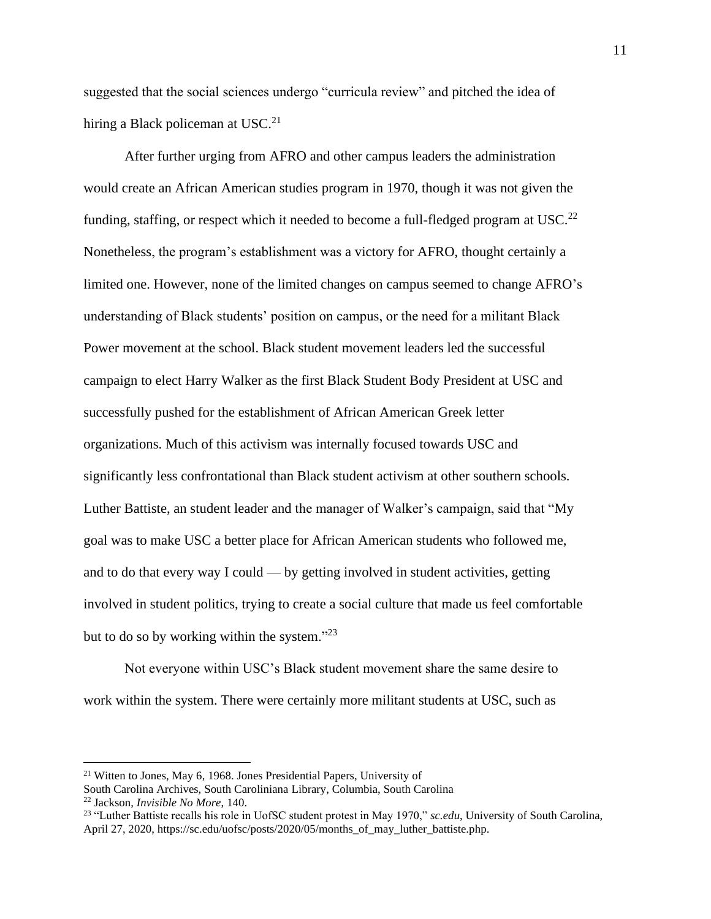suggested that the social sciences undergo "curricula review" and pitched the idea of hiring a Black policeman at USC.[21]

After further urging from AFRO and other campus leaders the administration would create an African American studies program in 1970, though it was not given the funding, staffing, or respect which it needed to become a full-fledged program at USC.[22] Nonetheless, the program's establishment was a victory for AFRO, thought certainly a limited one. However, none of the limited changes on campus seemed to change AFRO's understanding of Black students' position on campus, or the need for a militant Black Power movement at the school. Black student movement leaders led the successful campaign to elect Harry Walker as the first Black Student Body President at USC and successfully pushed for the establishment of African American Greek letter organizations. Much of this activism was internally focused towards USC and significantly less confrontational than Black student activism at other southern schools. Luther Battiste, an student leader and the manager of Walker's campaign, said that "My goal was to make USC a better place for African American students who followed me, and to do that every way I could — by getting involved in student activities, getting involved in student politics, trying to create a social culture that made us feel comfortable but to do so by working within the system."[23]

Not everyone within USC's Black student movement share the same desire to work within the system. There were certainly more militant students at USC, such as

---

[21] Witten to Jones, May 6, 1968. Jones Presidential Papers, University of South Carolina Archives, South Caroliniana Library, Columbia, South Carolina

[22] Jackson, *Invisible No More*, 140.

[23] "Luther Battiste recalls his role in UofSC student protest in May 1970," *sc.edu*, University of South Carolina, April 27, 2020, https://sc.edu/uofsc/posts/2020/05/months_of_may_luther_battiste.php.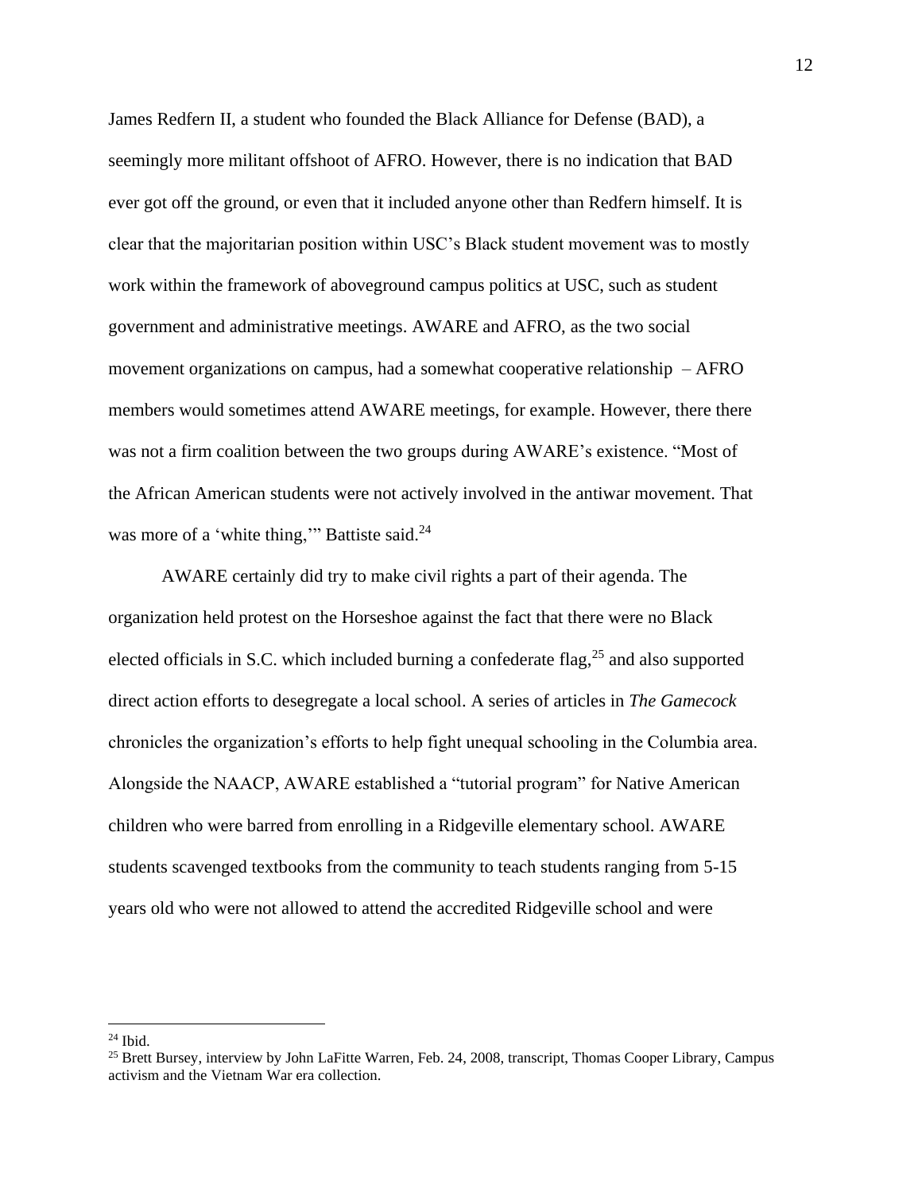James Redfern II, a student who founded the Black Alliance for Defense (BAD), a seemingly more militant offshoot of AFRO. However, there is no indication that BAD ever got off the ground, or even that it included anyone other than Redfern himself. It is clear that the majoritarian position within USC's Black student movement was to mostly work within the framework of aboveground campus politics at USC, such as student government and administrative meetings. AWARE and AFRO, as the two social movement organizations on campus, had a somewhat cooperative relationship – AFRO members would sometimes attend AWARE meetings, for example. However, there there was not a firm coalition between the two groups during AWARE's existence. "Most of the African American students were not actively involved in the antiwar movement. That was more of a 'white thing,'" Battiste said.[24]

AWARE certainly did try to make civil rights a part of their agenda. The organization held protest on the Horseshoe against the fact that there were no Black elected officials in S.C. which included burning a confederate flag,[25] and also supported direct action efforts to desegregate a local school. A series of articles in *The Gamecock* chronicles the organization's efforts to help fight unequal schooling in the Columbia area. Alongside the NAACP, AWARE established a "tutorial program" for Native American children who were barred from enrolling in a Ridgeville elementary school. AWARE students scavenged textbooks from the community to teach students ranging from 5-15 years old who were not allowed to attend the accredited Ridgeville school and were

---

[24] Ibid.

[25] Brett Bursey, interview by John LaFitte Warren, Feb. 24, 2008, transcript, Thomas Cooper Library, Campus activism and the Vietnam War era collection.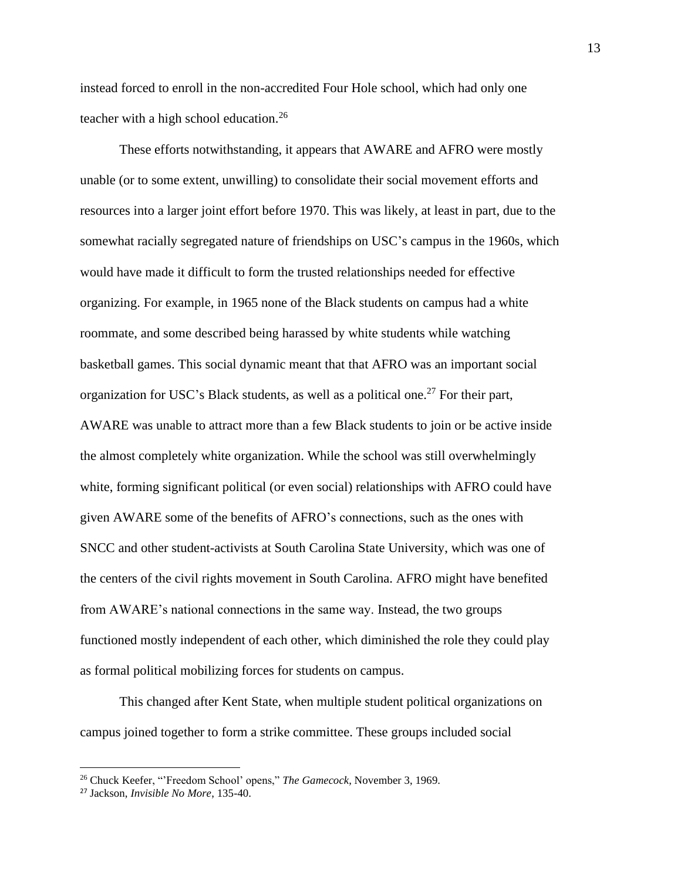instead forced to enroll in the non-accredited Four Hole school, which had only one teacher with a high school education.[26]

These efforts notwithstanding, it appears that AWARE and AFRO were mostly unable (or to some extent, unwilling) to consolidate their social movement efforts and resources into a larger joint effort before 1970. This was likely, at least in part, due to the somewhat racially segregated nature of friendships on USC's campus in the 1960s, which would have made it difficult to form the trusted relationships needed for effective organizing. For example, in 1965 none of the Black students on campus had a white roommate, and some described being harassed by white students while watching basketball games. This social dynamic meant that that AFRO was an important social organization for USC's Black students, as well as a political one.[27] For their part, AWARE was unable to attract more than a few Black students to join or be active inside the almost completely white organization. While the school was still overwhelmingly white, forming significant political (or even social) relationships with AFRO could have given AWARE some of the benefits of AFRO's connections, such as the ones with SNCC and other student-activists at South Carolina State University, which was one of the centers of the civil rights movement in South Carolina. AFRO might have benefited from AWARE's national connections in the same way. Instead, the two groups functioned mostly independent of each other, which diminished the role they could play as formal political mobilizing forces for students on campus.

This changed after Kent State, when multiple student political organizations on campus joined together to form a strike committee. These groups included social

---

[26] Chuck Keefer, "'Freedom School' opens," *The Gamecock*, November 3, 1969.

[27] Jackson, *Invisible No More*, 135-40.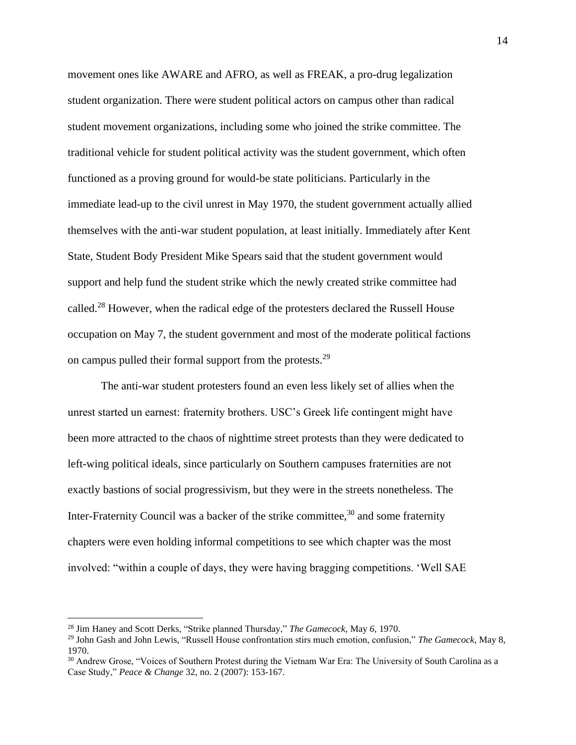movement ones like AWARE and AFRO, as well as FREAK, a pro-drug legalization student organization. There were student political actors on campus other than radical student movement organizations, including some who joined the strike committee. The traditional vehicle for student political activity was the student government, which often functioned as a proving ground for would-be state politicians. Particularly in the immediate lead-up to the civil unrest in May 1970, the student government actually allied themselves with the anti-war student population, at least initially. Immediately after Kent State, Student Body President Mike Spears said that the student government would support and help fund the student strike which the newly created strike committee had called.[28] However, when the radical edge of the protesters declared the Russell House occupation on May 7, the student government and most of the moderate political factions on campus pulled their formal support from the protests.[29]

The anti-war student protesters found an even less likely set of allies when the unrest started un earnest: fraternity brothers. USC's Greek life contingent might have been more attracted to the chaos of nighttime street protests than they were dedicated to left-wing political ideals, since particularly on Southern campuses fraternities are not exactly bastions of social progressivism, but they were in the streets nonetheless. The Inter-Fraternity Council was a backer of the strike committee,[30] and some fraternity chapters were even holding informal competitions to see which chapter was the most involved: "within a couple of days, they were having bragging competitions. 'Well SAE

---

[28] Jim Haney and Scott Derks, "Strike planned Thursday," *The Gamecock*, May 6, 1970.

[29] John Gash and John Lewis, "Russell House confrontation stirs much emotion, confusion," *The Gamecock*, May 8, 1970.

[30] Andrew Grose, "Voices of Southern Protest during the Vietnam War Era: The University of South Carolina as a Case Study," *Peace & Change* 32, no. 2 (2007): 153-167.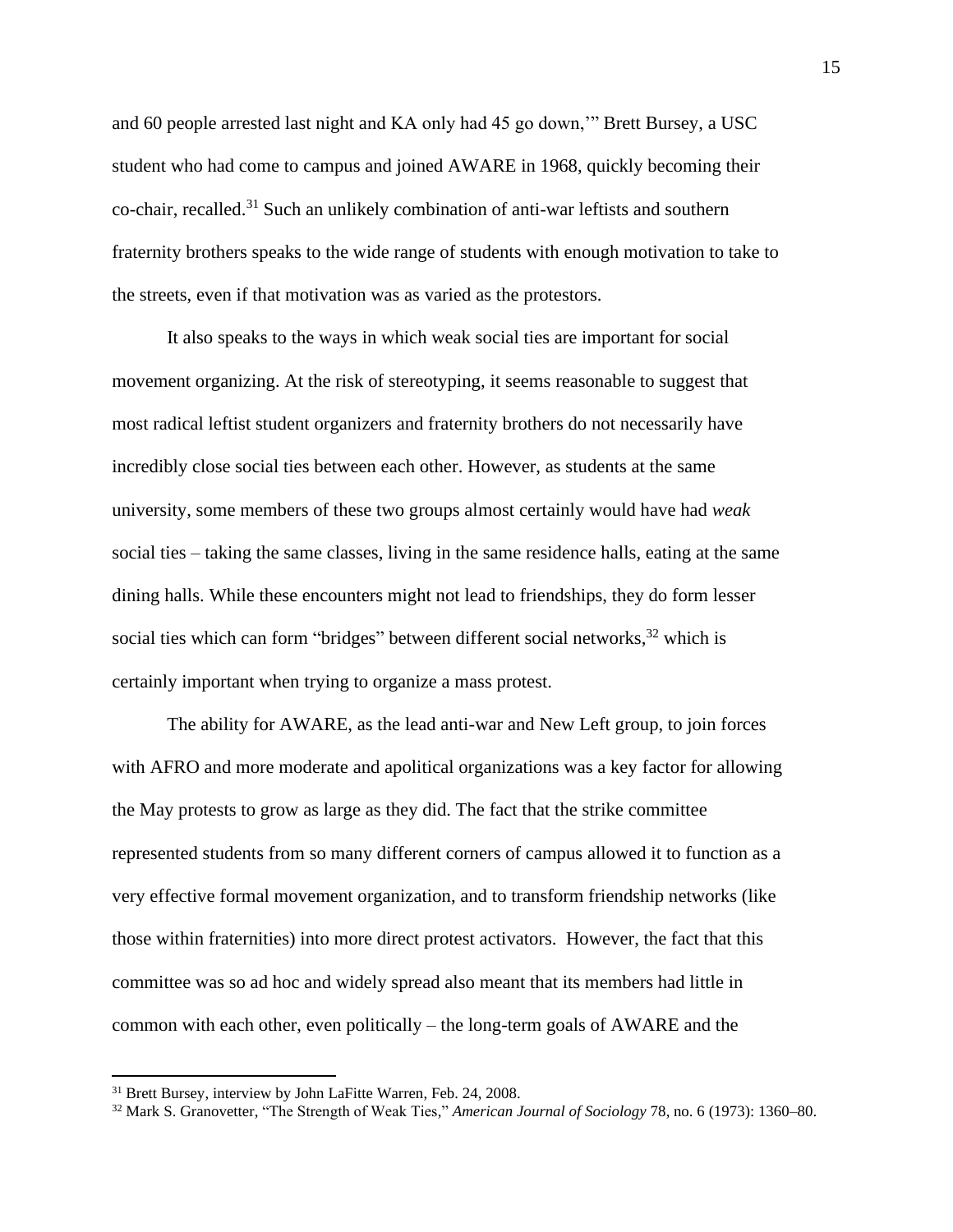and 60 people arrested last night and KA only had 45 go down,'" Brett Bursey, a USC student who had come to campus and joined AWARE in 1968, quickly becoming their co-chair, recalled.[31] Such an unlikely combination of anti-war leftists and southern fraternity brothers speaks to the wide range of students with enough motivation to take to the streets, even if that motivation was as varied as the protestors.

It also speaks to the ways in which weak social ties are important for social movement organizing. At the risk of stereotyping, it seems reasonable to suggest that most radical leftist student organizers and fraternity brothers do not necessarily have incredibly close social ties between each other. However, as students at the same university, some members of these two groups almost certainly would have had *weak* social ties – taking the same classes, living in the same residence halls, eating at the same dining halls. While these encounters might not lead to friendships, they do form lesser social ties which can form "bridges" between different social networks,[32] which is certainly important when trying to organize a mass protest.

The ability for AWARE, as the lead anti-war and New Left group, to join forces with AFRO and more moderate and apolitical organizations was a key factor for allowing the May protests to grow as large as they did. The fact that the strike committee represented students from so many different corners of campus allowed it to function as a very effective formal movement organization, and to transform friendship networks (like those within fraternities) into more direct protest activators. However, the fact that this committee was so ad hoc and widely spread also meant that its members had little in common with each other, even politically – the long-term goals of AWARE and the

---

[31] Brett Bursey, interview by John LaFitte Warren, Feb. 24, 2008.

[32] Mark S. Granovetter, "The Strength of Weak Ties," *American Journal of Sociology* 78, no. 6 (1973): 1360–80.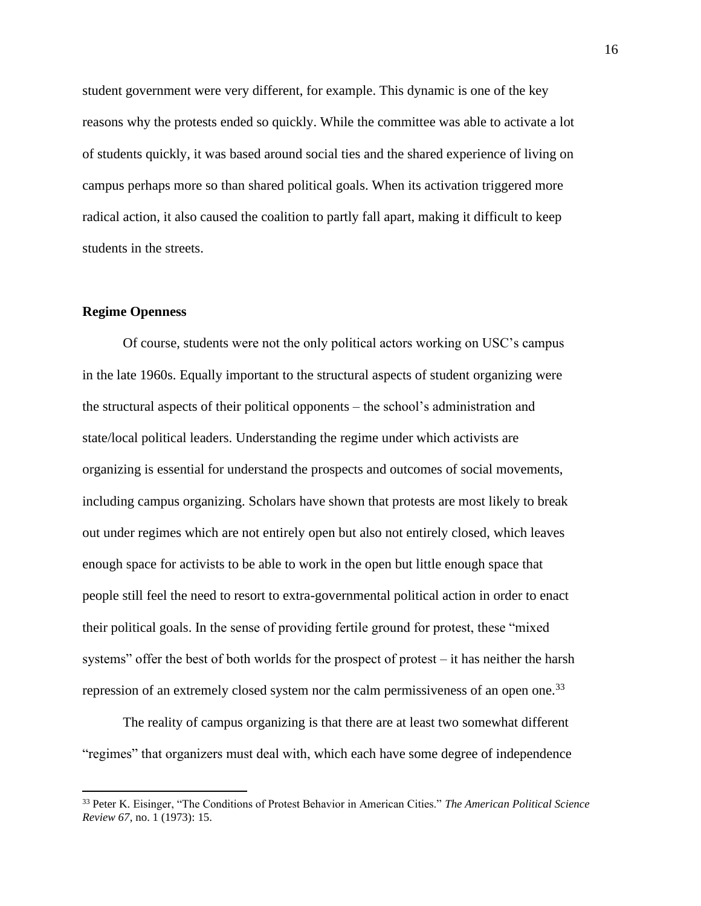student government were very different, for example. This dynamic is one of the key reasons why the protests ended so quickly. While the committee was able to activate a lot of students quickly, it was based around social ties and the shared experience of living on campus perhaps more so than shared political goals. When its activation triggered more radical action, it also caused the coalition to partly fall apart, making it difficult to keep students in the streets.

**Regime Openness**

Of course, students were not the only political actors working on USC's campus in the late 1960s. Equally important to the structural aspects of student organizing were the structural aspects of their political opponents – the school's administration and state/local political leaders. Understanding the regime under which activists are organizing is essential for understand the prospects and outcomes of social movements, including campus organizing. Scholars have shown that protests are most likely to break out under regimes which are not entirely open but also not entirely closed, which leaves enough space for activists to be able to work in the open but little enough space that people still feel the need to resort to extra-governmental political action in order to enact their political goals. In the sense of providing fertile ground for protest, these "mixed systems" offer the best of both worlds for the prospect of protest – it has neither the harsh repression of an extremely closed system nor the calm permissiveness of an open one.[33]

The reality of campus organizing is that there are at least two somewhat different "regimes" that organizers must deal with, which each have some degree of independence

[33] Peter K. Eisinger, "The Conditions of Protest Behavior in American Cities." *The American Political Science Review 67*, no. 1 (1973): 15.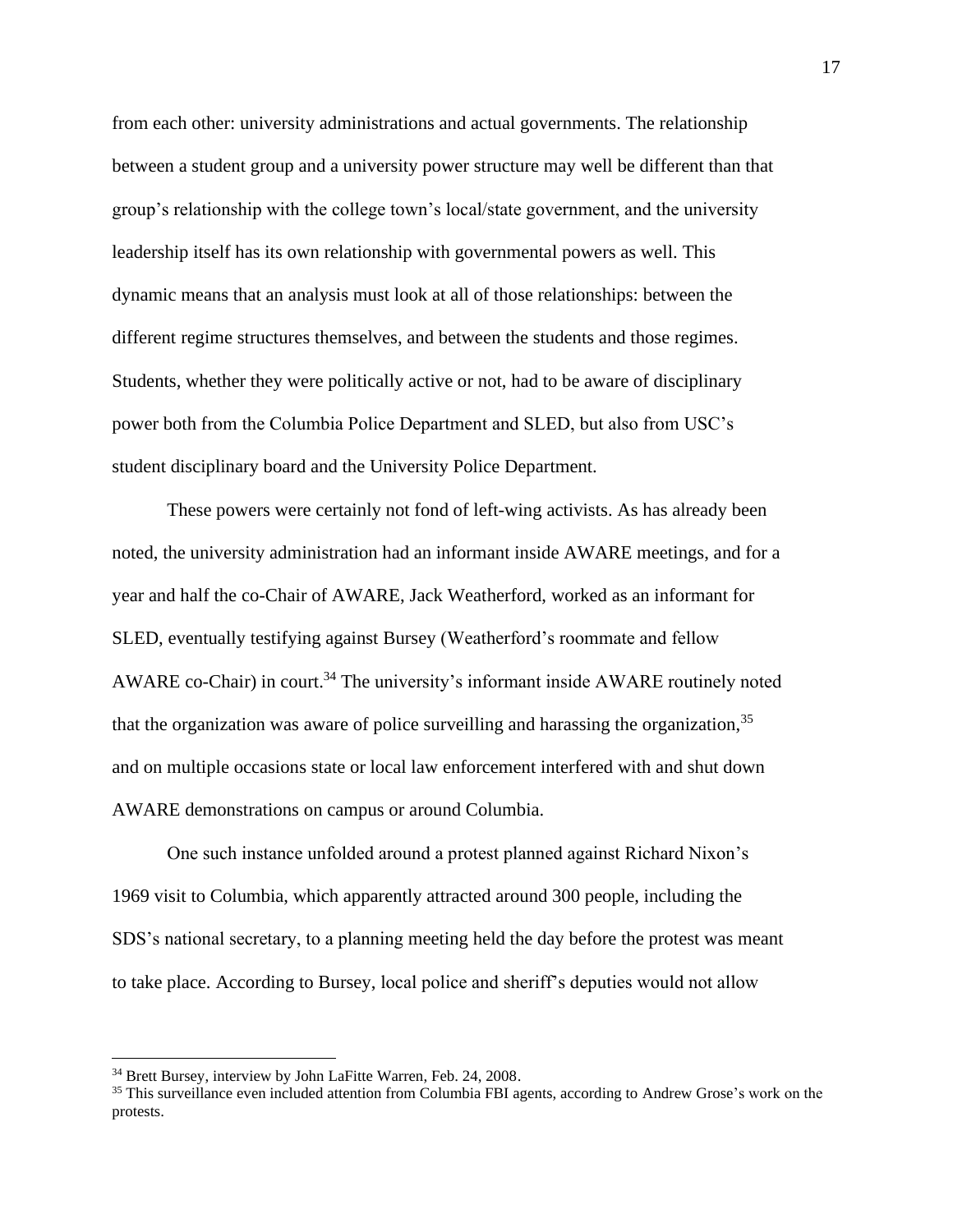from each other: university administrations and actual governments. The relationship between a student group and a university power structure may well be different than that group's relationship with the college town's local/state government, and the university leadership itself has its own relationship with governmental powers as well. This dynamic means that an analysis must look at all of those relationships: between the different regime structures themselves, and between the students and those regimes. Students, whether they were politically active or not, had to be aware of disciplinary power both from the Columbia Police Department and SLED, but also from USC's student disciplinary board and the University Police Department.

These powers were certainly not fond of left-wing activists. As has already been noted, the university administration had an informant inside AWARE meetings, and for a year and half the co-Chair of AWARE, Jack Weatherford, worked as an informant for SLED, eventually testifying against Bursey (Weatherford's roommate and fellow AWARE co-Chair) in court.[34] The university's informant inside AWARE routinely noted that the organization was aware of police surveilling and harassing the organization,[35] and on multiple occasions state or local law enforcement interfered with and shut down AWARE demonstrations on campus or around Columbia.

One such instance unfolded around a protest planned against Richard Nixon's 1969 visit to Columbia, which apparently attracted around 300 people, including the SDS's national secretary, to a planning meeting held the day before the protest was meant to take place. According to Bursey, local police and sheriff's deputies would not allow

---

[34] Brett Bursey, interview by John LaFitte Warren, Feb. 24, 2008.

[35] This surveillance even included attention from Columbia FBI agents, according to Andrew Grose's work on the protests.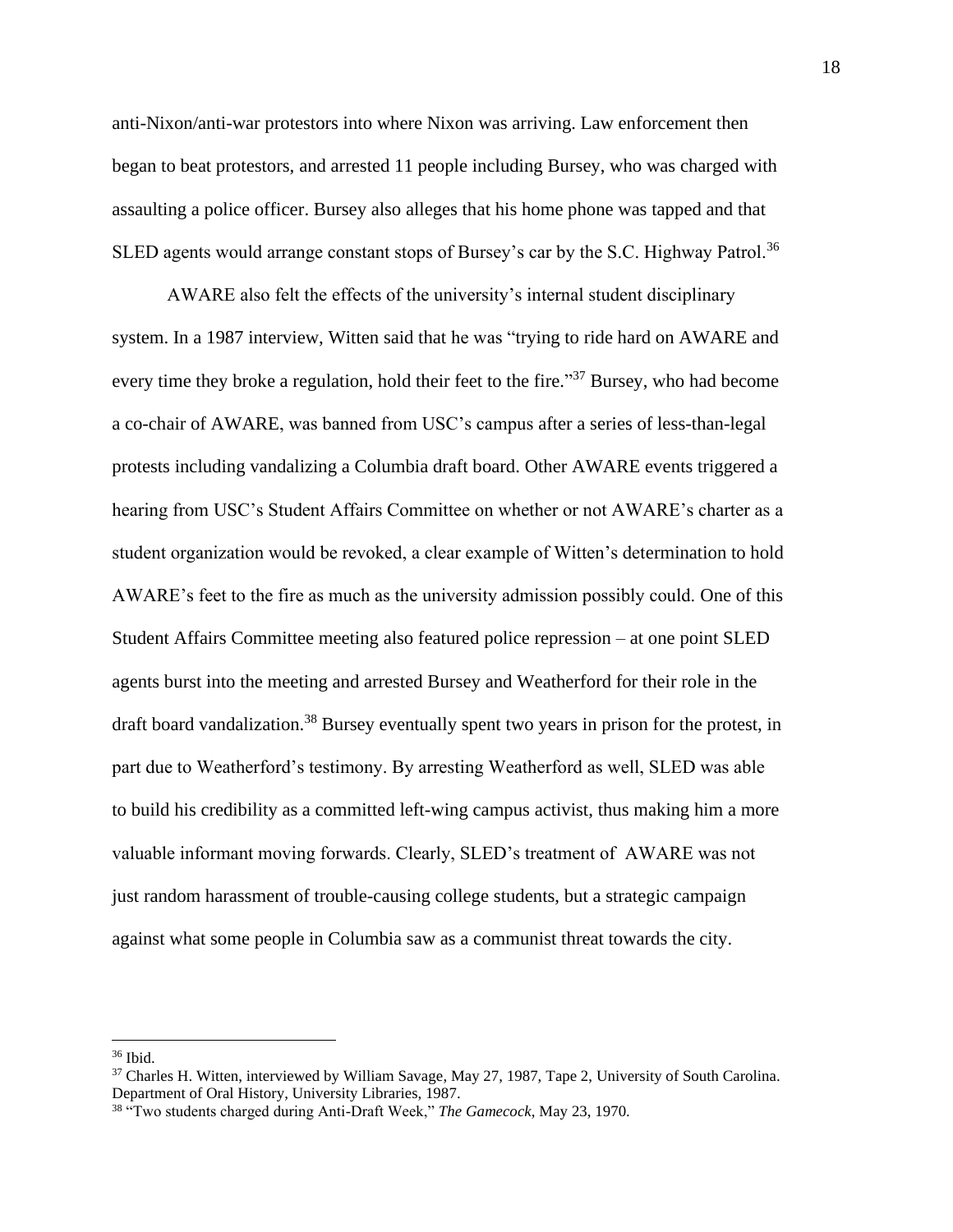anti-Nixon/anti-war protestors into where Nixon was arriving. Law enforcement then began to beat protestors, and arrested 11 people including Bursey, who was charged with assaulting a police officer. Bursey also alleges that his home phone was tapped and that SLED agents would arrange constant stops of Bursey's car by the S.C. Highway Patrol.[36]

AWARE also felt the effects of the university's internal student disciplinary system. In a 1987 interview, Witten said that he was "trying to ride hard on AWARE and every time they broke a regulation, hold their feet to the fire."[37] Bursey, who had become a co-chair of AWARE, was banned from USC's campus after a series of less-than-legal protests including vandalizing a Columbia draft board. Other AWARE events triggered a hearing from USC's Student Affairs Committee on whether or not AWARE's charter as a student organization would be revoked, a clear example of Witten's determination to hold AWARE's feet to the fire as much as the university admission possibly could. One of this Student Affairs Committee meeting also featured police repression – at one point SLED agents burst into the meeting and arrested Bursey and Weatherford for their role in the draft board vandalization.[38] Bursey eventually spent two years in prison for the protest, in part due to Weatherford's testimony. By arresting Weatherford as well, SLED was able to build his credibility as a committed left-wing campus activist, thus making him a more valuable informant moving forwards. Clearly, SLED's treatment of AWARE was not just random harassment of trouble-causing college students, but a strategic campaign against what some people in Columbia saw as a communist threat towards the city.

---

[36] Ibid.

[37] Charles H. Witten, interviewed by William Savage, May 27, 1987, Tape 2, University of South Carolina. Department of Oral History, University Libraries, 1987.

[38] "Two students charged during Anti-Draft Week," *The Gamecock*, May 23, 1970.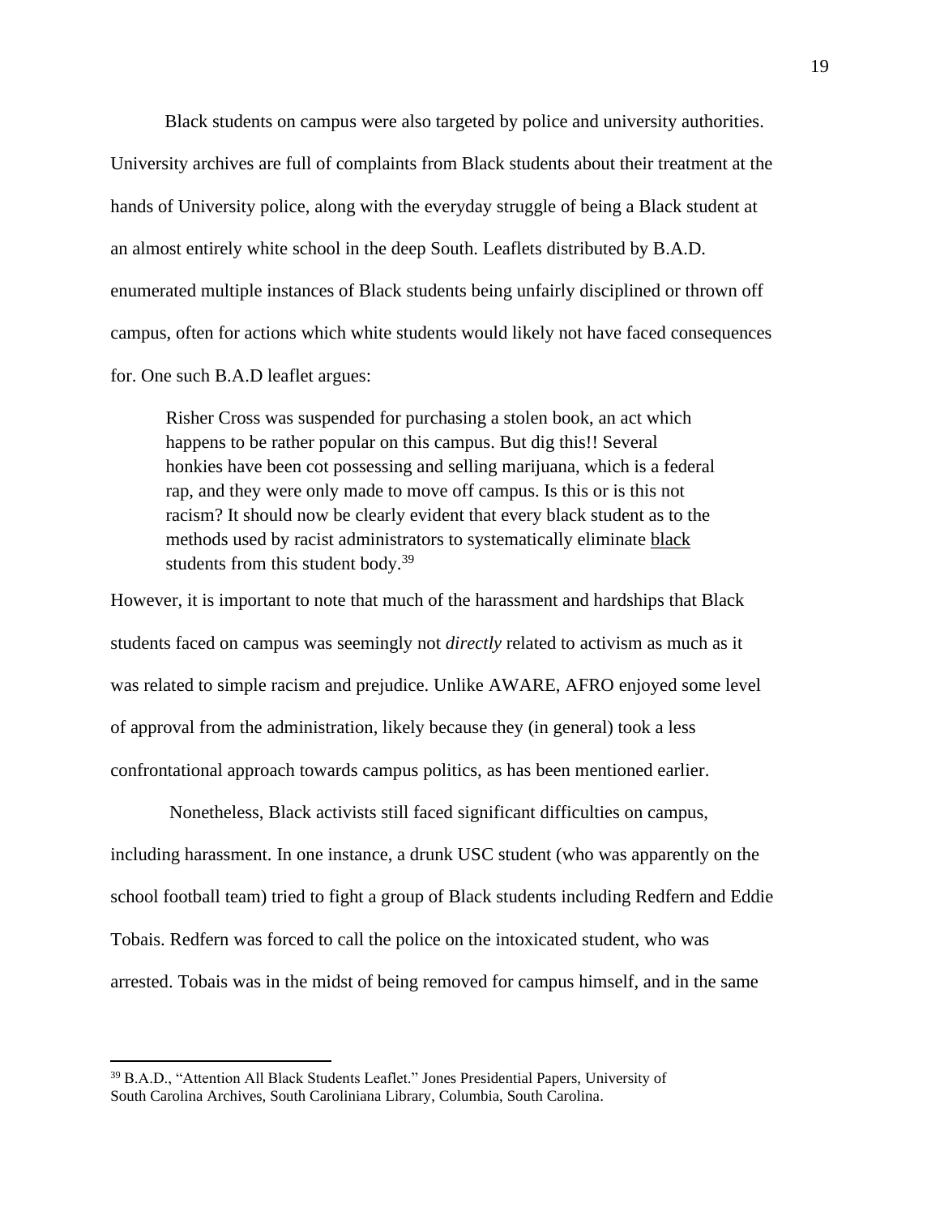Black students on campus were also targeted by police and university authorities. University archives are full of complaints from Black students about their treatment at the hands of University police, along with the everyday struggle of being a Black student at an almost entirely white school in the deep South. Leaflets distributed by B.A.D. enumerated multiple instances of Black students being unfairly disciplined or thrown off campus, often for actions which white students would likely not have faced consequences for. One such B.A.D leaflet argues:

> Risher Cross was suspended for purchasing a stolen book, an act which happens to be rather popular on this campus. But dig this!! Several honkies have been cot possessing and selling marijuana, which is a federal rap, and they were only made to move off campus. Is this or is this not racism? It should now be clearly evident that every black student as to the methods used by racist administrators to systematically eliminate <u>black</u> students from this student body.[39]

However, it is important to note that much of the harassment and hardships that Black students faced on campus was seemingly not *directly* related to activism as much as it was related to simple racism and prejudice. Unlike AWARE, AFRO enjoyed some level of approval from the administration, likely because they (in general) took a less confrontational approach towards campus politics, as has been mentioned earlier.

Nonetheless, Black activists still faced significant difficulties on campus, including harassment. In one instance, a drunk USC student (who was apparently on the school football team) tried to fight a group of Black students including Redfern and Eddie Tobais. Redfern was forced to call the police on the intoxicated student, who was arrested. Tobais was in the midst of being removed for campus himself, and in the same

---

[39] B.A.D., "Attention All Black Students Leaflet." Jones Presidential Papers, University of South Carolina Archives, South Caroliniana Library, Columbia, South Carolina.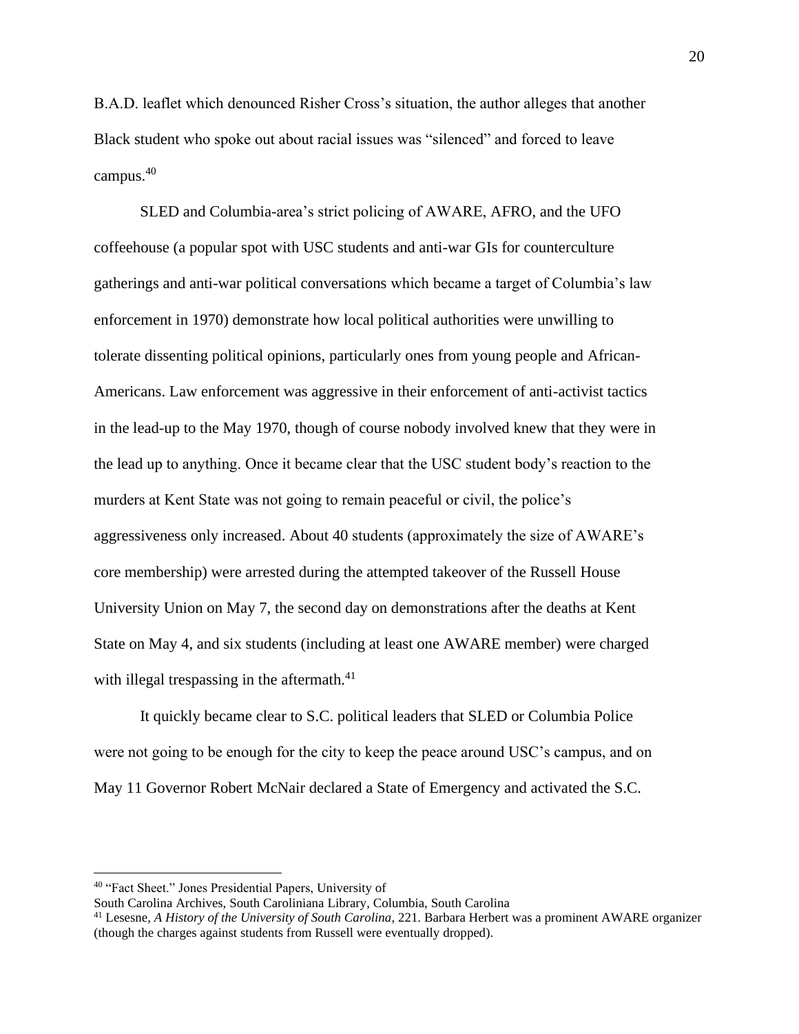B.A.D. leaflet which denounced Risher Cross's situation, the author alleges that another Black student who spoke out about racial issues was "silenced" and forced to leave campus.[40]

SLED and Columbia-area's strict policing of AWARE, AFRO, and the UFO coffeehouse (a popular spot with USC students and anti-war GIs for counterculture gatherings and anti-war political conversations which became a target of Columbia's law enforcement in 1970) demonstrate how local political authorities were unwilling to tolerate dissenting political opinions, particularly ones from young people and African-Americans. Law enforcement was aggressive in their enforcement of anti-activist tactics in the lead-up to the May 1970, though of course nobody involved knew that they were in the lead up to anything. Once it became clear that the USC student body's reaction to the murders at Kent State was not going to remain peaceful or civil, the police's aggressiveness only increased. About 40 students (approximately the size of AWARE's core membership) were arrested during the attempted takeover of the Russell House University Union on May 7, the second day on demonstrations after the deaths at Kent State on May 4, and six students (including at least one AWARE member) were charged with illegal trespassing in the aftermath.[41]

It quickly became clear to S.C. political leaders that SLED or Columbia Police were not going to be enough for the city to keep the peace around USC's campus, and on May 11 Governor Robert McNair declared a State of Emergency and activated the S.C.

---

[40] "Fact Sheet." Jones Presidential Papers, University of South Carolina Archives, South Caroliniana Library, Columbia, South Carolina

[41] Lesesne, *A History of the University of South Carolina,* 221. Barbara Herbert was a prominent AWARE organizer (though the charges against students from Russell were eventually dropped).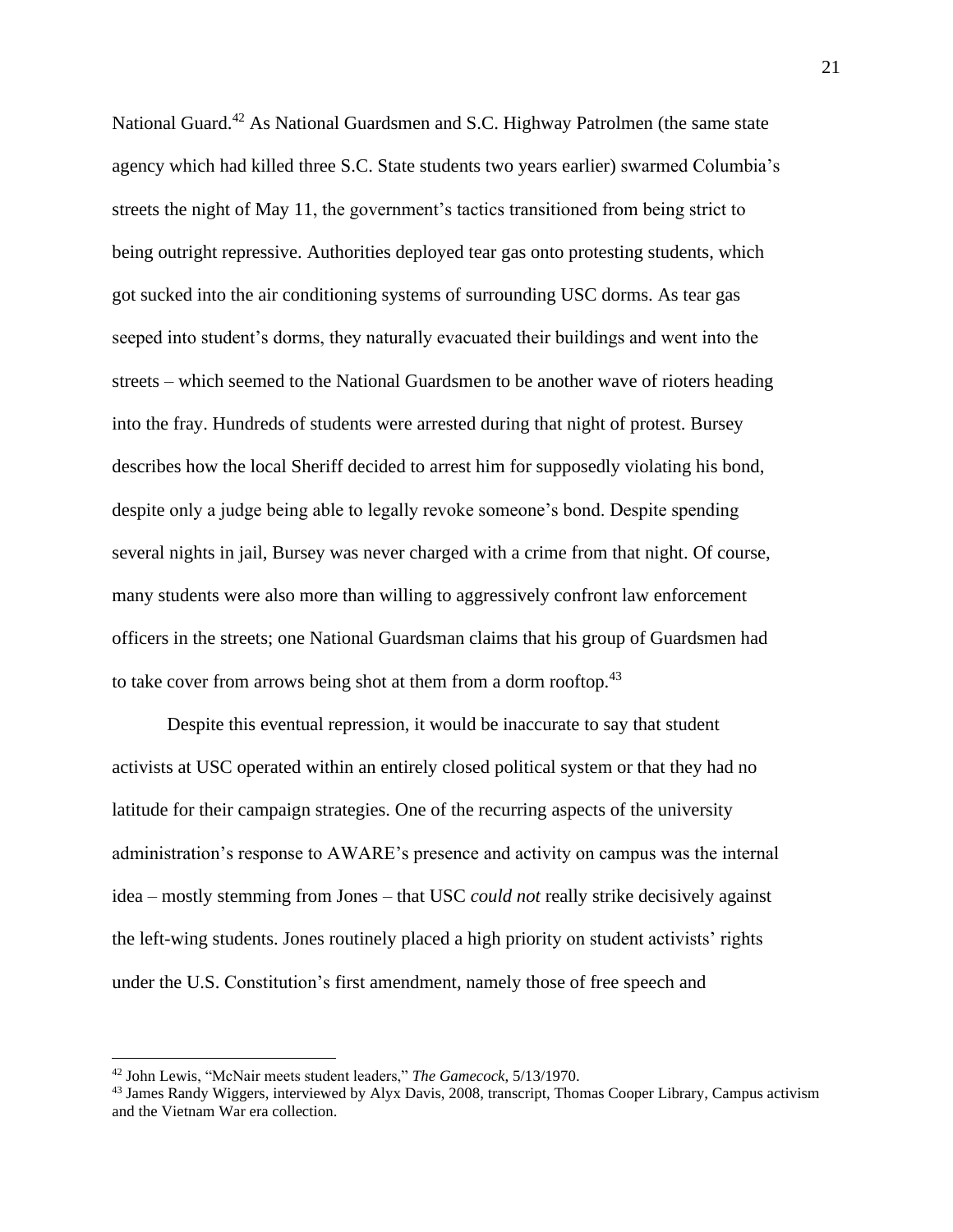National Guard.[42] As National Guardsmen and S.C. Highway Patrolmen (the same state agency which had killed three S.C. State students two years earlier) swarmed Columbia's streets the night of May 11, the government's tactics transitioned from being strict to being outright repressive. Authorities deployed tear gas onto protesting students, which got sucked into the air conditioning systems of surrounding USC dorms. As tear gas seeped into student's dorms, they naturally evacuated their buildings and went into the streets – which seemed to the National Guardsmen to be another wave of rioters heading into the fray. Hundreds of students were arrested during that night of protest. Bursey describes how the local Sheriff decided to arrest him for supposedly violating his bond, despite only a judge being able to legally revoke someone's bond. Despite spending several nights in jail, Bursey was never charged with a crime from that night. Of course, many students were also more than willing to aggressively confront law enforcement officers in the streets; one National Guardsman claims that his group of Guardsmen had to take cover from arrows being shot at them from a dorm rooftop.[43]

Despite this eventual repression, it would be inaccurate to say that student activists at USC operated within an entirely closed political system or that they had no latitude for their campaign strategies. One of the recurring aspects of the university administration's response to AWARE's presence and activity on campus was the internal idea – mostly stemming from Jones – that USC *could not* really strike decisively against the left-wing students. Jones routinely placed a high priority on student activists' rights under the U.S. Constitution's first amendment, namely those of free speech and

---

[42] John Lewis, "McNair meets student leaders," *The Gamecock*, 5/13/1970.

[43] James Randy Wiggers, interviewed by Alyx Davis, 2008, transcript, Thomas Cooper Library, Campus activism and the Vietnam War era collection.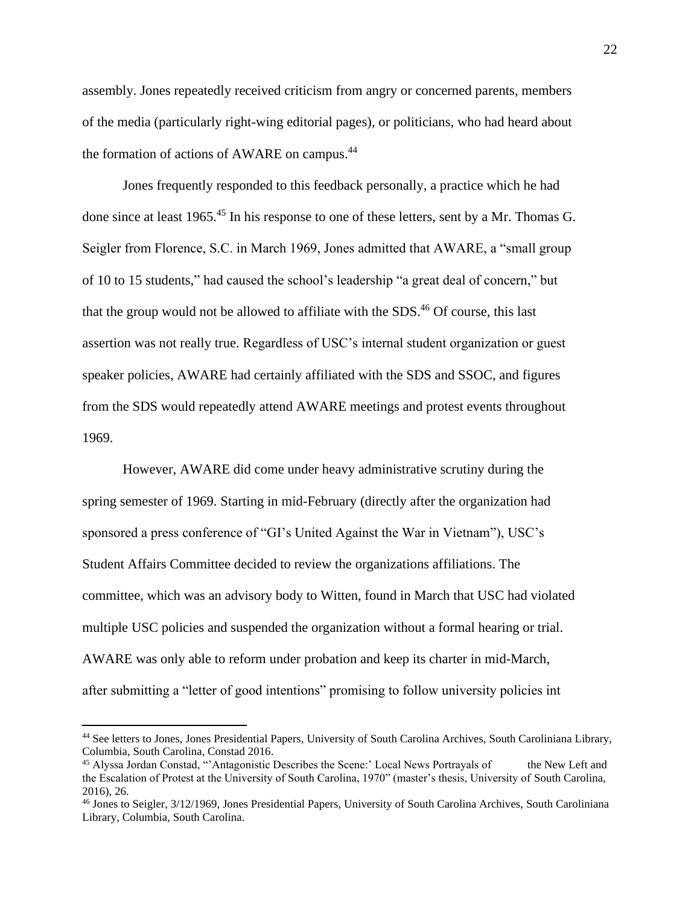assembly. Jones repeatedly received criticism from angry or concerned parents, members of the media (particularly right-wing editorial pages), or politicians, who had heard about the formation of actions of AWARE on campus.[44]

Jones frequently responded to this feedback personally, a practice which he had done since at least 1965.[45] In his response to one of these letters, sent by a Mr. Thomas G. Seigler from Florence, S.C. in March 1969, Jones admitted that AWARE, a "small group of 10 to 15 students," had caused the school's leadership "a great deal of concern," but that the group would not be allowed to affiliate with the SDS.[46] Of course, this last assertion was not really true. Regardless of USC's internal student organization or guest speaker policies, AWARE had certainly affiliated with the SDS and SSOC, and figures from the SDS would repeatedly attend AWARE meetings and protest events throughout 1969.

However, AWARE did come under heavy administrative scrutiny during the spring semester of 1969. Starting in mid-February (directly after the organization had sponsored a press conference of "GI's United Against the War in Vietnam"), USC's Student Affairs Committee decided to review the organizations affiliations. The committee, which was an advisory body to Witten, found in March that USC had violated multiple USC policies and suspended the organization without a formal hearing or trial. AWARE was only able to reform under probation and keep its charter in mid-March, after submitting a "letter of good intentions" promising to follow university policies int

---

[44] See letters to Jones, Jones Presidential Papers, University of South Carolina Archives, South Caroliniana Library, Columbia, South Carolina, Constad 2016.

[45] Alyssa Jordan Constad, "'Antagonistic Describes the Scene:' Local News Portrayals of the New Left and the Escalation of Protest at the University of South Carolina, 1970" (master's thesis, University of South Carolina, 2016), 26.

[46] Jones to Seigler, 3/12/1969, Jones Presidential Papers, University of South Carolina Archives, South Caroliniana Library, Columbia, South Carolina.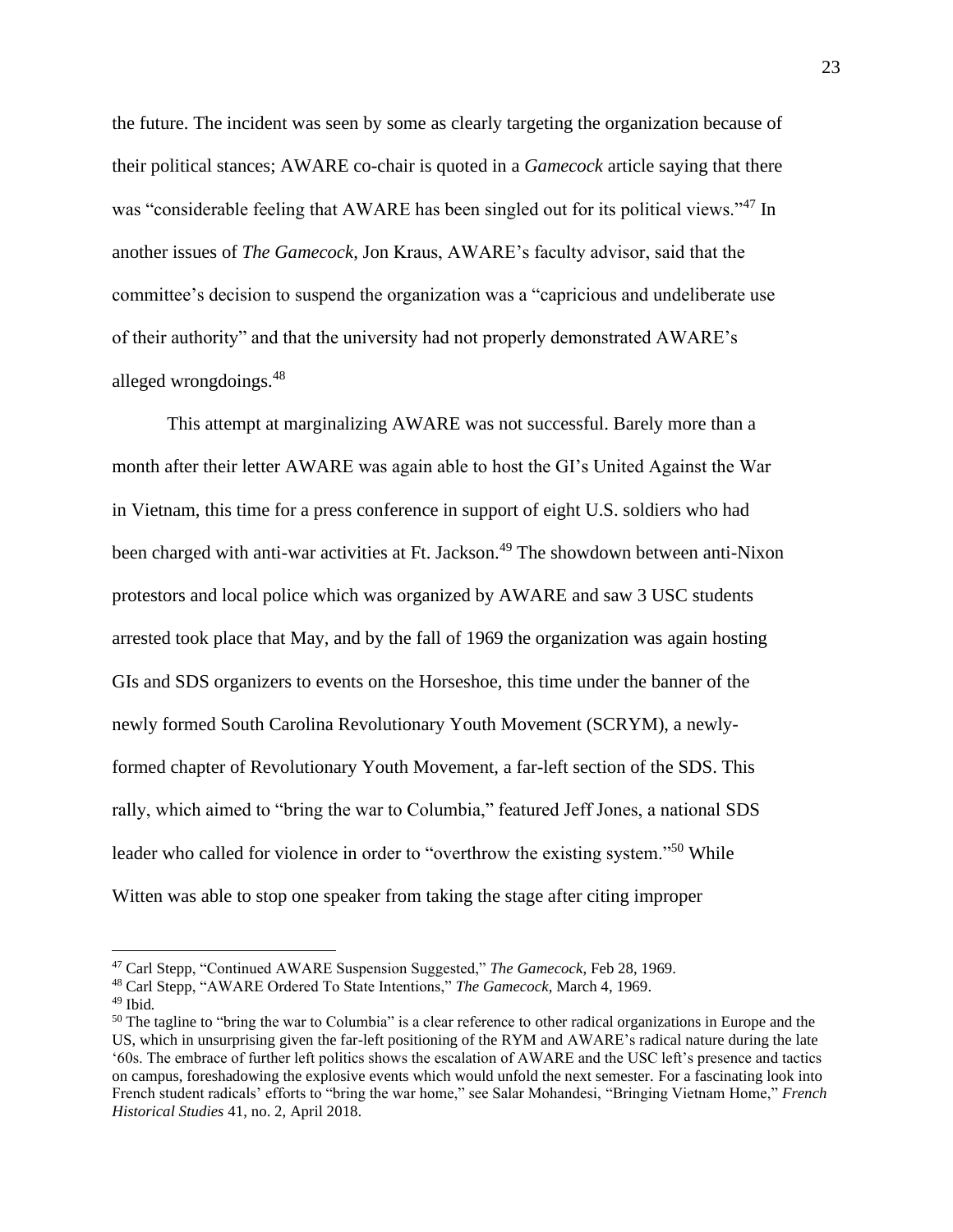the future. The incident was seen by some as clearly targeting the organization because of their political stances; AWARE co-chair is quoted in a *Gamecock* article saying that there was "considerable feeling that AWARE has been singled out for its political views."[47] In another issues of *The Gamecock*, Jon Kraus, AWARE's faculty advisor, said that the committee's decision to suspend the organization was a "capricious and undeliberate use of their authority" and that the university had not properly demonstrated AWARE's alleged wrongdoings.[48]

This attempt at marginalizing AWARE was not successful. Barely more than a month after their letter AWARE was again able to host the GI's United Against the War in Vietnam, this time for a press conference in support of eight U.S. soldiers who had been charged with anti-war activities at Ft. Jackson.[49] The showdown between anti-Nixon protestors and local police which was organized by AWARE and saw 3 USC students arrested took place that May, and by the fall of 1969 the organization was again hosting GIs and SDS organizers to events on the Horseshoe, this time under the banner of the newly formed South Carolina Revolutionary Youth Movement (SCRYM), a newly-formed chapter of Revolutionary Youth Movement, a far-left section of the SDS. This rally, which aimed to "bring the war to Columbia," featured Jeff Jones, a national SDS leader who called for violence in order to "overthrow the existing system."[50] While Witten was able to stop one speaker from taking the stage after citing improper

---

[47] Carl Stepp, "Continued AWARE Suspension Suggested," *The Gamecock*, Feb 28, 1969.

[48] Carl Stepp, "AWARE Ordered To State Intentions," *The Gamecock*, March 4, 1969.

[49] Ibid.

[50] The tagline to "bring the war to Columbia" is a clear reference to other radical organizations in Europe and the US, which in unsurprising given the far-left positioning of the RYM and AWARE's radical nature during the late '60s. The embrace of further left politics shows the escalation of AWARE and the USC left's presence and tactics on campus, foreshadowing the explosive events which would unfold the next semester. For a fascinating look into French student radicals' efforts to "bring the war home," see Salar Mohandesi, "Bringing Vietnam Home," *French Historical Studies* 41, no. 2, April 2018.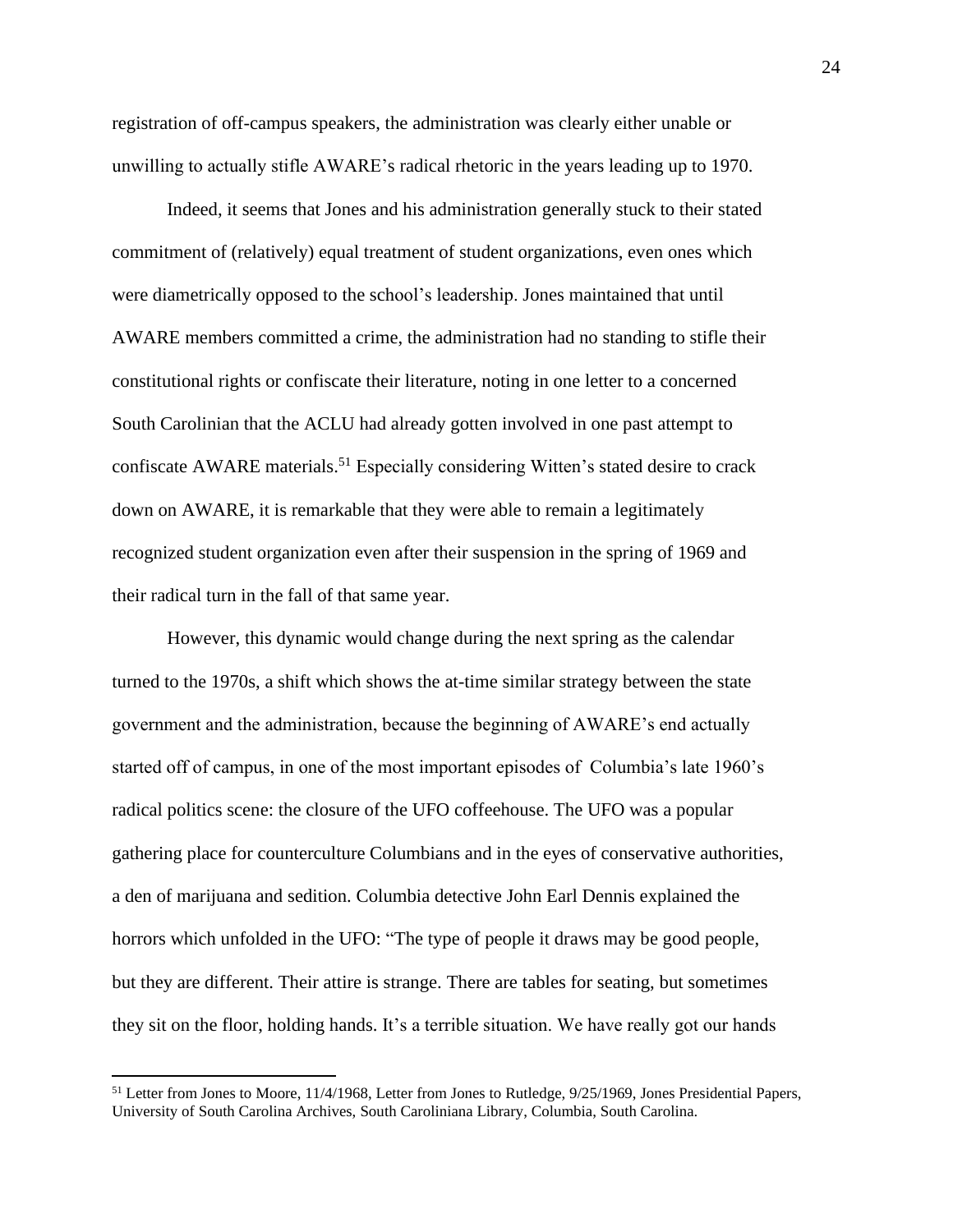registration of off-campus speakers, the administration was clearly either unable or unwilling to actually stifle AWARE's radical rhetoric in the years leading up to 1970.

Indeed, it seems that Jones and his administration generally stuck to their stated commitment of (relatively) equal treatment of student organizations, even ones which were diametrically opposed to the school's leadership. Jones maintained that until AWARE members committed a crime, the administration had no standing to stifle their constitutional rights or confiscate their literature, noting in one letter to a concerned South Carolinian that the ACLU had already gotten involved in one past attempt to confiscate AWARE materials.[51] Especially considering Witten's stated desire to crack down on AWARE, it is remarkable that they were able to remain a legitimately recognized student organization even after their suspension in the spring of 1969 and their radical turn in the fall of that same year.

However, this dynamic would change during the next spring as the calendar turned to the 1970s, a shift which shows the at-time similar strategy between the state government and the administration, because the beginning of AWARE's end actually started off of campus, in one of the most important episodes of Columbia's late 1960's radical politics scene: the closure of the UFO coffeehouse. The UFO was a popular gathering place for counterculture Columbians and in the eyes of conservative authorities, a den of marijuana and sedition. Columbia detective John Earl Dennis explained the horrors which unfolded in the UFO: "The type of people it draws may be good people, but they are different. Their attire is strange. There are tables for seating, but sometimes they sit on the floor, holding hands. It's a terrible situation. We have really got our hands

[51] Letter from Jones to Moore, 11/4/1968, Letter from Jones to Rutledge, 9/25/1969, Jones Presidential Papers, University of South Carolina Archives, South Caroliniana Library, Columbia, South Carolina.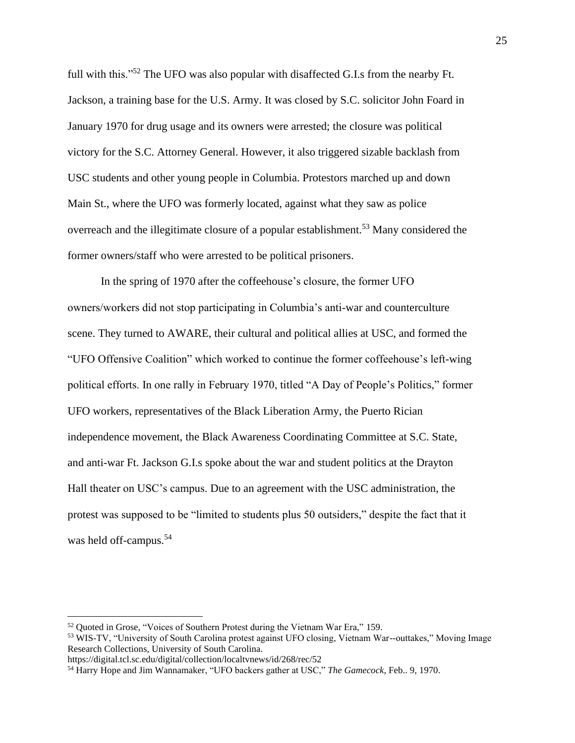full with this."[52] The UFO was also popular with disaffected G.I.s from the nearby Ft. Jackson, a training base for the U.S. Army. It was closed by S.C. solicitor John Foard in January 1970 for drug usage and its owners were arrested; the closure was political victory for the S.C. Attorney General. However, it also triggered sizable backlash from USC students and other young people in Columbia. Protestors marched up and down Main St., where the UFO was formerly located, against what they saw as police overreach and the illegitimate closure of a popular establishment.[53] Many considered the former owners/staff who were arrested to be political prisoners.

In the spring of 1970 after the coffeehouse's closure, the former UFO owners/workers did not stop participating in Columbia's anti-war and counterculture scene. They turned to AWARE, their cultural and political allies at USC, and formed the "UFO Offensive Coalition" which worked to continue the former coffeehouse's left-wing political efforts. In one rally in February 1970, titled "A Day of People's Politics," former UFO workers, representatives of the Black Liberation Army, the Puerto Rician independence movement, the Black Awareness Coordinating Committee at S.C. State, and anti-war Ft. Jackson G.I.s spoke about the war and student politics at the Drayton Hall theater on USC's campus. Due to an agreement with the USC administration, the protest was supposed to be "limited to students plus 50 outsiders," despite the fact that it was held off-campus.[54]

---

[52] Quoted in Grose, "Voices of Southern Protest during the Vietnam War Era," 159.

[53] WIS-TV, "University of South Carolina protest against UFO closing, Vietnam War--outtakes," Moving Image Research Collections, University of South Carolina. https://digital.tcl.sc.edu/digital/collection/localtvnews/id/268/rec/52

[54] Harry Hope and Jim Wannamaker, "UFO backers gather at USC," *The Gamecock*, Feb.. 9, 1970.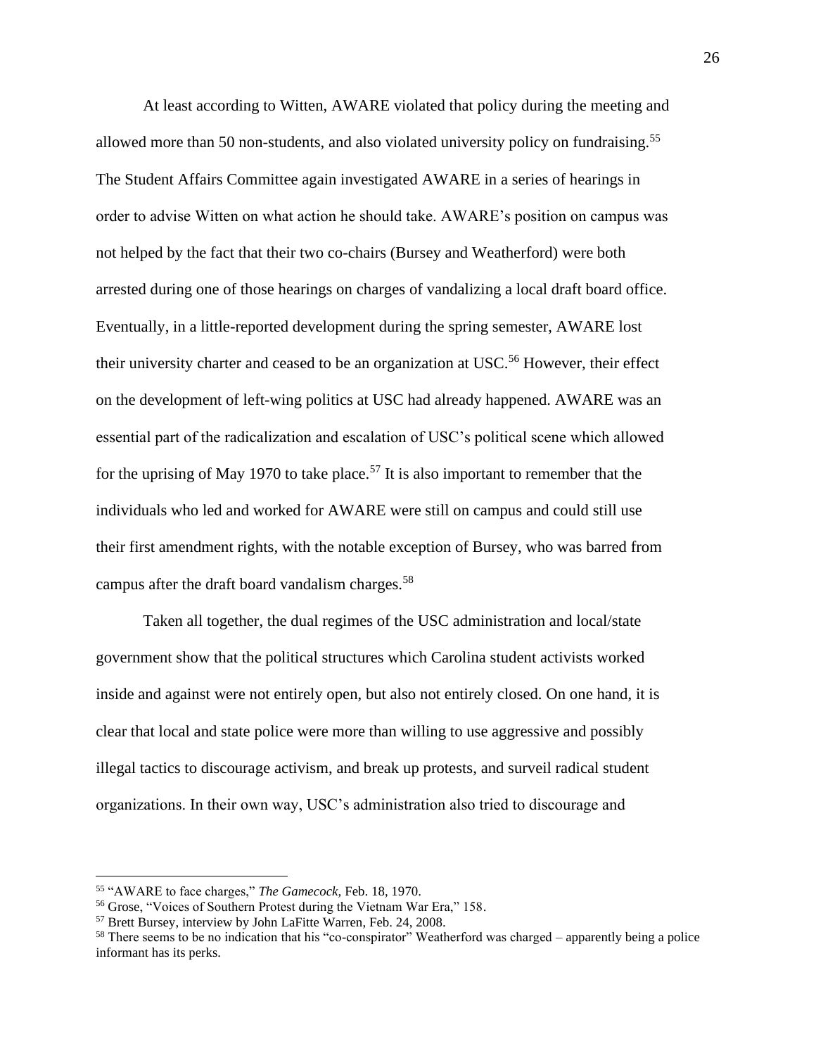At least according to Witten, AWARE violated that policy during the meeting and allowed more than 50 non-students, and also violated university policy on fundraising.[55] The Student Affairs Committee again investigated AWARE in a series of hearings in order to advise Witten on what action he should take. AWARE's position on campus was not helped by the fact that their two co-chairs (Bursey and Weatherford) were both arrested during one of those hearings on charges of vandalizing a local draft board office. Eventually, in a little-reported development during the spring semester, AWARE lost their university charter and ceased to be an organization at USC.[56] However, their effect on the development of left-wing politics at USC had already happened. AWARE was an essential part of the radicalization and escalation of USC's political scene which allowed for the uprising of May 1970 to take place.[57] It is also important to remember that the individuals who led and worked for AWARE were still on campus and could still use their first amendment rights, with the notable exception of Bursey, who was barred from campus after the draft board vandalism charges.[58]

Taken all together, the dual regimes of the USC administration and local/state government show that the political structures which Carolina student activists worked inside and against were not entirely open, but also not entirely closed. On one hand, it is clear that local and state police were more than willing to use aggressive and possibly illegal tactics to discourage activism, and break up protests, and surveil radical student organizations. In their own way, USC's administration also tried to discourage and

---

[55] "AWARE to face charges," *The Gamecock,* Feb. 18, 1970.

[56] Grose, "Voices of Southern Protest during the Vietnam War Era," 158.

[57] Brett Bursey, interview by John LaFitte Warren, Feb. 24, 2008.

[58] There seems to be no indication that his "co-conspirator" Weatherford was charged – apparently being a police informant has its perks.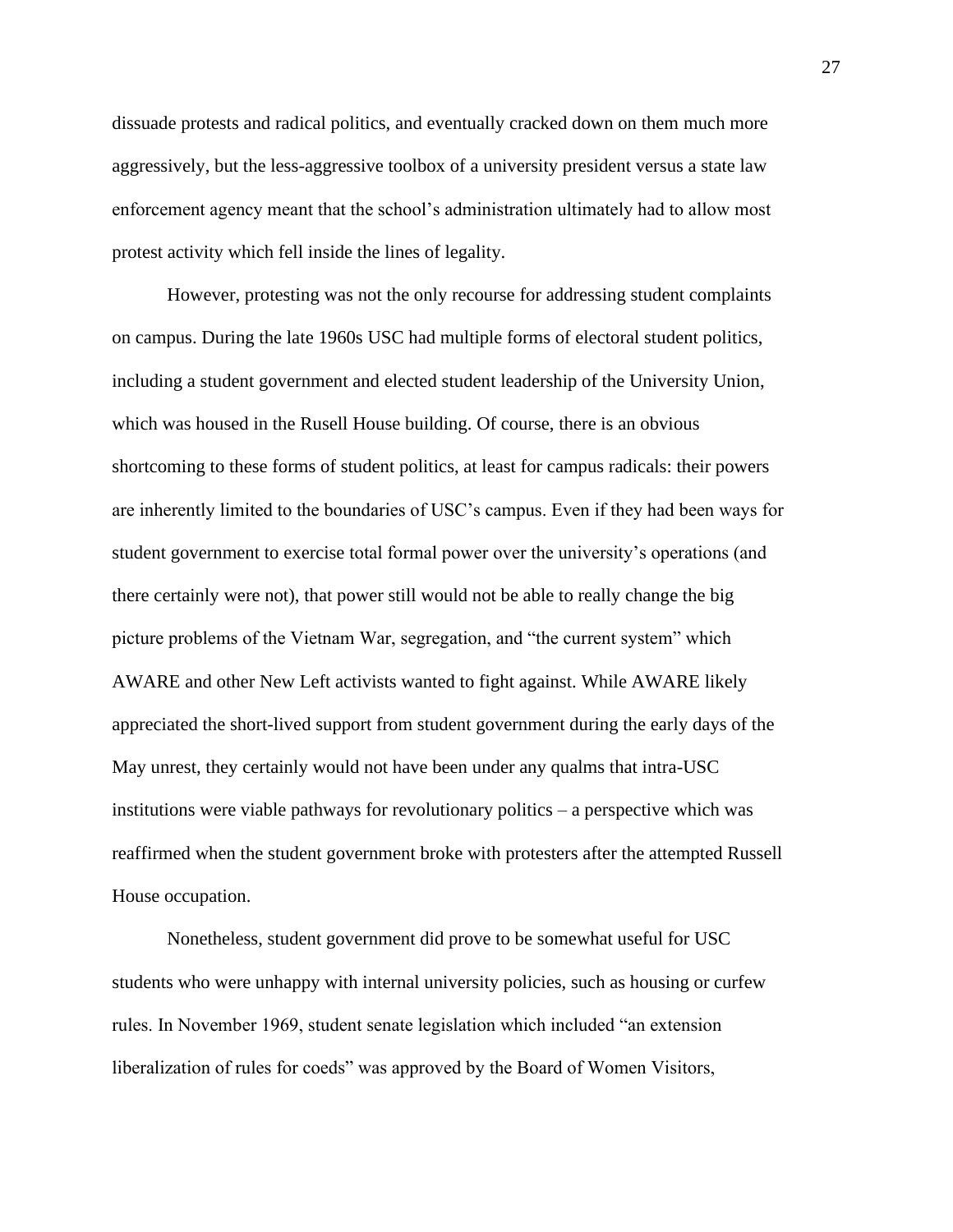dissuade protests and radical politics, and eventually cracked down on them much more aggressively, but the less-aggressive toolbox of a university president versus a state law enforcement agency meant that the school's administration ultimately had to allow most protest activity which fell inside the lines of legality.

However, protesting was not the only recourse for addressing student complaints on campus. During the late 1960s USC had multiple forms of electoral student politics, including a student government and elected student leadership of the University Union, which was housed in the Rusell House building. Of course, there is an obvious shortcoming to these forms of student politics, at least for campus radicals: their powers are inherently limited to the boundaries of USC's campus. Even if they had been ways for student government to exercise total formal power over the university's operations (and there certainly were not), that power still would not be able to really change the big picture problems of the Vietnam War, segregation, and "the current system" which AWARE and other New Left activists wanted to fight against. While AWARE likely appreciated the short-lived support from student government during the early days of the May unrest, they certainly would not have been under any qualms that intra-USC institutions were viable pathways for revolutionary politics – a perspective which was reaffirmed when the student government broke with protesters after the attempted Russell House occupation.

Nonetheless, student government did prove to be somewhat useful for USC students who were unhappy with internal university policies, such as housing or curfew rules. In November 1969, student senate legislation which included "an extension liberalization of rules for coeds" was approved by the Board of Women Visitors,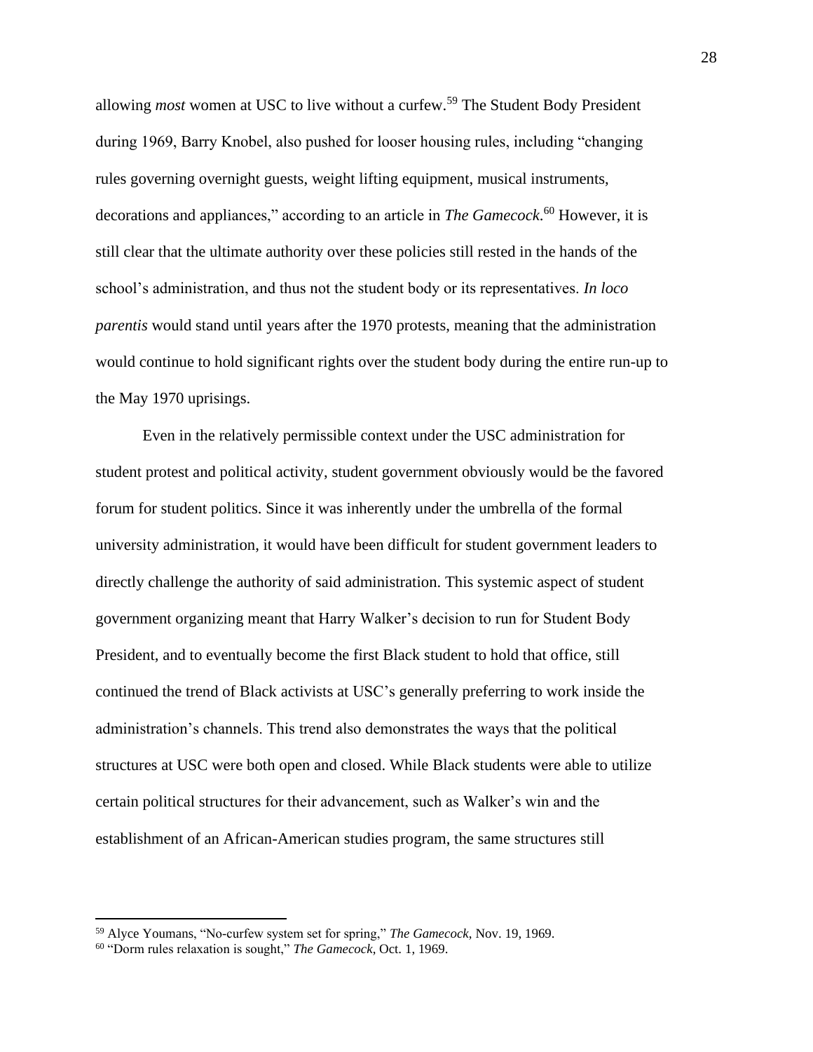allowing *most* women at USC to live without a curfew.[59] The Student Body President during 1969, Barry Knobel, also pushed for looser housing rules, including "changing rules governing overnight guests, weight lifting equipment, musical instruments, decorations and appliances," according to an article in *The Gamecock*.[60] However, it is still clear that the ultimate authority over these policies still rested in the hands of the school's administration, and thus not the student body or its representatives. *In loco parentis* would stand until years after the 1970 protests, meaning that the administration would continue to hold significant rights over the student body during the entire run-up to the May 1970 uprisings.

Even in the relatively permissible context under the USC administration for student protest and political activity, student government obviously would be the favored forum for student politics. Since it was inherently under the umbrella of the formal university administration, it would have been difficult for student government leaders to directly challenge the authority of said administration. This systemic aspect of student government organizing meant that Harry Walker's decision to run for Student Body President, and to eventually become the first Black student to hold that office, still continued the trend of Black activists at USC's generally preferring to work inside the administration's channels. This trend also demonstrates the ways that the political structures at USC were both open and closed. While Black students were able to utilize certain political structures for their advancement, such as Walker's win and the establishment of an African-American studies program, the same structures still

---

[59] Alyce Youmans, "No-curfew system set for spring," *The Gamecock*, Nov. 19, 1969.

[60] "Dorm rules relaxation is sought," *The Gamecock*, Oct. 1, 1969.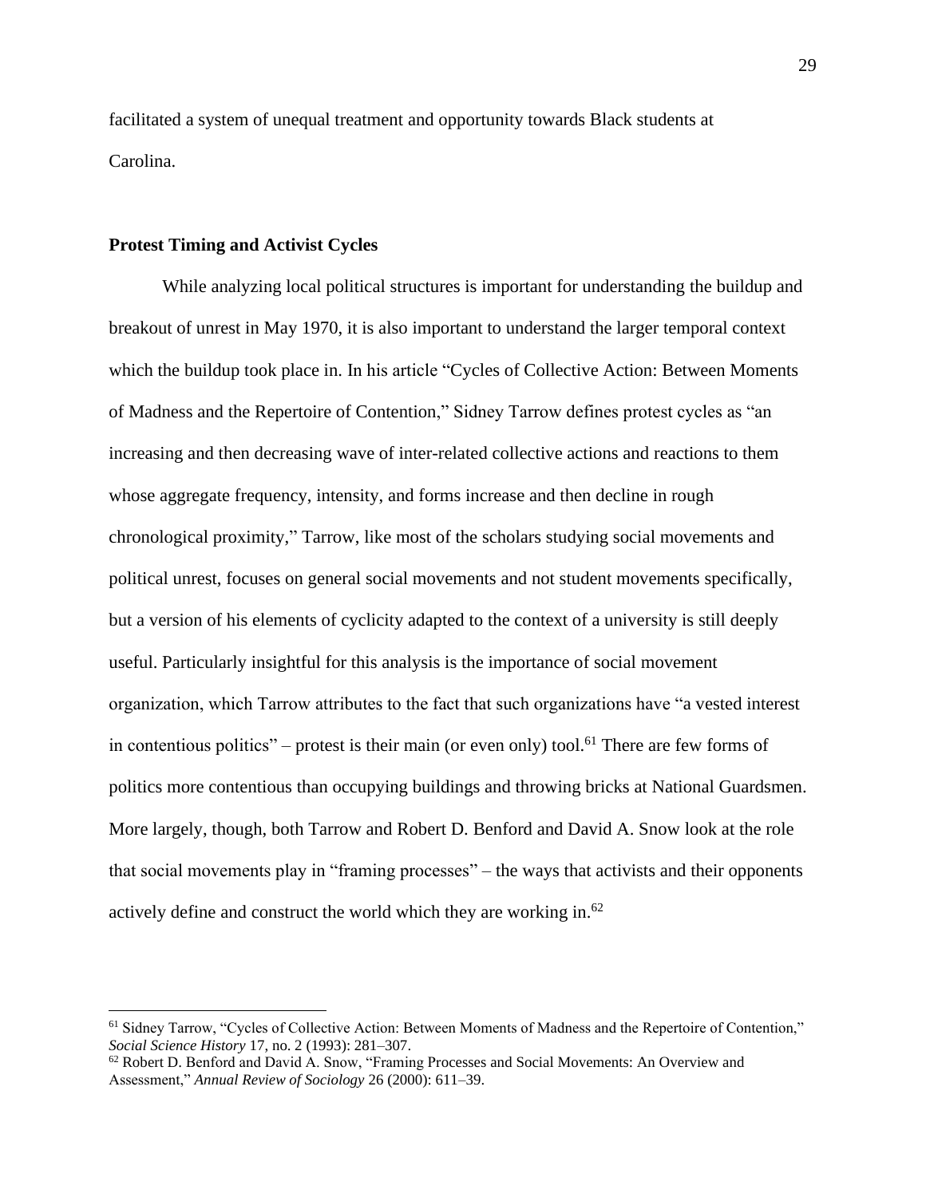facilitated a system of unequal treatment and opportunity towards Black students at Carolina.

## Protest Timing and Activist Cycles

While analyzing local political structures is important for understanding the buildup and breakout of unrest in May 1970, it is also important to understand the larger temporal context which the buildup took place in. In his article "Cycles of Collective Action: Between Moments of Madness and the Repertoire of Contention," Sidney Tarrow defines protest cycles as "an increasing and then decreasing wave of inter-related collective actions and reactions to them whose aggregate frequency, intensity, and forms increase and then decline in rough chronological proximity," Tarrow, like most of the scholars studying social movements and political unrest, focuses on general social movements and not student movements specifically, but a version of his elements of cyclicity adapted to the context of a university is still deeply useful. Particularly insightful for this analysis is the importance of social movement organization, which Tarrow attributes to the fact that such organizations have "a vested interest in contentious politics" – protest is their main (or even only) tool.[61] There are few forms of politics more contentious than occupying buildings and throwing bricks at National Guardsmen. More largely, though, both Tarrow and Robert D. Benford and David A. Snow look at the role that social movements play in "framing processes" – the ways that activists and their opponents actively define and construct the world which they are working in.[62]

---

[61] Sidney Tarrow, "Cycles of Collective Action: Between Moments of Madness and the Repertoire of Contention," *Social Science History* 17, no. 2 (1993): 281–307.

[62] Robert D. Benford and David A. Snow, "Framing Processes and Social Movements: An Overview and Assessment," *Annual Review of Sociology* 26 (2000): 611–39.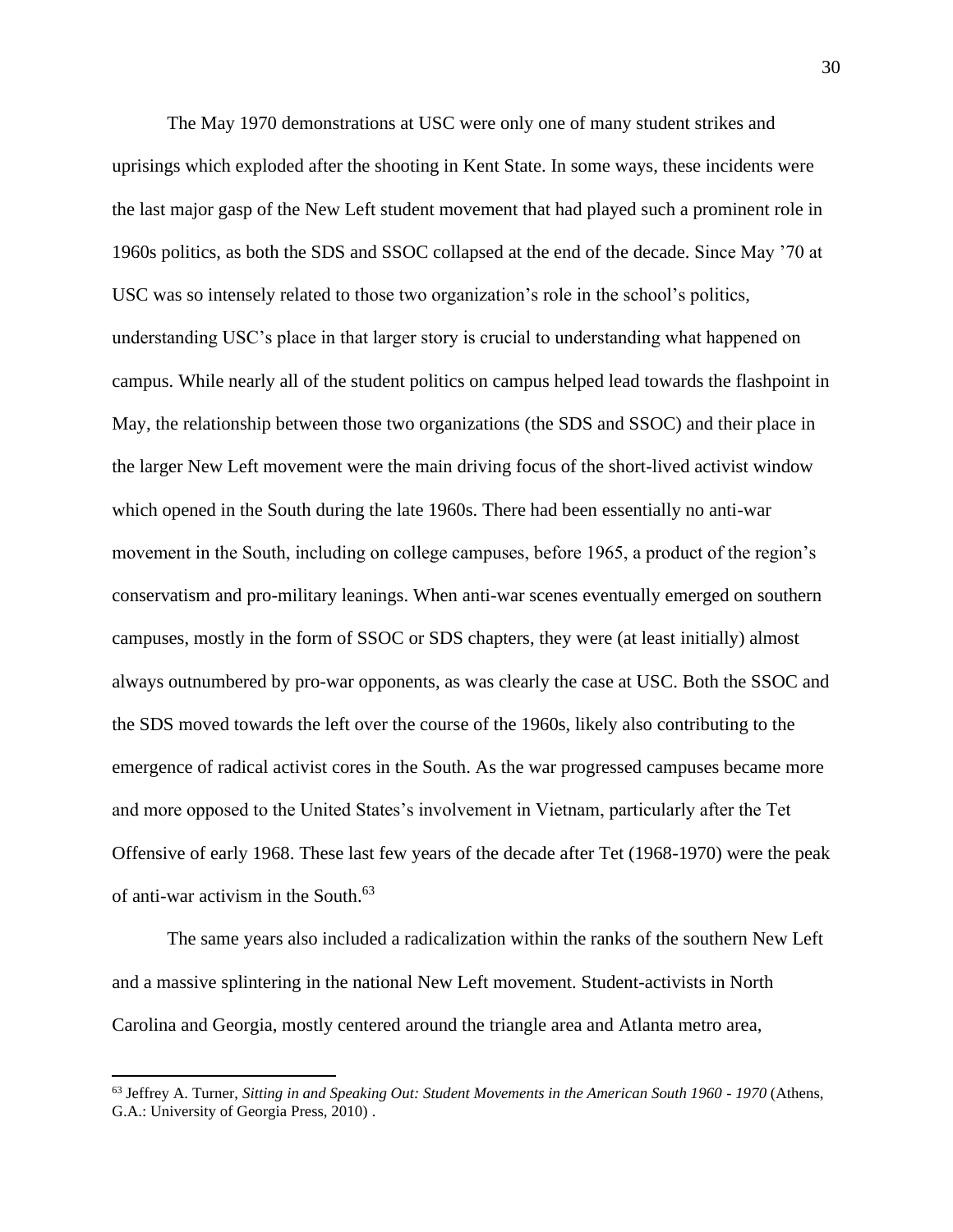The May 1970 demonstrations at USC were only one of many student strikes and uprisings which exploded after the shooting in Kent State. In some ways, these incidents were the last major gasp of the New Left student movement that had played such a prominent role in 1960s politics, as both the SDS and SSOC collapsed at the end of the decade. Since May '70 at USC was so intensely related to those two organization's role in the school's politics, understanding USC's place in that larger story is crucial to understanding what happened on campus. While nearly all of the student politics on campus helped lead towards the flashpoint in May, the relationship between those two organizations (the SDS and SSOC) and their place in the larger New Left movement were the main driving focus of the short-lived activist window which opened in the South during the late 1960s. There had been essentially no anti-war movement in the South, including on college campuses, before 1965, a product of the region's conservatism and pro-military leanings. When anti-war scenes eventually emerged on southern campuses, mostly in the form of SSOC or SDS chapters, they were (at least initially) almost always outnumbered by pro-war opponents, as was clearly the case at USC. Both the SSOC and the SDS moved towards the left over the course of the 1960s, likely also contributing to the emergence of radical activist cores in the South. As the war progressed campuses became more and more opposed to the United States's involvement in Vietnam, particularly after the Tet Offensive of early 1968. These last few years of the decade after Tet (1968-1970) were the peak of anti-war activism in the South.[63]

The same years also included a radicalization within the ranks of the southern New Left and a massive splintering in the national New Left movement. Student-activists in North Carolina and Georgia, mostly centered around the triangle area and Atlanta metro area,

---

[63] Jeffrey A. Turner, *Sitting in and Speaking Out: Student Movements in the American South 1960 - 1970* (Athens, G.A.: University of Georgia Press, 2010) .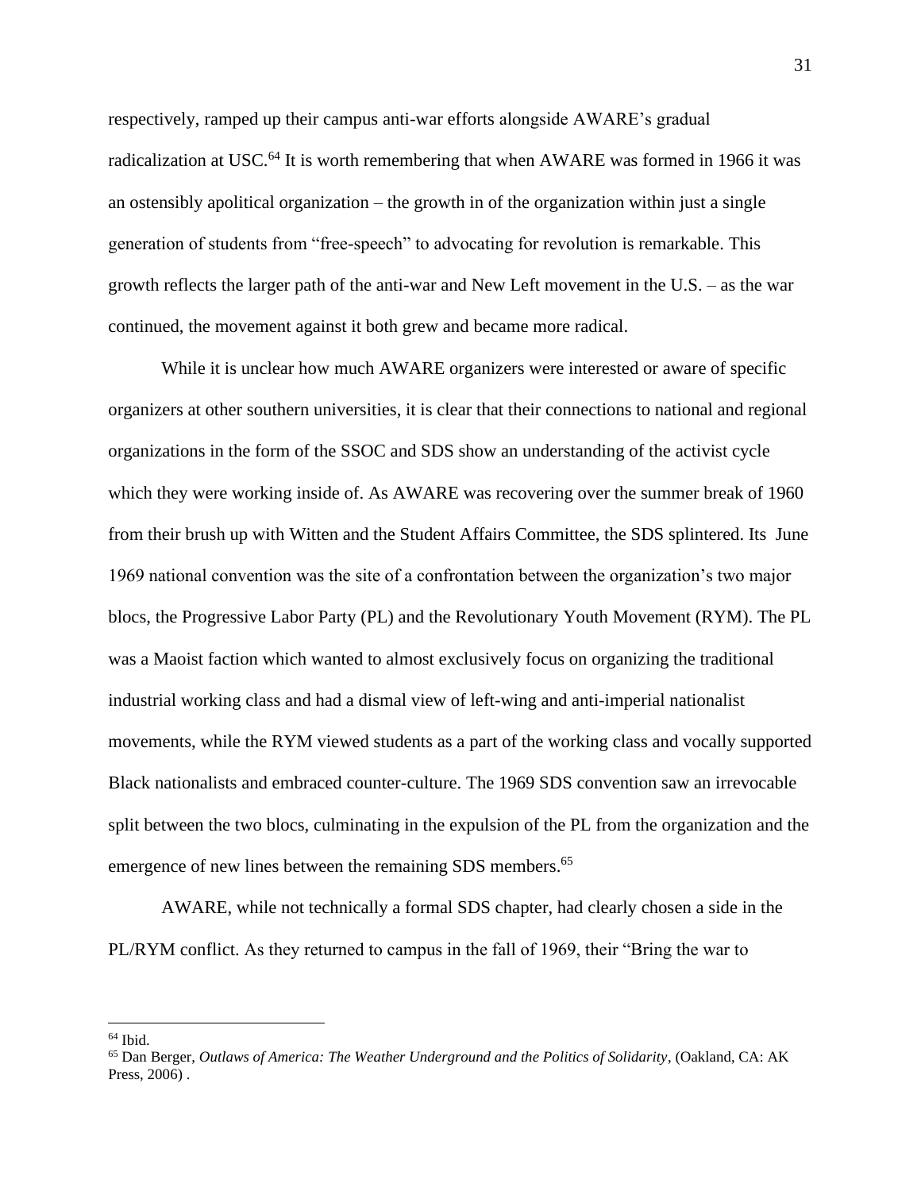respectively, ramped up their campus anti-war efforts alongside AWARE's gradual radicalization at USC.[64] It is worth remembering that when AWARE was formed in 1966 it was an ostensibly apolitical organization – the growth in of the organization within just a single generation of students from "free-speech" to advocating for revolution is remarkable. This growth reflects the larger path of the anti-war and New Left movement in the U.S. – as the war continued, the movement against it both grew and became more radical.

While it is unclear how much AWARE organizers were interested or aware of specific organizers at other southern universities, it is clear that their connections to national and regional organizations in the form of the SSOC and SDS show an understanding of the activist cycle which they were working inside of. As AWARE was recovering over the summer break of 1960 from their brush up with Witten and the Student Affairs Committee, the SDS splintered. Its June 1969 national convention was the site of a confrontation between the organization's two major blocs, the Progressive Labor Party (PL) and the Revolutionary Youth Movement (RYM). The PL was a Maoist faction which wanted to almost exclusively focus on organizing the traditional industrial working class and had a dismal view of left-wing and anti-imperial nationalist movements, while the RYM viewed students as a part of the working class and vocally supported Black nationalists and embraced counter-culture. The 1969 SDS convention saw an irrevocable split between the two blocs, culminating in the expulsion of the PL from the organization and the emergence of new lines between the remaining SDS members.[65]

AWARE, while not technically a formal SDS chapter, had clearly chosen a side in the PL/RYM conflict. As they returned to campus in the fall of 1969, their "Bring the war to

---

[64] Ibid.

[65] Dan Berger, *Outlaws of America: The Weather Underground and the Politics of Solidarity*, (Oakland, CA: AK Press, 2006) .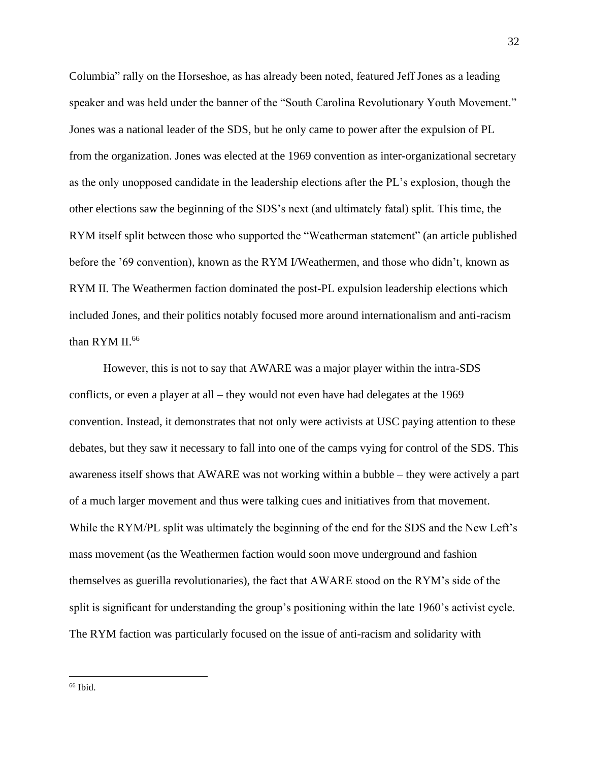Columbia" rally on the Horseshoe, as has already been noted, featured Jeff Jones as a leading speaker and was held under the banner of the "South Carolina Revolutionary Youth Movement." Jones was a national leader of the SDS, but he only came to power after the expulsion of PL from the organization. Jones was elected at the 1969 convention as inter-organizational secretary as the only unopposed candidate in the leadership elections after the PL's explosion, though the other elections saw the beginning of the SDS's next (and ultimately fatal) split. This time, the RYM itself split between those who supported the "Weatherman statement" (an article published before the '69 convention), known as the RYM I/Weathermen, and those who didn't, known as RYM II. The Weathermen faction dominated the post-PL expulsion leadership elections which included Jones, and their politics notably focused more around internationalism and anti-racism than RYM II.[66]

However, this is not to say that AWARE was a major player within the intra-SDS conflicts, or even a player at all – they would not even have had delegates at the 1969 convention. Instead, it demonstrates that not only were activists at USC paying attention to these debates, but they saw it necessary to fall into one of the camps vying for control of the SDS. This awareness itself shows that AWARE was not working within a bubble – they were actively a part of a much larger movement and thus were talking cues and initiatives from that movement. While the RYM/PL split was ultimately the beginning of the end for the SDS and the New Left's mass movement (as the Weathermen faction would soon move underground and fashion themselves as guerilla revolutionaries), the fact that AWARE stood on the RYM's side of the split is significant for understanding the group's positioning within the late 1960's activist cycle. The RYM faction was particularly focused on the issue of anti-racism and solidarity with

[66] Ibid.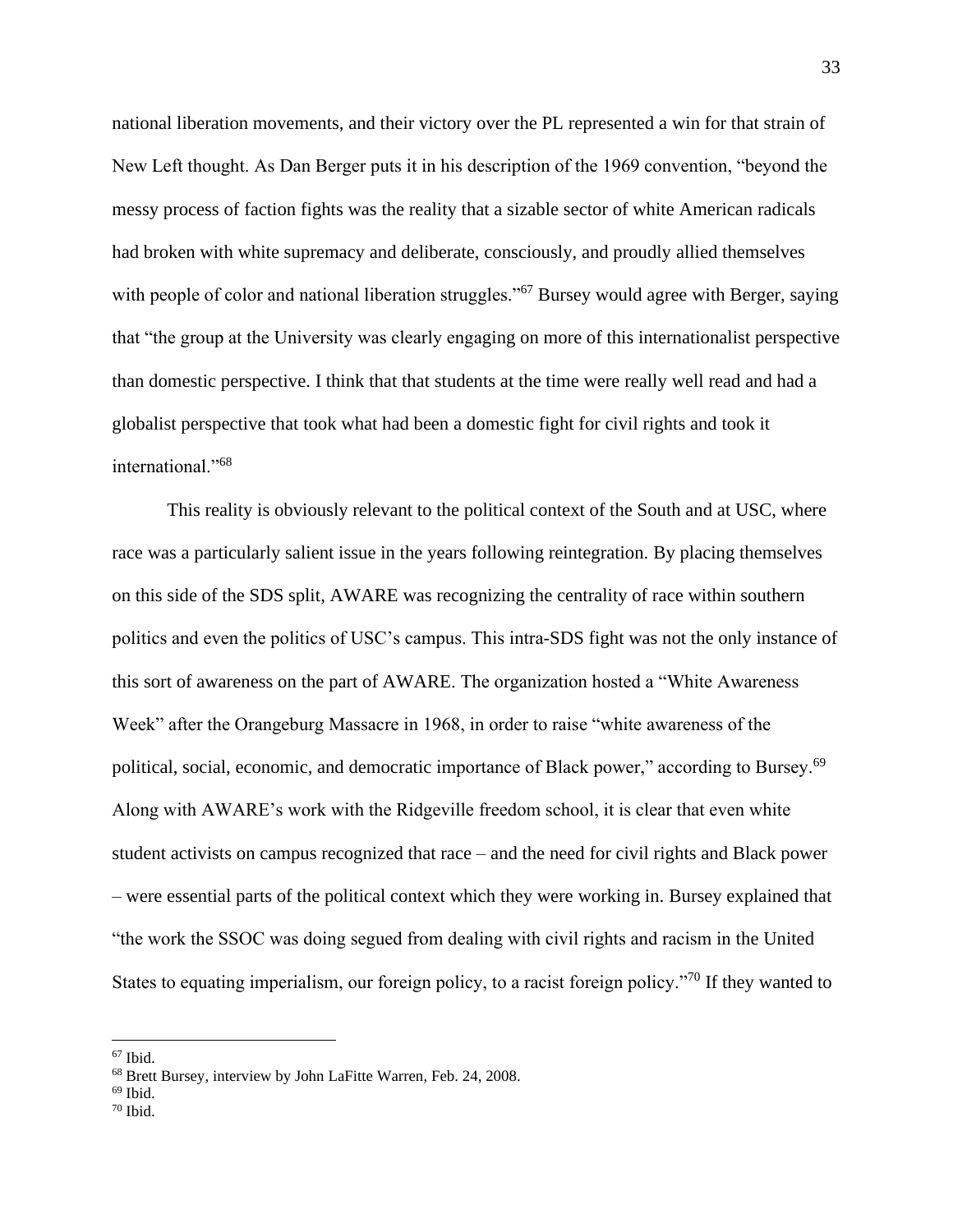national liberation movements, and their victory over the PL represented a win for that strain of New Left thought. As Dan Berger puts it in his description of the 1969 convention, "beyond the messy process of faction fights was the reality that a sizable sector of white American radicals had broken with white supremacy and deliberate, consciously, and proudly allied themselves with people of color and national liberation struggles."[67] Bursey would agree with Berger, saying that "the group at the University was clearly engaging on more of this internationalist perspective than domestic perspective. I think that that students at the time were really well read and had a globalist perspective that took what had been a domestic fight for civil rights and took it international."[68]

This reality is obviously relevant to the political context of the South and at USC, where race was a particularly salient issue in the years following reintegration. By placing themselves on this side of the SDS split, AWARE was recognizing the centrality of race within southern politics and even the politics of USC's campus. This intra-SDS fight was not the only instance of this sort of awareness on the part of AWARE. The organization hosted a "White Awareness Week" after the Orangeburg Massacre in 1968, in order to raise "white awareness of the political, social, economic, and democratic importance of Black power," according to Bursey.[69] Along with AWARE's work with the Ridgeville freedom school, it is clear that even white student activists on campus recognized that race – and the need for civil rights and Black power – were essential parts of the political context which they were working in. Bursey explained that "the work the SSOC was doing segued from dealing with civil rights and racism in the United States to equating imperialism, our foreign policy, to a racist foreign policy."[70] If they wanted to

---

[67] Ibid.

[68] Brett Bursey, interview by John LaFitte Warren, Feb. 24, 2008.

[69] Ibid.

[70] Ibid.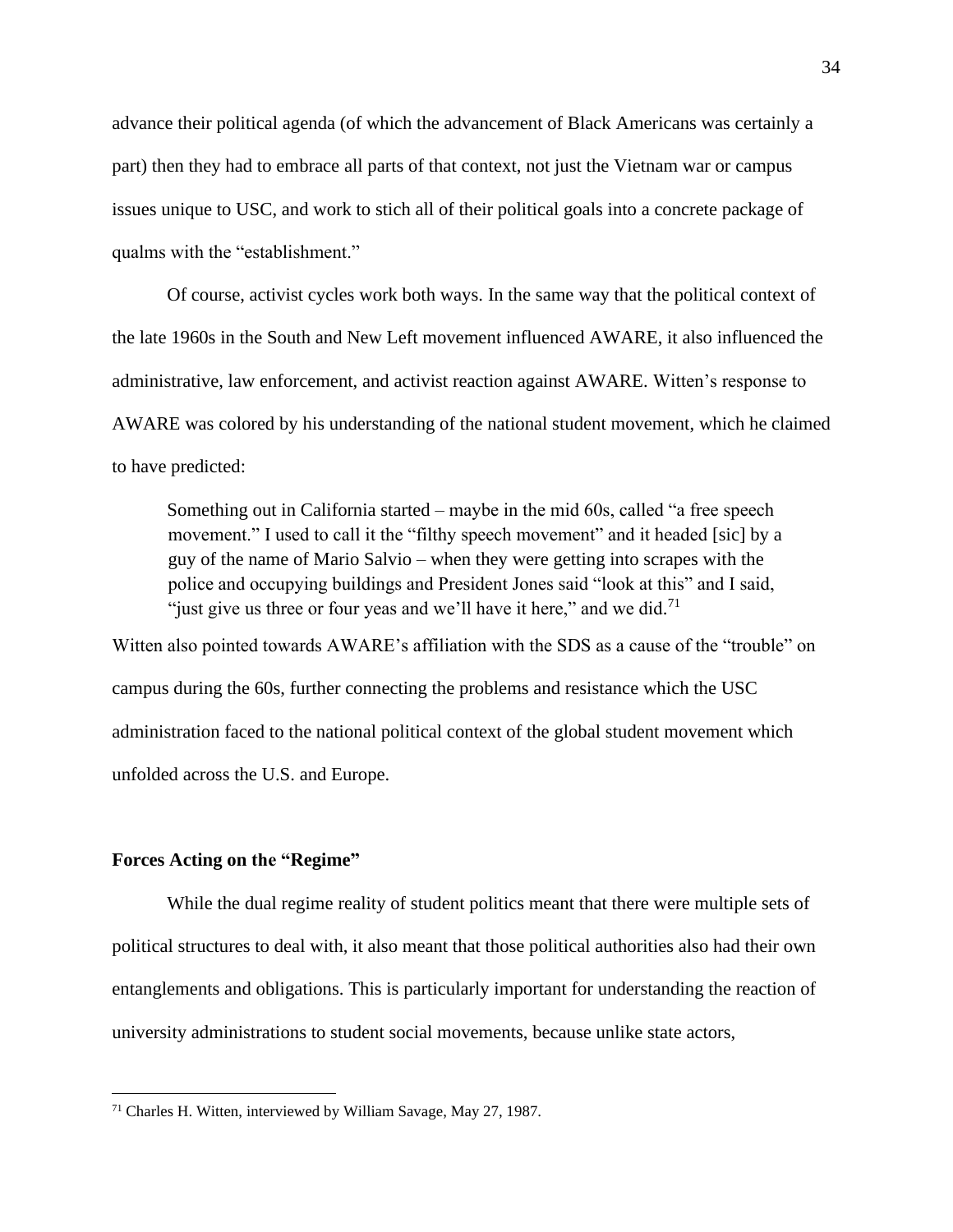advance their political agenda (of which the advancement of Black Americans was certainly a part) then they had to embrace all parts of that context, not just the Vietnam war or campus issues unique to USC, and work to stich all of their political goals into a concrete package of qualms with the "establishment."

Of course, activist cycles work both ways. In the same way that the political context of the late 1960s in the South and New Left movement influenced AWARE, it also influenced the administrative, law enforcement, and activist reaction against AWARE. Witten's response to AWARE was colored by his understanding of the national student movement, which he claimed to have predicted:

> Something out in California started – maybe in the mid 60s, called "a free speech movement." I used to call it the "filthy speech movement" and it headed [sic] by a guy of the name of Mario Salvio – when they were getting into scrapes with the police and occupying buildings and President Jones said "look at this" and I said, "just give us three or four yeas and we'll have it here," and we did.[71]

Witten also pointed towards AWARE's affiliation with the SDS as a cause of the "trouble" on campus during the 60s, further connecting the problems and resistance which the USC administration faced to the national political context of the global student movement which unfolded across the U.S. and Europe.

### Forces Acting on the "Regime"

While the dual regime reality of student politics meant that there were multiple sets of political structures to deal with, it also meant that those political authorities also had their own entanglements and obligations. This is particularly important for understanding the reaction of university administrations to student social movements, because unlike state actors,

---

[71] Charles H. Witten, interviewed by William Savage, May 27, 1987.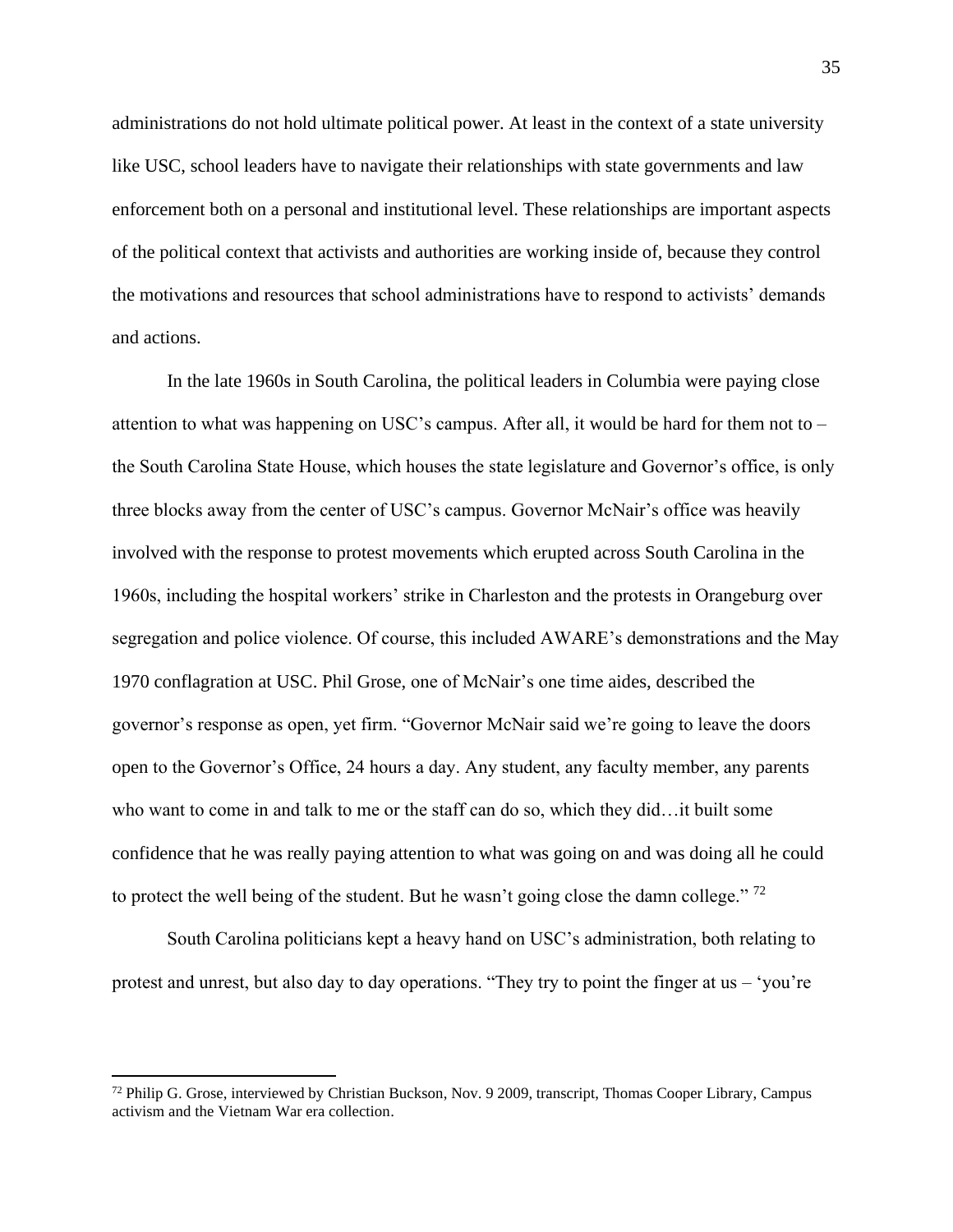administrations do not hold ultimate political power. At least in the context of a state university like USC, school leaders have to navigate their relationships with state governments and law enforcement both on a personal and institutional level. These relationships are important aspects of the political context that activists and authorities are working inside of, because they control the motivations and resources that school administrations have to respond to activists' demands and actions.

In the late 1960s in South Carolina, the political leaders in Columbia were paying close attention to what was happening on USC's campus. After all, it would be hard for them not to – the South Carolina State House, which houses the state legislature and Governor's office, is only three blocks away from the center of USC's campus. Governor McNair's office was heavily involved with the response to protest movements which erupted across South Carolina in the 1960s, including the hospital workers' strike in Charleston and the protests in Orangeburg over segregation and police violence. Of course, this included AWARE's demonstrations and the May 1970 conflagration at USC. Phil Grose, one of McNair's one time aides, described the governor's response as open, yet firm. "Governor McNair said we're going to leave the doors open to the Governor's Office, 24 hours a day. Any student, any faculty member, any parents who want to come in and talk to me or the staff can do so, which they did…it built some confidence that he was really paying attention to what was going on and was doing all he could to protect the well being of the student. But he wasn't going close the damn college." [72]

South Carolina politicians kept a heavy hand on USC's administration, both relating to protest and unrest, but also day to day operations. "They try to point the finger at us – 'you're

[72] Philip G. Grose, interviewed by Christian Buckson, Nov. 9 2009, transcript, Thomas Cooper Library, Campus activism and the Vietnam War era collection.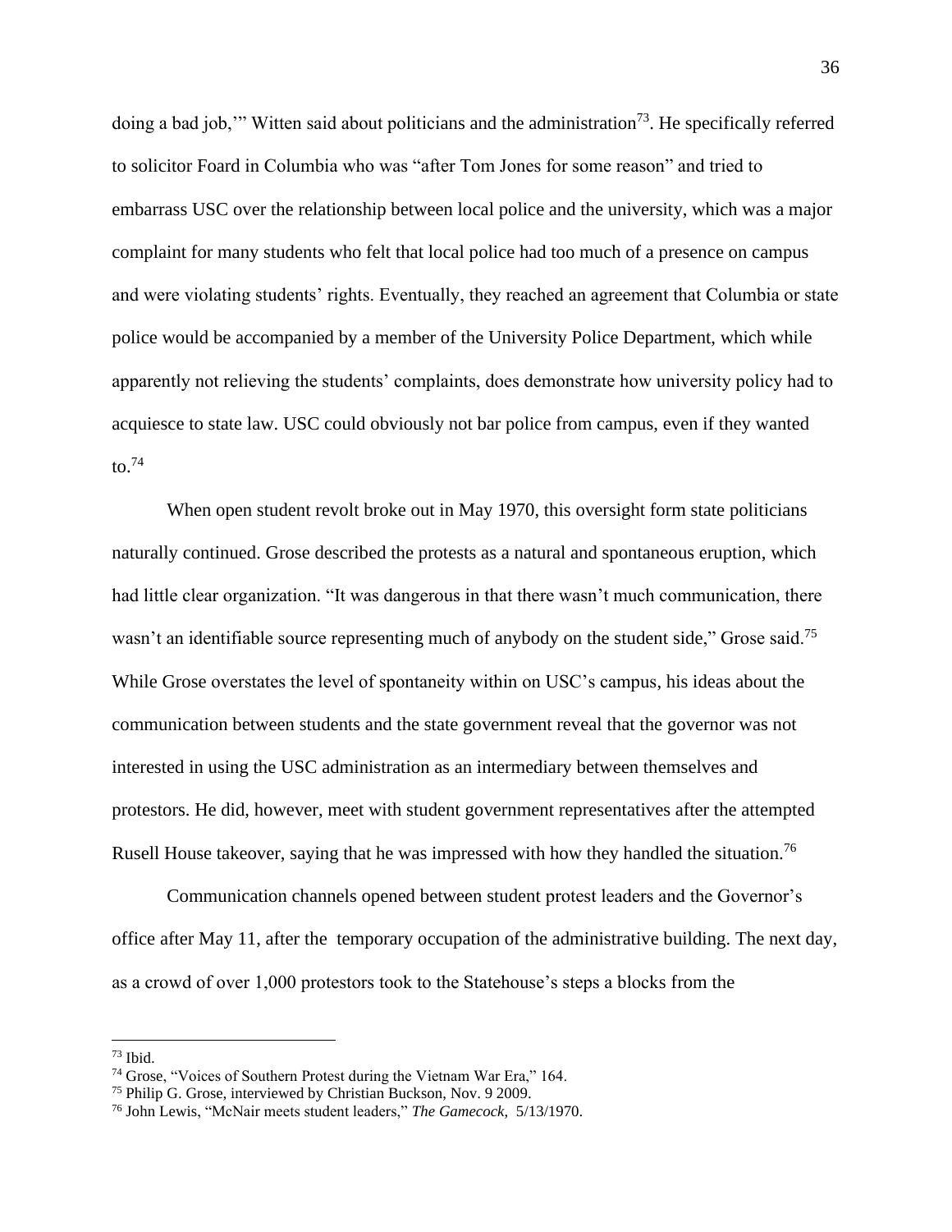doing a bad job,'" Witten said about politicians and the administration[73]. He specifically referred to solicitor Foard in Columbia who was "after Tom Jones for some reason" and tried to embarrass USC over the relationship between local police and the university, which was a major complaint for many students who felt that local police had too much of a presence on campus and were violating students' rights. Eventually, they reached an agreement that Columbia or state police would be accompanied by a member of the University Police Department, which while apparently not relieving the students' complaints, does demonstrate how university policy had to acquiesce to state law. USC could obviously not bar police from campus, even if they wanted to.[74]

When open student revolt broke out in May 1970, this oversight form state politicians naturally continued. Grose described the protests as a natural and spontaneous eruption, which had little clear organization. "It was dangerous in that there wasn't much communication, there wasn't an identifiable source representing much of anybody on the student side," Grose said.[75] While Grose overstates the level of spontaneity within on USC's campus, his ideas about the communication between students and the state government reveal that the governor was not interested in using the USC administration as an intermediary between themselves and protestors. He did, however, meet with student government representatives after the attempted Rusell House takeover, saying that he was impressed with how they handled the situation.[76]

Communication channels opened between student protest leaders and the Governor's office after May 11, after the temporary occupation of the administrative building. The next day, as a crowd of over 1,000 protestors took to the Statehouse's steps a blocks from the

---

[73] Ibid.

[74] Grose, "Voices of Southern Protest during the Vietnam War Era," 164.

[75] Philip G. Grose, interviewed by Christian Buckson, Nov. 9 2009.

[76] John Lewis, "McNair meets student leaders," *The Gamecock*, 5/13/1970.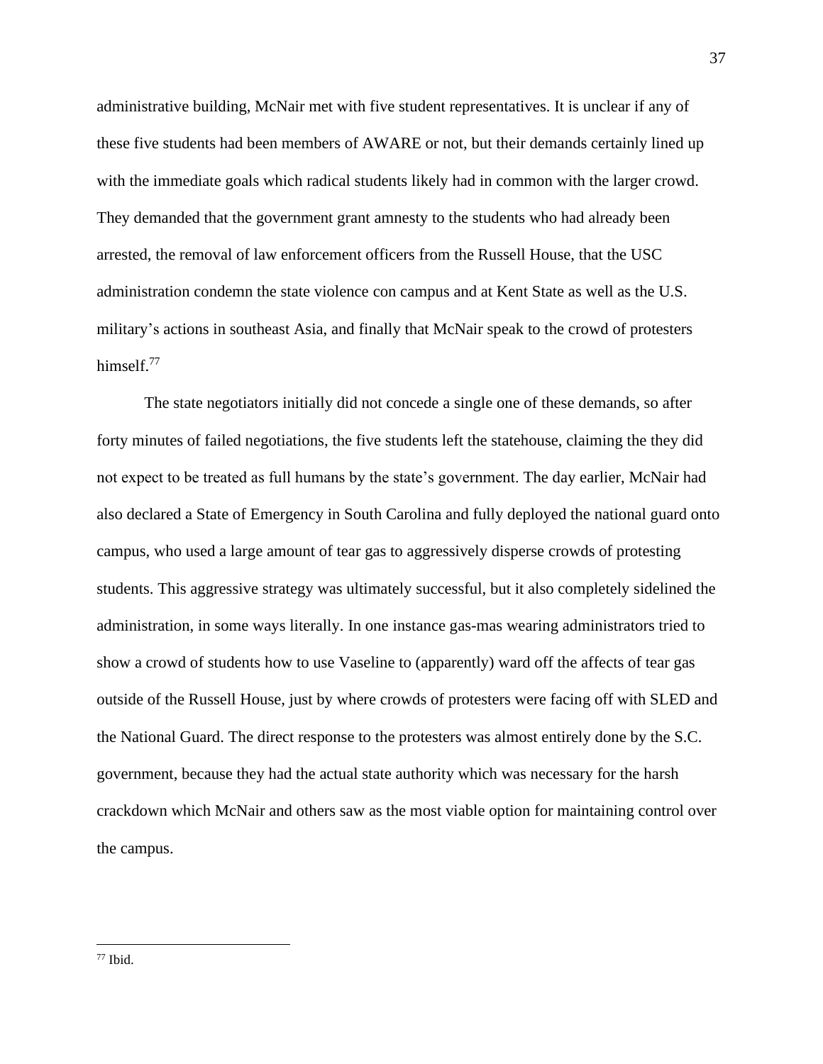administrative building, McNair met with five student representatives. It is unclear if any of these five students had been members of AWARE or not, but their demands certainly lined up with the immediate goals which radical students likely had in common with the larger crowd. They demanded that the government grant amnesty to the students who had already been arrested, the removal of law enforcement officers from the Russell House, that the USC administration condemn the state violence con campus and at Kent State as well as the U.S. military's actions in southeast Asia, and finally that McNair speak to the crowd of protesters himself.[77]

The state negotiators initially did not concede a single one of these demands, so after forty minutes of failed negotiations, the five students left the statehouse, claiming the they did not expect to be treated as full humans by the state's government. The day earlier, McNair had also declared a State of Emergency in South Carolina and fully deployed the national guard onto campus, who used a large amount of tear gas to aggressively disperse crowds of protesting students. This aggressive strategy was ultimately successful, but it also completely sidelined the administration, in some ways literally. In one instance gas-mas wearing administrators tried to show a crowd of students how to use Vaseline to (apparently) ward off the affects of tear gas outside of the Russell House, just by where crowds of protesters were facing off with SLED and the National Guard. The direct response to the protesters was almost entirely done by the S.C. government, because they had the actual state authority which was necessary for the harsh crackdown which McNair and others saw as the most viable option for maintaining control over the campus.

---

[77] Ibid.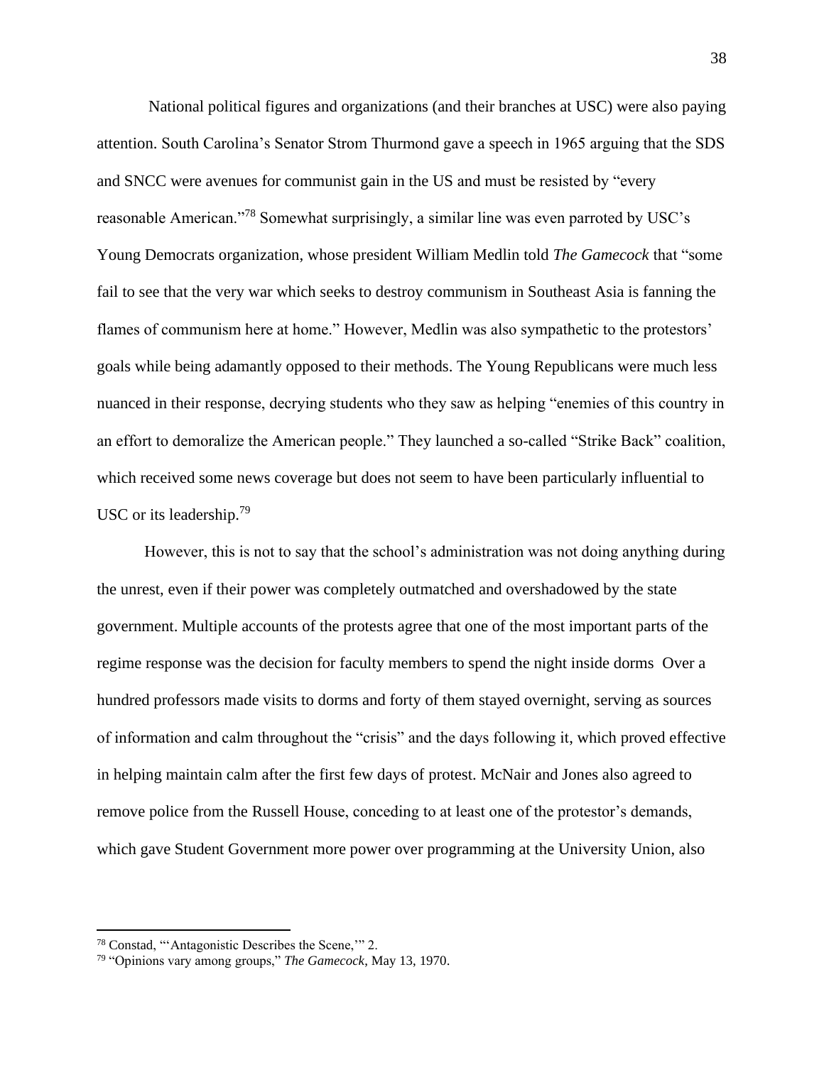National political figures and organizations (and their branches at USC) were also paying attention. South Carolina's Senator Strom Thurmond gave a speech in 1965 arguing that the SDS and SNCC were avenues for communist gain in the US and must be resisted by "every reasonable American."[78] Somewhat surprisingly, a similar line was even parroted by USC's Young Democrats organization, whose president William Medlin told *The Gamecock* that "some fail to see that the very war which seeks to destroy communism in Southeast Asia is fanning the flames of communism here at home." However, Medlin was also sympathetic to the protestors' goals while being adamantly opposed to their methods. The Young Republicans were much less nuanced in their response, decrying students who they saw as helping "enemies of this country in an effort to demoralize the American people." They launched a so-called "Strike Back" coalition, which received some news coverage but does not seem to have been particularly influential to USC or its leadership.[79]

However, this is not to say that the school's administration was not doing anything during the unrest, even if their power was completely outmatched and overshadowed by the state government. Multiple accounts of the protests agree that one of the most important parts of the regime response was the decision for faculty members to spend the night inside dorms  Over a hundred professors made visits to dorms and forty of them stayed overnight, serving as sources of information and calm throughout the "crisis" and the days following it, which proved effective in helping maintain calm after the first few days of protest. McNair and Jones also agreed to remove police from the Russell House, conceding to at least one of the protestor's demands, which gave Student Government more power over programming at the University Union, also

[78] Constad, "'Antagonistic Describes the Scene,'" 2.

[79] "Opinions vary among groups," *The Gamecock*, May 13, 1970.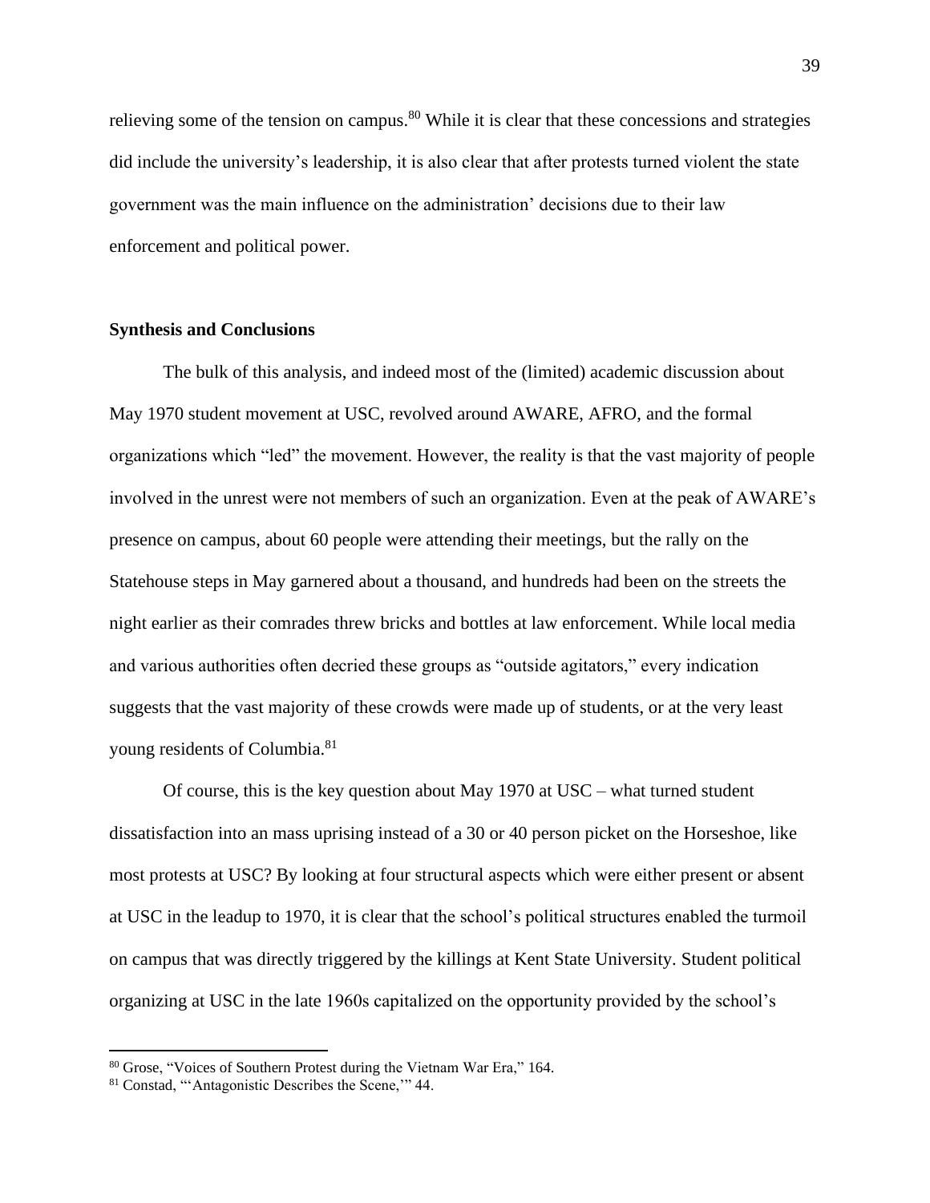relieving some of the tension on campus.[80] While it is clear that these concessions and strategies did include the university's leadership, it is also clear that after protests turned violent the state government was the main influence on the administration' decisions due to their law enforcement and political power.

## Synthesis and Conclusions

The bulk of this analysis, and indeed most of the (limited) academic discussion about May 1970 student movement at USC, revolved around AWARE, AFRO, and the formal organizations which "led" the movement. However, the reality is that the vast majority of people involved in the unrest were not members of such an organization. Even at the peak of AWARE's presence on campus, about 60 people were attending their meetings, but the rally on the Statehouse steps in May garnered about a thousand, and hundreds had been on the streets the night earlier as their comrades threw bricks and bottles at law enforcement. While local media and various authorities often decried these groups as "outside agitators," every indication suggests that the vast majority of these crowds were made up of students, or at the very least young residents of Columbia.[81]

Of course, this is the key question about May 1970 at USC – what turned student dissatisfaction into an mass uprising instead of a 30 or 40 person picket on the Horseshoe, like most protests at USC? By looking at four structural aspects which were either present or absent at USC in the leadup to 1970, it is clear that the school's political structures enabled the turmoil on campus that was directly triggered by the killings at Kent State University. Student political organizing at USC in the late 1960s capitalized on the opportunity provided by the school's

[80] Grose, "Voices of Southern Protest during the Vietnam War Era," 164.

[81] Constad, "'Antagonistic Describes the Scene,'" 44.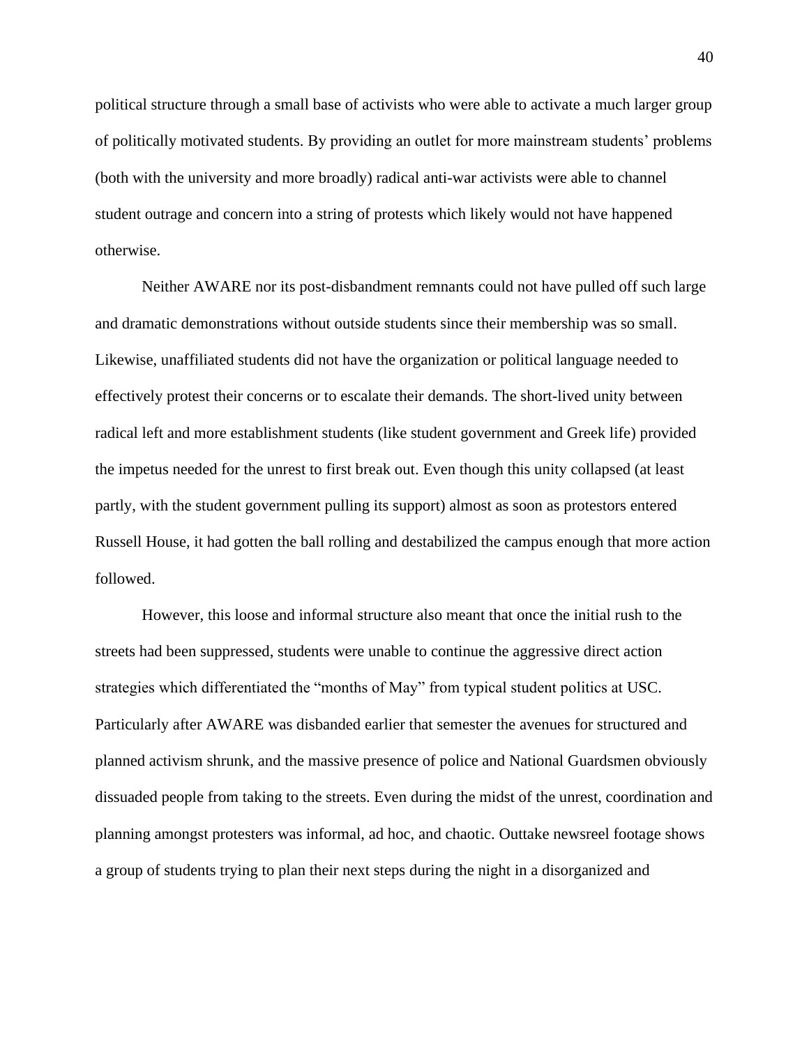political structure through a small base of activists who were able to activate a much larger group of politically motivated students. By providing an outlet for more mainstream students' problems (both with the university and more broadly) radical anti-war activists were able to channel student outrage and concern into a string of protests which likely would not have happened otherwise.

Neither AWARE nor its post-disbandment remnants could not have pulled off such large and dramatic demonstrations without outside students since their membership was so small. Likewise, unaffiliated students did not have the organization or political language needed to effectively protest their concerns or to escalate their demands. The short-lived unity between radical left and more establishment students (like student government and Greek life) provided the impetus needed for the unrest to first break out. Even though this unity collapsed (at least partly, with the student government pulling its support) almost as soon as protestors entered Russell House, it had gotten the ball rolling and destabilized the campus enough that more action followed.

However, this loose and informal structure also meant that once the initial rush to the streets had been suppressed, students were unable to continue the aggressive direct action strategies which differentiated the "months of May" from typical student politics at USC. Particularly after AWARE was disbanded earlier that semester the avenues for structured and planned activism shrunk, and the massive presence of police and National Guardsmen obviously dissuaded people from taking to the streets. Even during the midst of the unrest, coordination and planning amongst protesters was informal, ad hoc, and chaotic. Outtake newsreel footage shows a group of students trying to plan their next steps during the night in a disorganized and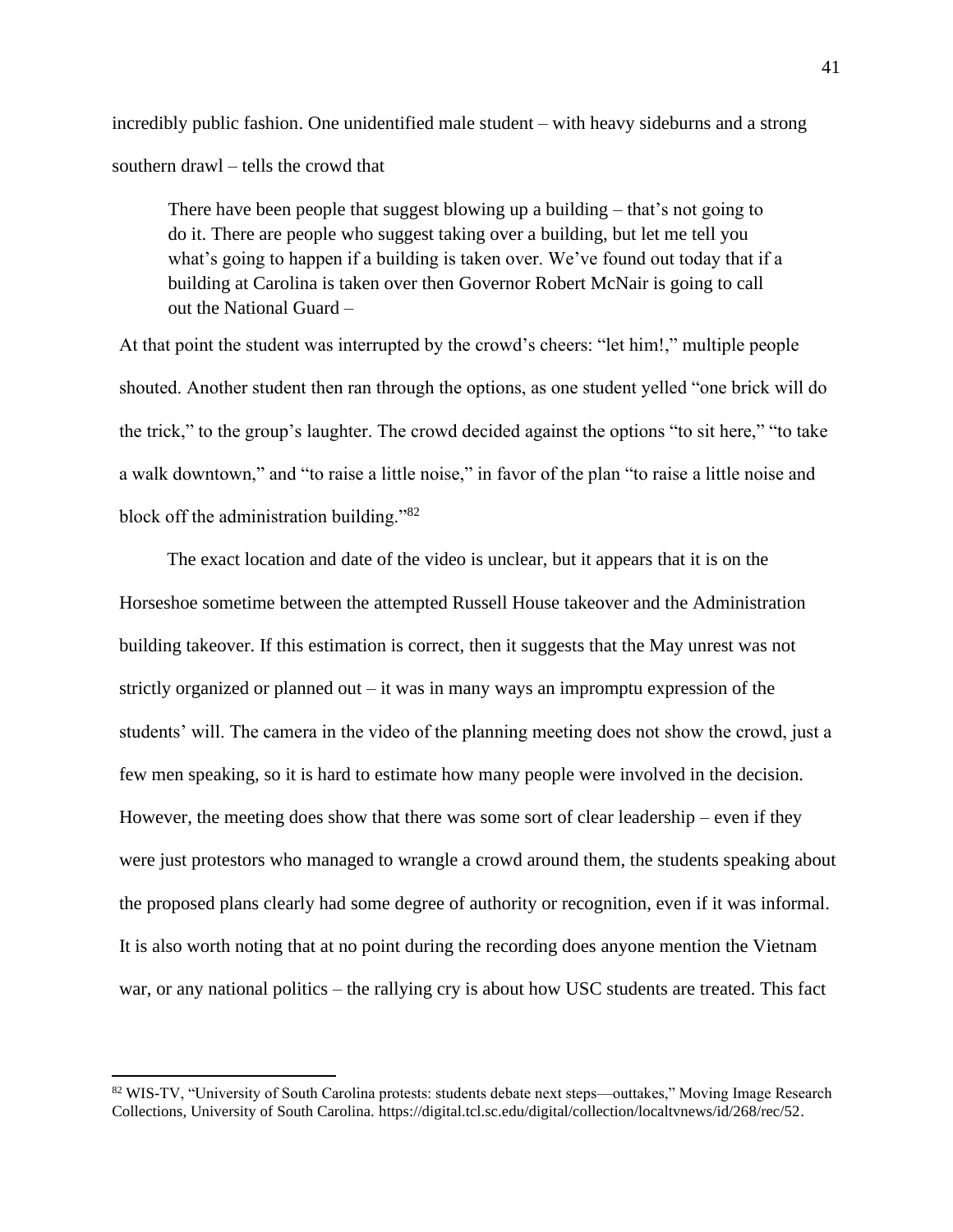incredibly public fashion. One unidentified male student – with heavy sideburns and a strong southern drawl – tells the crowd that

> There have been people that suggest blowing up a building – that's not going to do it. There are people who suggest taking over a building, but let me tell you what's going to happen if a building is taken over. We've found out today that if a building at Carolina is taken over then Governor Robert McNair is going to call out the National Guard –

At that point the student was interrupted by the crowd's cheers: "let him!," multiple people shouted. Another student then ran through the options, as one student yelled "one brick will do the trick," to the group's laughter. The crowd decided against the options "to sit here," "to take a walk downtown," and "to raise a little noise," in favor of the plan "to raise a little noise and block off the administration building."[82]

The exact location and date of the video is unclear, but it appears that it is on the Horseshoe sometime between the attempted Russell House takeover and the Administration building takeover. If this estimation is correct, then it suggests that the May unrest was not strictly organized or planned out – it was in many ways an impromptu expression of the students' will. The camera in the video of the planning meeting does not show the crowd, just a few men speaking, so it is hard to estimate how many people were involved in the decision. However, the meeting does show that there was some sort of clear leadership – even if they were just protestors who managed to wrangle a crowd around them, the students speaking about the proposed plans clearly had some degree of authority or recognition, even if it was informal. It is also worth noting that at no point during the recording does anyone mention the Vietnam war, or any national politics – the rallying cry is about how USC students are treated. This fact

[82] WIS-TV, "University of South Carolina protests: students debate next steps—outtakes," Moving Image Research Collections, University of South Carolina. https://digital.tcl.sc.edu/digital/collection/localtvnews/id/268/rec/52.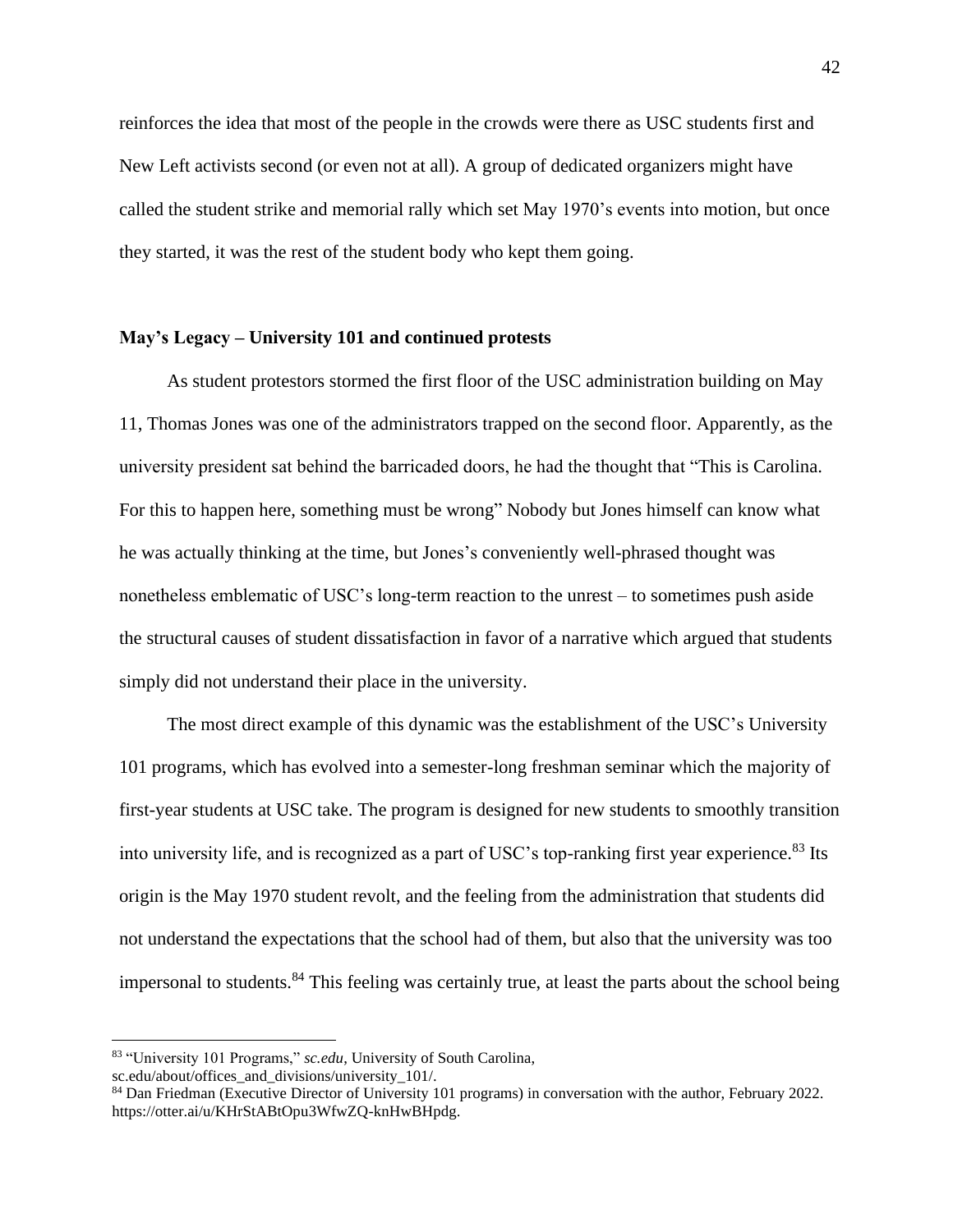reinforces the idea that most of the people in the crowds were there as USC students first and New Left activists second (or even not at all). A group of dedicated organizers might have called the student strike and memorial rally which set May 1970's events into motion, but once they started, it was the rest of the student body who kept them going.

**May's Legacy – University 101 and continued protests**

As student protestors stormed the first floor of the USC administration building on May 11, Thomas Jones was one of the administrators trapped on the second floor. Apparently, as the university president sat behind the barricaded doors, he had the thought that "This is Carolina. For this to happen here, something must be wrong" Nobody but Jones himself can know what he was actually thinking at the time, but Jones's conveniently well-phrased thought was nonetheless emblematic of USC's long-term reaction to the unrest – to sometimes push aside the structural causes of student dissatisfaction in favor of a narrative which argued that students simply did not understand their place in the university.

The most direct example of this dynamic was the establishment of the USC's University 101 programs, which has evolved into a semester-long freshman seminar which the majority of first-year students at USC take. The program is designed for new students to smoothly transition into university life, and is recognized as a part of USC's top-ranking first year experience.[83] Its origin is the May 1970 student revolt, and the feeling from the administration that students did not understand the expectations that the school had of them, but also that the university was too impersonal to students.[84] This feeling was certainly true, at least the parts about the school being

---

[83] "University 101 Programs," *sc.edu*, University of South Carolina, sc.edu/about/offices_and_divisions/university_101/.

[84] Dan Friedman (Executive Director of University 101 programs) in conversation with the author, February 2022. https://otter.ai/u/KHrStABtOpu3WfwZQ-knHwBHpdg.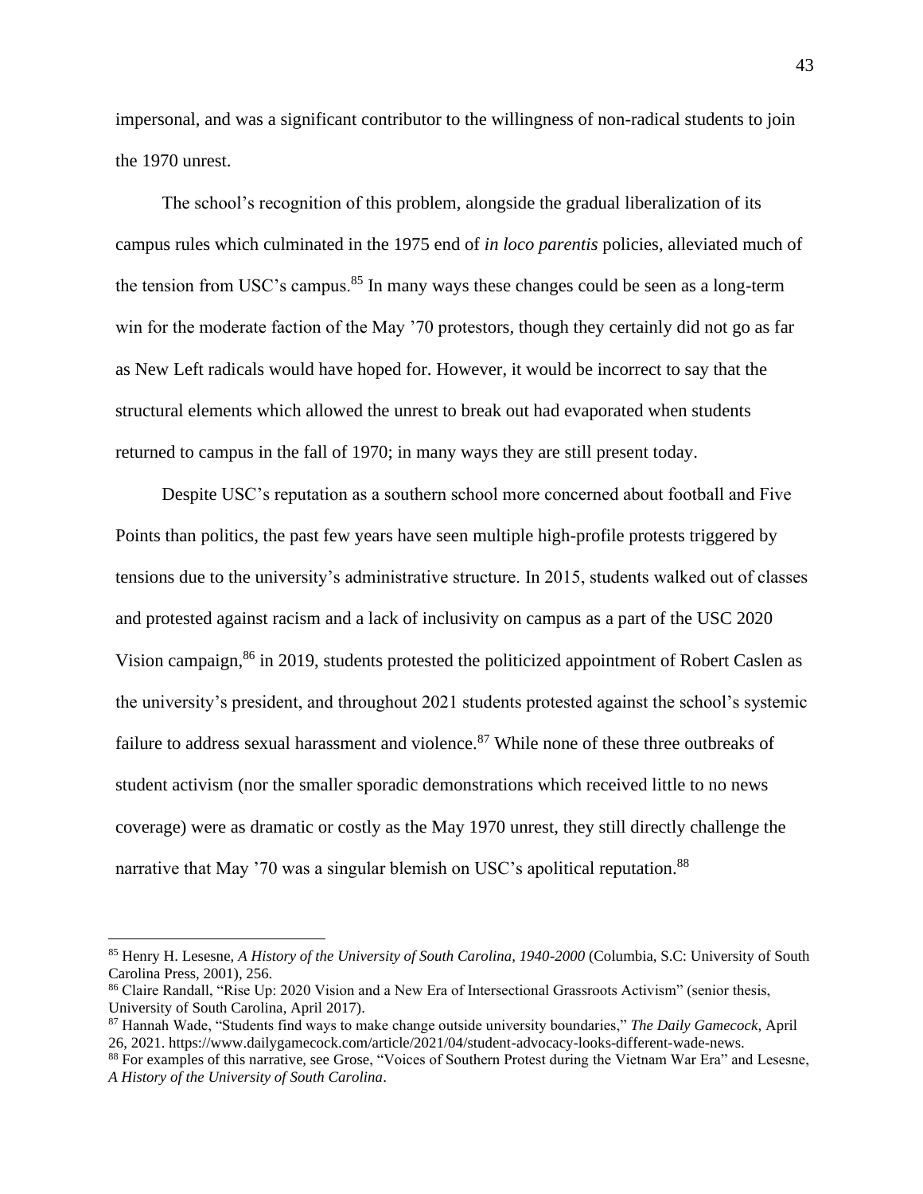impersonal, and was a significant contributor to the willingness of non-radical students to join the 1970 unrest.

The school's recognition of this problem, alongside the gradual liberalization of its campus rules which culminated in the 1975 end of *in loco parentis* policies, alleviated much of the tension from USC's campus.[85] In many ways these changes could be seen as a long-term win for the moderate faction of the May '70 protestors, though they certainly did not go as far as New Left radicals would have hoped for. However, it would be incorrect to say that the structural elements which allowed the unrest to break out had evaporated when students returned to campus in the fall of 1970; in many ways they are still present today.

Despite USC's reputation as a southern school more concerned about football and Five Points than politics, the past few years have seen multiple high-profile protests triggered by tensions due to the university's administrative structure. In 2015, students walked out of classes and protested against racism and a lack of inclusivity on campus as a part of the USC 2020 Vision campaign,[86] in 2019, students protested the politicized appointment of Robert Caslen as the university's president, and throughout 2021 students protested against the school's systemic failure to address sexual harassment and violence.[87] While none of these three outbreaks of student activism (nor the smaller sporadic demonstrations which received little to no news coverage) were as dramatic or costly as the May 1970 unrest, they still directly challenge the narrative that May '70 was a singular blemish on USC's apolitical reputation.[88]

---

[85] Henry H. Lesesne, *A History of the University of South Carolina, 1940-2000* (Columbia, S.C: University of South Carolina Press, 2001), 256.

[86] Claire Randall, "Rise Up: 2020 Vision and a New Era of Intersectional Grassroots Activism" (senior thesis, University of South Carolina, April 2017).

[87] Hannah Wade, "Students find ways to make change outside university boundaries," *The Daily Gamecock*, April 26, 2021. https://www.dailygamecock.com/article/2021/04/student-advocacy-looks-different-wade-news.

[88] For examples of this narrative, see Grose, "Voices of Southern Protest during the Vietnam War Era" and Lesesne, *A History of the University of South Carolina*.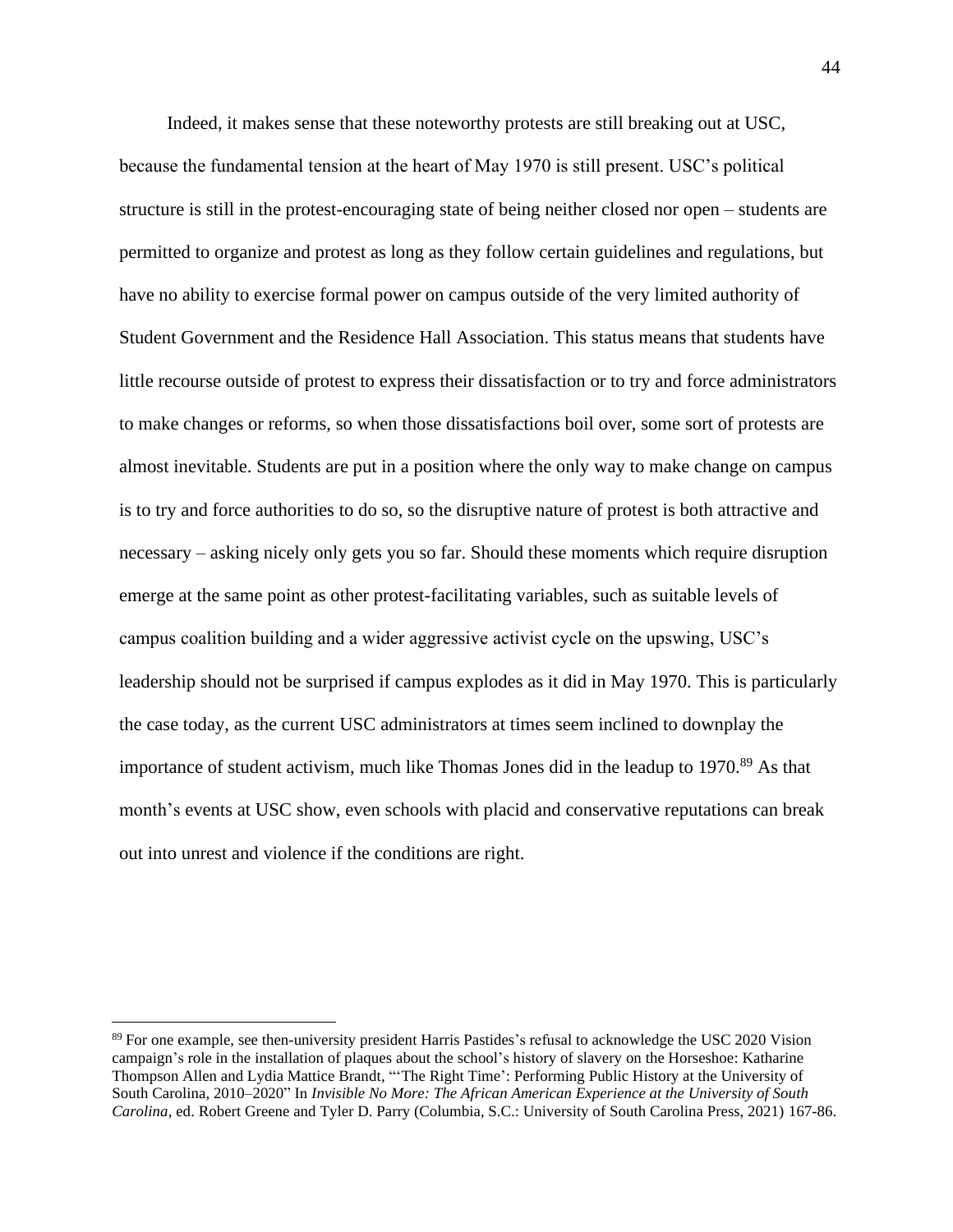Indeed, it makes sense that these noteworthy protests are still breaking out at USC, because the fundamental tension at the heart of May 1970 is still present. USC's political structure is still in the protest-encouraging state of being neither closed nor open – students are permitted to organize and protest as long as they follow certain guidelines and regulations, but have no ability to exercise formal power on campus outside of the very limited authority of Student Government and the Residence Hall Association. This status means that students have little recourse outside of protest to express their dissatisfaction or to try and force administrators to make changes or reforms, so when those dissatisfactions boil over, some sort of protests are almost inevitable. Students are put in a position where the only way to make change on campus is to try and force authorities to do so, so the disruptive nature of protest is both attractive and necessary – asking nicely only gets you so far. Should these moments which require disruption emerge at the same point as other protest-facilitating variables, such as suitable levels of campus coalition building and a wider aggressive activist cycle on the upswing, USC's leadership should not be surprised if campus explodes as it did in May 1970. This is particularly the case today, as the current USC administrators at times seem inclined to downplay the importance of student activism, much like Thomas Jones did in the leadup to 1970.[89] As that month's events at USC show, even schools with placid and conservative reputations can break out into unrest and violence if the conditions are right.

---

[89] For one example, see then-university president Harris Pastides's refusal to acknowledge the USC 2020 Vision campaign's role in the installation of plaques about the school's history of slavery on the Horseshoe: Katharine Thompson Allen and Lydia Mattice Brandt, "'The Right Time': Performing Public History at the University of South Carolina, 2010–2020" In *Invisible No More: The African American Experience at the University of South Carolina*, ed. Robert Greene and Tyler D. Parry (Columbia, S.C.: University of South Carolina Press, 2021) 167-86.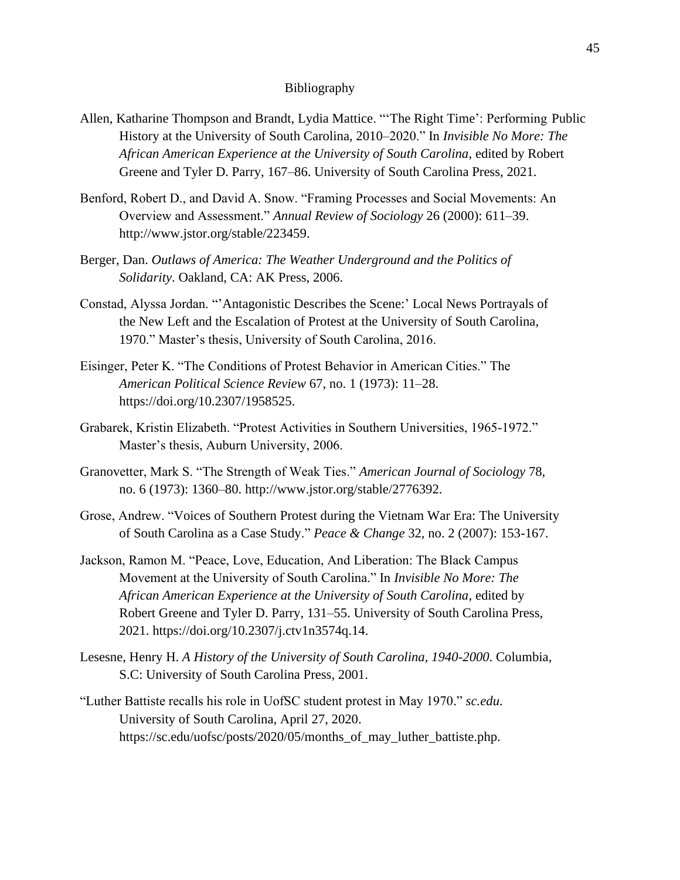# Bibliography

Allen, Katharine Thompson and Brandt, Lydia Mattice. "'The Right Time': Performing Public History at the University of South Carolina, 2010–2020." In *Invisible No More: The African American Experience at the University of South Carolina*, edited by Robert Greene and Tyler D. Parry, 167–86. University of South Carolina Press, 2021.

Benford, Robert D., and David A. Snow. "Framing Processes and Social Movements: An Overview and Assessment." *Annual Review of Sociology* 26 (2000): 611–39. http://www.jstor.org/stable/223459.

Berger, Dan. *Outlaws of America: The Weather Underground and the Politics of Solidarity*. Oakland, CA: AK Press, 2006.

Constad, Alyssa Jordan. "'Antagonistic Describes the Scene:' Local News Portrayals of the New Left and the Escalation of Protest at the University of South Carolina, 1970." Master's thesis, University of South Carolina, 2016.

Eisinger, Peter K. "The Conditions of Protest Behavior in American Cities." The *American Political Science Review* 67, no. 1 (1973): 11–28. https://doi.org/10.2307/1958525.

Grabarek, Kristin Elizabeth. "Protest Activities in Southern Universities, 1965-1972." Master's thesis, Auburn University, 2006.

Granovetter, Mark S. "The Strength of Weak Ties." *American Journal of Sociology* 78, no. 6 (1973): 1360–80. http://www.jstor.org/stable/2776392.

Grose, Andrew. "Voices of Southern Protest during the Vietnam War Era: The University of South Carolina as a Case Study." *Peace & Change* 32, no. 2 (2007): 153-167.

Jackson, Ramon M. "Peace, Love, Education, And Liberation: The Black Campus Movement at the University of South Carolina." In *Invisible No More: The African American Experience at the University of South Carolina*, edited by Robert Greene and Tyler D. Parry, 131–55. University of South Carolina Press, 2021. https://doi.org/10.2307/j.ctv1n3574q.14.

Lesesne, Henry H. *A History of the University of South Carolina, 1940-2000*. Columbia, S.C: University of South Carolina Press, 2001.

"Luther Battiste recalls his role in UofSC student protest in May 1970." *sc.edu*. University of South Carolina, April 27, 2020. https://sc.edu/uofsc/posts/2020/05/months_of_may_luther_battiste.php.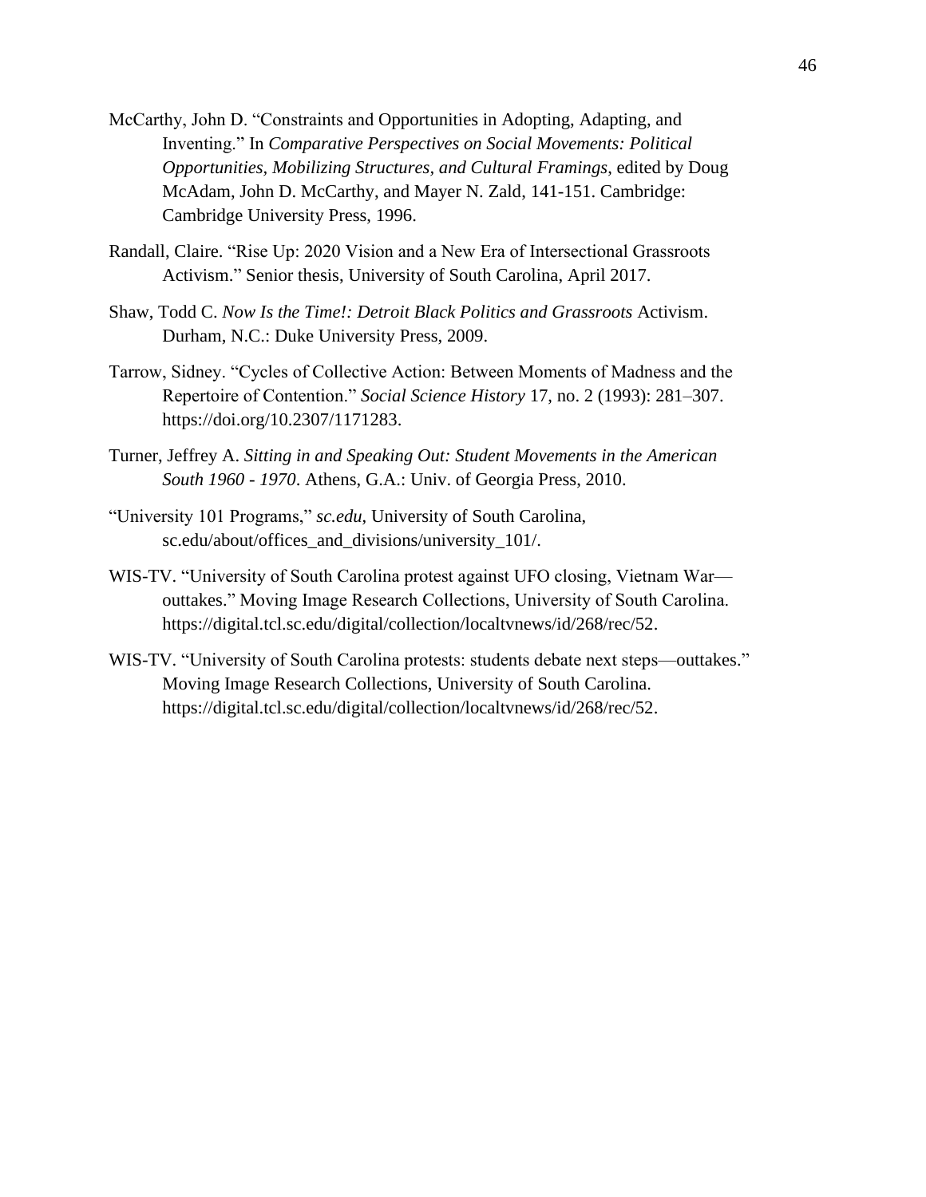McCarthy, John D. "Constraints and Opportunities in Adopting, Adapting, and Inventing." In *Comparative Perspectives on Social Movements: Political Opportunities, Mobilizing Structures, and Cultural Framings*, edited by Doug McAdam, John D. McCarthy, and Mayer N. Zald, 141-151. Cambridge: Cambridge University Press, 1996.

Randall, Claire. "Rise Up: 2020 Vision and a New Era of Intersectional Grassroots Activism." Senior thesis, University of South Carolina, April 2017.

Shaw, Todd C. *Now Is the Time!: Detroit Black Politics and Grassroots* Activism. Durham, N.C.: Duke University Press, 2009.

Tarrow, Sidney. "Cycles of Collective Action: Between Moments of Madness and the Repertoire of Contention." *Social Science History* 17, no. 2 (1993): 281–307. https://doi.org/10.2307/1171283.

Turner, Jeffrey A. *Sitting in and Speaking Out: Student Movements in the American South 1960 - 1970*. Athens, G.A.: Univ. of Georgia Press, 2010.

"University 101 Programs," *sc.edu*, University of South Carolina, sc.edu/about/offices_and_divisions/university_101/.

WIS-TV. "University of South Carolina protest against UFO closing, Vietnam War—outtakes." Moving Image Research Collections, University of South Carolina. https://digital.tcl.sc.edu/digital/collection/localtvnews/id/268/rec/52.

WIS-TV. "University of South Carolina protests: students debate next steps—outtakes." Moving Image Research Collections, University of South Carolina. https://digital.tcl.sc.edu/digital/collection/localtvnews/id/268/rec/52.